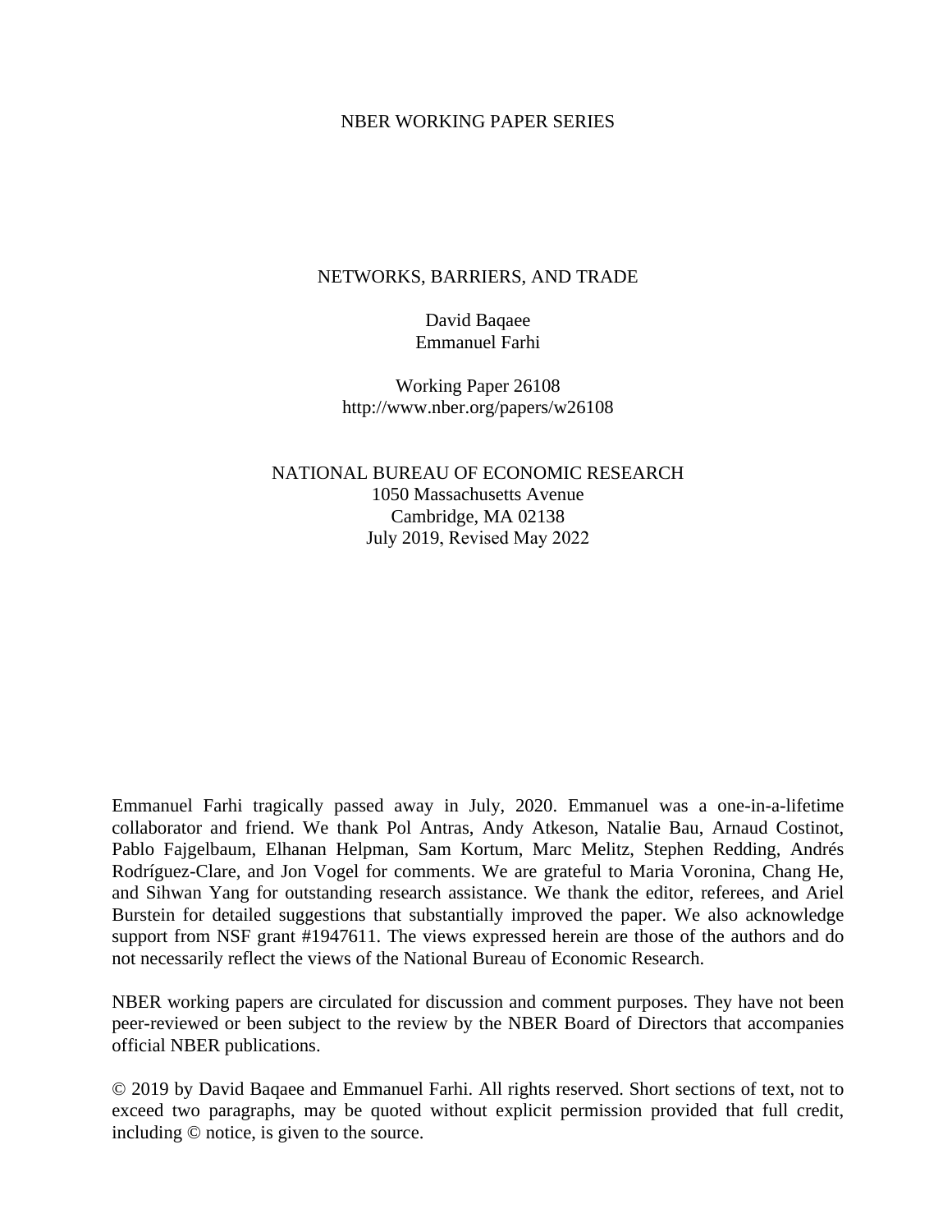NBER WORKING PAPER SERIES

# NETWORKS, BARRIERS, AND TRADE

David Baqaee
Emmanuel Farhi

Working Paper 26108
http://www.nber.org/papers/w26108

NATIONAL BUREAU OF ECONOMIC RESEARCH
1050 Massachusetts Avenue
Cambridge, MA 02138
July 2019, Revised May 2022

Emmanuel Farhi tragically passed away in July, 2020. Emmanuel was a one-in-a-lifetime collaborator and friend. We thank Pol Antras, Andy Atkeson, Natalie Bau, Arnaud Costinot, Pablo Fajgelbaum, Elhanan Helpman, Sam Kortum, Marc Melitz, Stephen Redding, Andrés Rodríguez-Clare, and Jon Vogel for comments. We are grateful to Maria Voronina, Chang He, and Sihwan Yang for outstanding research assistance. We thank the editor, referees, and Ariel Burstein for detailed suggestions that substantially improved the paper. We also acknowledge support from NSF grant #1947611. The views expressed herein are those of the authors and do not necessarily reflect the views of the National Bureau of Economic Research.

NBER working papers are circulated for discussion and comment purposes. They have not been peer-reviewed or been subject to the review by the NBER Board of Directors that accompanies official NBER publications.

© 2019 by David Baqaee and Emmanuel Farhi. All rights reserved. Short sections of text, not to exceed two paragraphs, may be quoted without explicit permission provided that full credit, including © notice, is given to the source.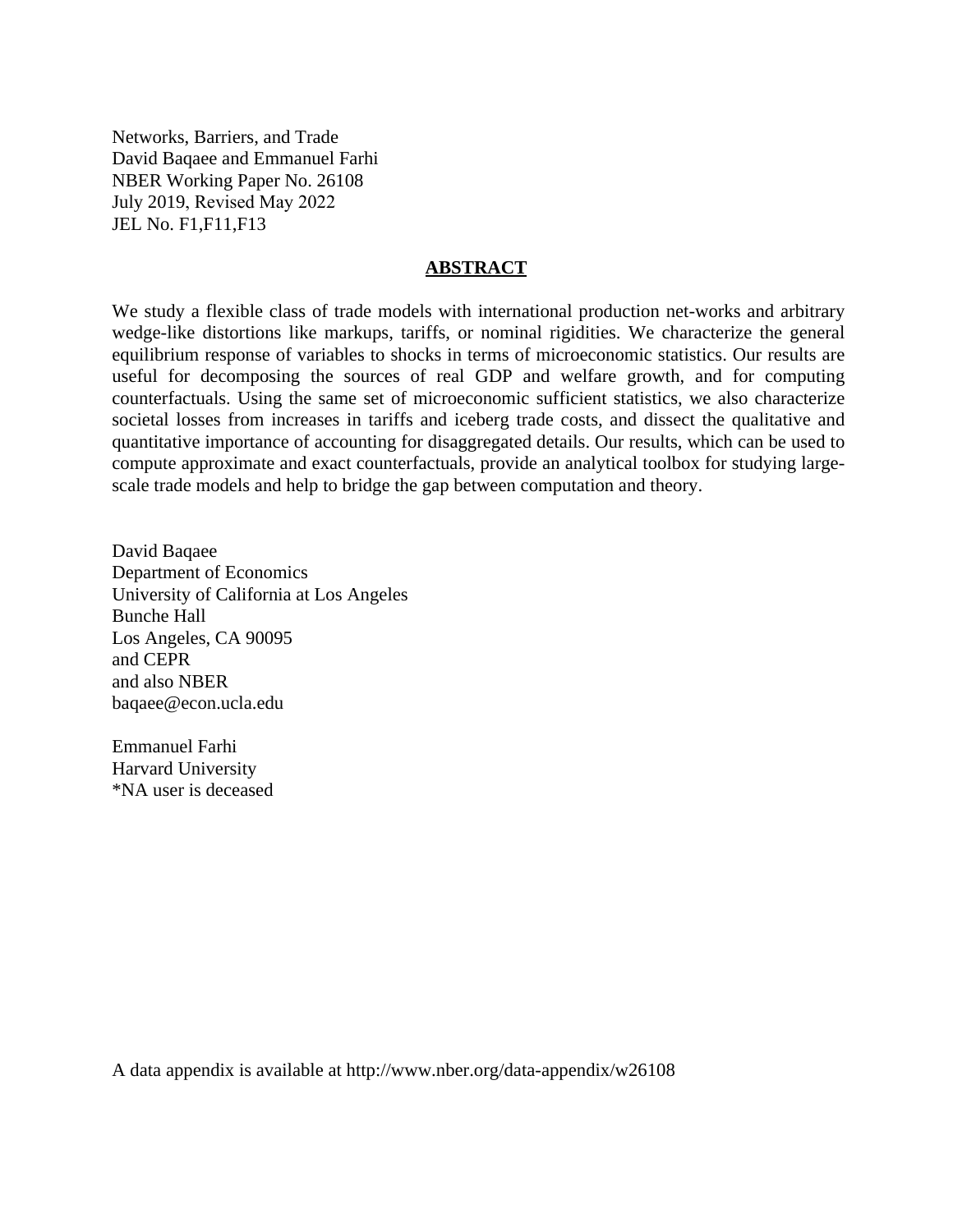Networks, Barriers, and Trade
David Baqaee and Emmanuel Farhi
NBER Working Paper No. 26108
July 2019, Revised May 2022
JEL No. F1,F11,F13

## ABSTRACT

We study a flexible class of trade models with international production net-works and arbitrary wedge-like distortions like markups, tariffs, or nominal rigidities. We characterize the general equilibrium response of variables to shocks in terms of microeconomic statistics. Our results are useful for decomposing the sources of real GDP and welfare growth, and for computing counterfactuals. Using the same set of microeconomic sufficient statistics, we also characterize societal losses from increases in tariffs and iceberg trade costs, and dissect the qualitative and quantitative importance of accounting for disaggregated details. Our results, which can be used to compute approximate and exact counterfactuals, provide an analytical toolbox for studying large-scale trade models and help to bridge the gap between computation and theory.

David Baqaee
Department of Economics
University of California at Los Angeles
Bunche Hall
Los Angeles, CA 90095
and CEPR
and also NBER
baqaee@econ.ucla.edu

Emmanuel Farhi
Harvard University
*NA user is deceased

A data appendix is available at http://www.nber.org/data-appendix/w26108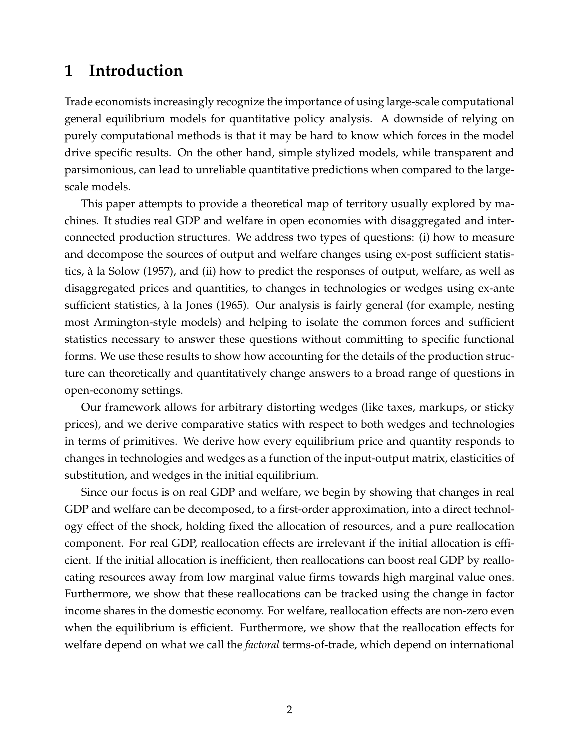# 1 Introduction

Trade economists increasingly recognize the importance of using large-scale computational general equilibrium models for quantitative policy analysis. A downside of relying on purely computational methods is that it may be hard to know which forces in the model drive specific results. On the other hand, simple stylized models, while transparent and parsimonious, can lead to unreliable quantitative predictions when compared to the large-scale models.

This paper attempts to provide a theoretical map of territory usually explored by machines. It studies real GDP and welfare in open economies with disaggregated and interconnected production structures. We address two types of questions: (i) how to measure and decompose the sources of output and welfare changes using ex-post sufficient statistics, à la Solow (1957), and (ii) how to predict the responses of output, welfare, as well as disaggregated prices and quantities, to changes in technologies or wedges using ex-ante sufficient statistics, à la Jones (1965). Our analysis is fairly general (for example, nesting most Armington-style models) and helping to isolate the common forces and sufficient statistics necessary to answer these questions without committing to specific functional forms. We use these results to show how accounting for the details of the production structure can theoretically and quantitatively change answers to a broad range of questions in open-economy settings.

Our framework allows for arbitrary distorting wedges (like taxes, markups, or sticky prices), and we derive comparative statics with respect to both wedges and technologies in terms of primitives. We derive how every equilibrium price and quantity responds to changes in technologies and wedges as a function of the input-output matrix, elasticities of substitution, and wedges in the initial equilibrium.

Since our focus is on real GDP and welfare, we begin by showing that changes in real GDP and welfare can be decomposed, to a first-order approximation, into a direct technology effect of the shock, holding fixed the allocation of resources, and a pure reallocation component. For real GDP, reallocation effects are irrelevant if the initial allocation is efficient. If the initial allocation is inefficient, then reallocations can boost real GDP by reallocating resources away from low marginal value firms towards high marginal value ones. Furthermore, we show that these reallocations can be tracked using the change in factor income shares in the domestic economy. For welfare, reallocation effects are non-zero even when the equilibrium is efficient. Furthermore, we show that the reallocation effects for welfare depend on what we call the *factoral* terms-of-trade, which depend on international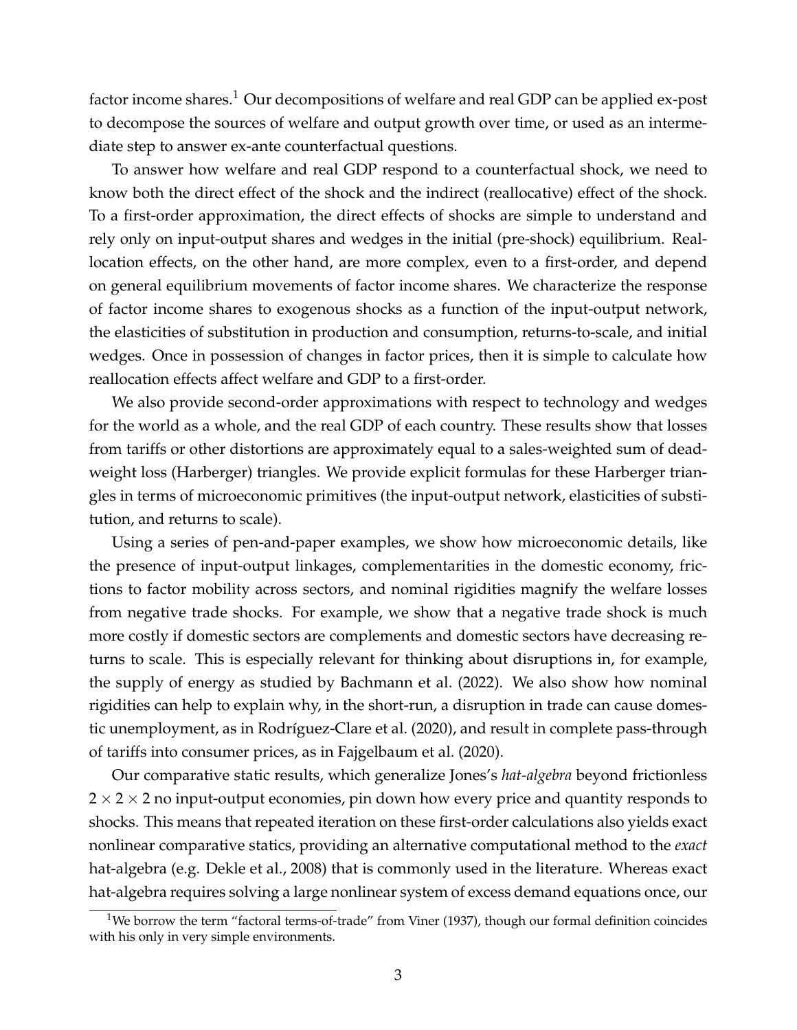factor income shares.[1] Our decompositions of welfare and real GDP can be applied ex-post to decompose the sources of welfare and output growth over time, or used as an intermediate step to answer ex-ante counterfactual questions.

To answer how welfare and real GDP respond to a counterfactual shock, we need to know both the direct effect of the shock and the indirect (reallocative) effect of the shock. To a first-order approximation, the direct effects of shocks are simple to understand and rely only on input-output shares and wedges in the initial (pre-shock) equilibrium. Reallocation effects, on the other hand, are more complex, even to a first-order, and depend on general equilibrium movements of factor income shares. We characterize the response of factor income shares to exogenous shocks as a function of the input-output network, the elasticities of substitution in production and consumption, returns-to-scale, and initial wedges. Once in possession of changes in factor prices, then it is simple to calculate how reallocation effects affect welfare and GDP to a first-order.

We also provide second-order approximations with respect to technology and wedges for the world as a whole, and the real GDP of each country. These results show that losses from tariffs or other distortions are approximately equal to a sales-weighted sum of deadweight loss (Harberger) triangles. We provide explicit formulas for these Harberger triangles in terms of microeconomic primitives (the input-output network, elasticities of substitution, and returns to scale).

Using a series of pen-and-paper examples, we show how microeconomic details, like the presence of input-output linkages, complementarities in the domestic economy, frictions to factor mobility across sectors, and nominal rigidities magnify the welfare losses from negative trade shocks. For example, we show that a negative trade shock is much more costly if domestic sectors are complements and domestic sectors have decreasing returns to scale. This is especially relevant for thinking about disruptions in, for example, the supply of energy as studied by Bachmann et al. (2022). We also show how nominal rigidities can help to explain why, in the short-run, a disruption in trade can cause domestic unemployment, as in Rodríguez-Clare et al. (2020), and result in complete pass-through of tariffs into consumer prices, as in Fajgelbaum et al. (2020).

Our comparative static results, which generalize Jones's *hat-algebra* beyond frictionless $2 \times 2 \times 2$ no input-output economies, pin down how every price and quantity responds to shocks. This means that repeated iteration on these first-order calculations also yields exact nonlinear comparative statics, providing an alternative computational method to the *exact* hat-algebra (e.g. Dekle et al., 2008) that is commonly used in the literature. Whereas exact hat-algebra requires solving a large nonlinear system of excess demand equations once, our

[1] We borrow the term "factoral terms-of-trade" from Viner (1937), though our formal definition coincides with his only in very simple environments.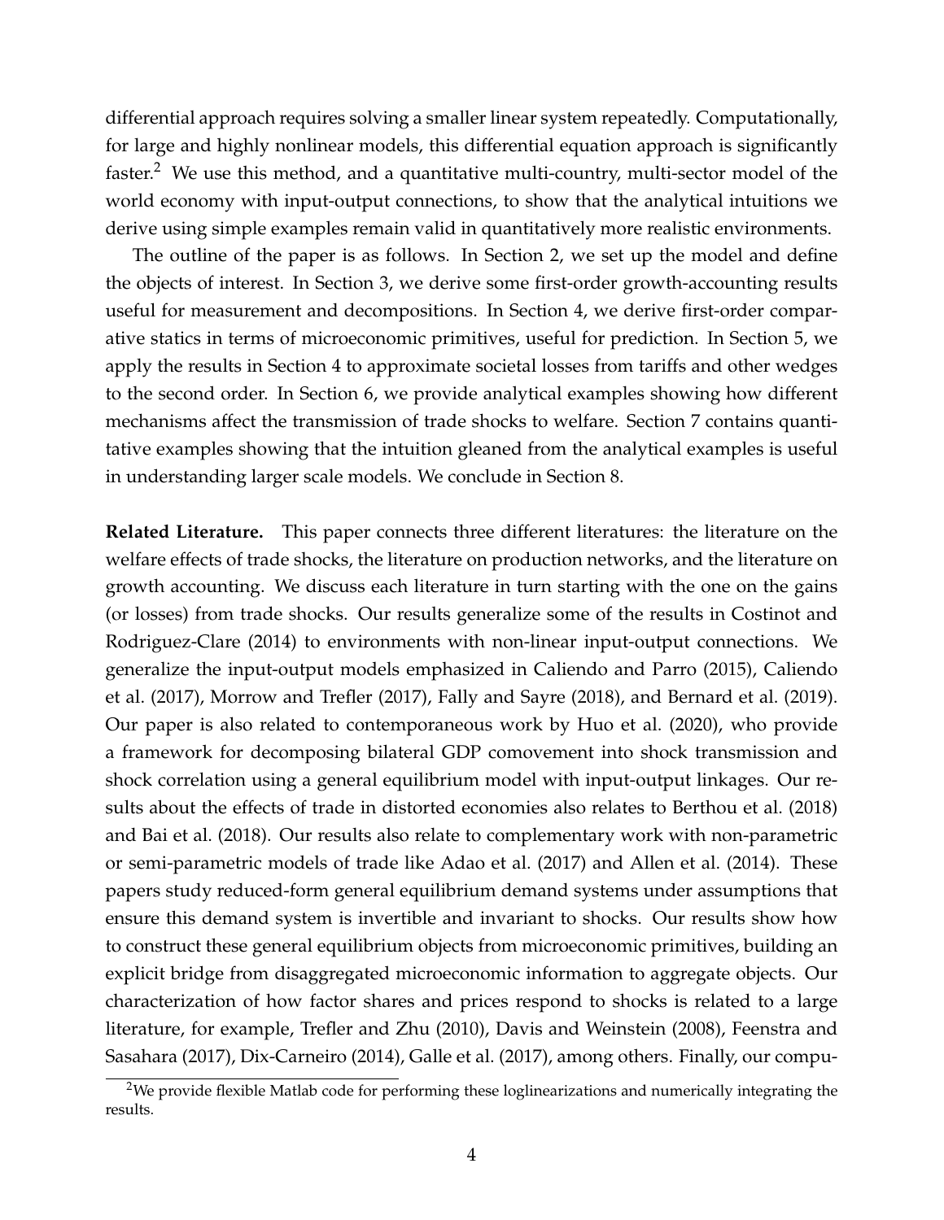differential approach requires solving a smaller linear system repeatedly. Computationally, for large and highly nonlinear models, this differential equation approach is significantly faster.[2] We use this method, and a quantitative multi-country, multi-sector model of the world economy with input-output connections, to show that the analytical intuitions we derive using simple examples remain valid in quantitatively more realistic environments.

The outline of the paper is as follows. In Section 2, we set up the model and define the objects of interest. In Section 3, we derive some first-order growth-accounting results useful for measurement and decompositions. In Section 4, we derive first-order comparative statics in terms of microeconomic primitives, useful for prediction. In Section 5, we apply the results in Section 4 to approximate societal losses from tariffs and other wedges to the second order. In Section 6, we provide analytical examples showing how different mechanisms affect the transmission of trade shocks to welfare. Section 7 contains quantitative examples showing that the intuition gleaned from the analytical examples is useful in understanding larger scale models. We conclude in Section 8.

**Related Literature.** This paper connects three different literatures: the literature on the welfare effects of trade shocks, the literature on production networks, and the literature on growth accounting. We discuss each literature in turn starting with the one on the gains (or losses) from trade shocks. Our results generalize some of the results in Costinot and Rodriguez-Clare (2014) to environments with non-linear input-output connections. We generalize the input-output models emphasized in Caliendo and Parro (2015), Caliendo et al. (2017), Morrow and Trefler (2017), Fally and Sayre (2018), and Bernard et al. (2019). Our paper is also related to contemporaneous work by Huo et al. (2020), who provide a framework for decomposing bilateral GDP comovement into shock transmission and shock correlation using a general equilibrium model with input-output linkages. Our results about the effects of trade in distorted economies also relates to Berthou et al. (2018) and Bai et al. (2018). Our results also relate to complementary work with non-parametric or semi-parametric models of trade like Adao et al. (2017) and Allen et al. (2014). These papers study reduced-form general equilibrium demand systems under assumptions that ensure this demand system is invertible and invariant to shocks. Our results show how to construct these general equilibrium objects from microeconomic primitives, building an explicit bridge from disaggregated microeconomic information to aggregate objects. Our characterization of how factor shares and prices respond to shocks is related to a large literature, for example, Trefler and Zhu (2010), Davis and Weinstein (2008), Feenstra and Sasahara (2017), Dix-Carneiro (2014), Galle et al. (2017), among others. Finally, our compu-

[2] We provide flexible Matlab code for performing these loglinearizations and numerically integrating the results.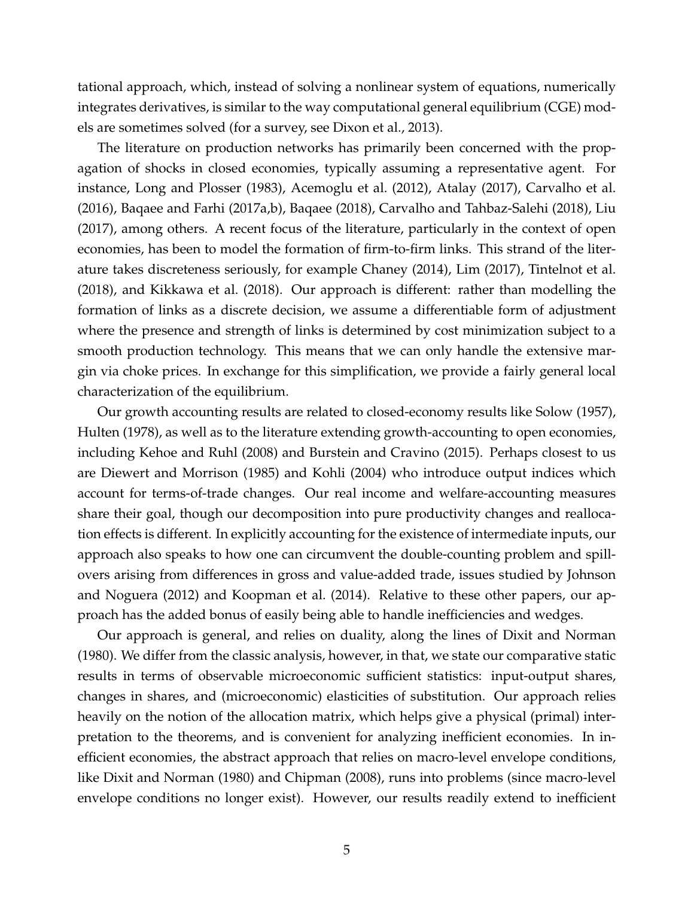tational approach, which, instead of solving a nonlinear system of equations, numerically integrates derivatives, is similar to the way computational general equilibrium (CGE) models are sometimes solved (for a survey, see Dixon et al., 2013).

The literature on production networks has primarily been concerned with the propagation of shocks in closed economies, typically assuming a representative agent. For instance, Long and Plosser (1983), Acemoglu et al. (2012), Atalay (2017), Carvalho et al. (2016), Baqaee and Farhi (2017a,b), Baqaee (2018), Carvalho and Tahbaz-Salehi (2018), Liu (2017), among others. A recent focus of the literature, particularly in the context of open economies, has been to model the formation of firm-to-firm links. This strand of the literature takes discreteness seriously, for example Chaney (2014), Lim (2017), Tintelnot et al. (2018), and Kikkawa et al. (2018). Our approach is different: rather than modelling the formation of links as a discrete decision, we assume a differentiable form of adjustment where the presence and strength of links is determined by cost minimization subject to a smooth production technology. This means that we can only handle the extensive margin via choke prices. In exchange for this simplification, we provide a fairly general local characterization of the equilibrium.

Our growth accounting results are related to closed-economy results like Solow (1957), Hulten (1978), as well as to the literature extending growth-accounting to open economies, including Kehoe and Ruhl (2008) and Burstein and Cravino (2015). Perhaps closest to us are Diewert and Morrison (1985) and Kohli (2004) who introduce output indices which account for terms-of-trade changes. Our real income and welfare-accounting measures share their goal, though our decomposition into pure productivity changes and reallocation effects is different. In explicitly accounting for the existence of intermediate inputs, our approach also speaks to how one can circumvent the double-counting problem and spillovers arising from differences in gross and value-added trade, issues studied by Johnson and Noguera (2012) and Koopman et al. (2014). Relative to these other papers, our approach has the added bonus of easily being able to handle inefficiencies and wedges.

Our approach is general, and relies on duality, along the lines of Dixit and Norman (1980). We differ from the classic analysis, however, in that, we state our comparative static results in terms of observable microeconomic sufficient statistics: input-output shares, changes in shares, and (microeconomic) elasticities of substitution. Our approach relies heavily on the notion of the allocation matrix, which helps give a physical (primal) interpretation to the theorems, and is convenient for analyzing inefficient economies. In inefficient economies, the abstract approach that relies on macro-level envelope conditions, like Dixit and Norman (1980) and Chipman (2008), runs into problems (since macro-level envelope conditions no longer exist). However, our results readily extend to inefficient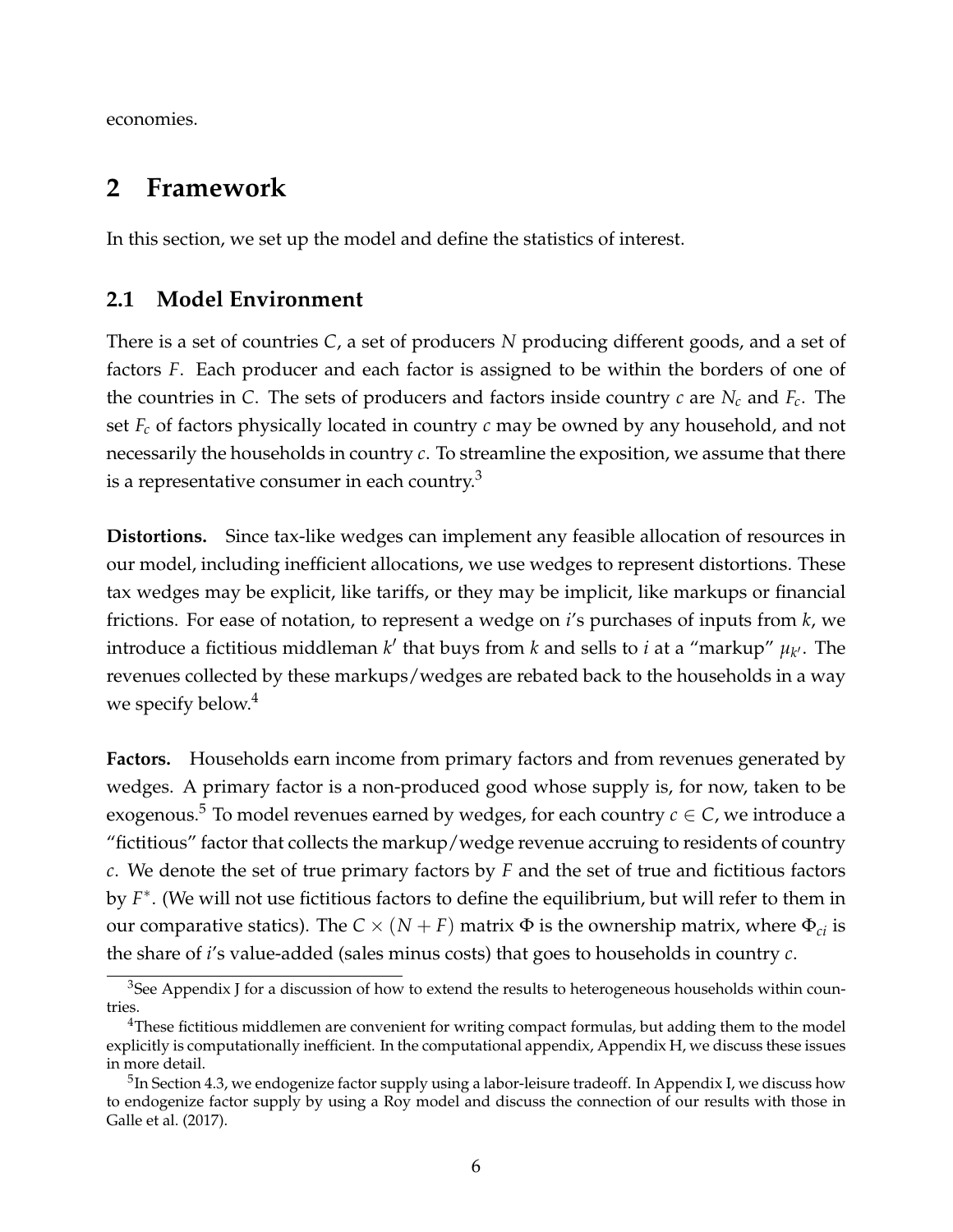economies.

# 2 Framework

In this section, we set up the model and define the statistics of interest.

## 2.1 Model Environment

There is a set of countries $C$, a set of producers $N$ producing different goods, and a set of factors $F$. Each producer and each factor is assigned to be within the borders of one of the countries in $C$. The sets of producers and factors inside country $c$ are $N_c$ and $F_c$. The set $F_c$ of factors physically located in country $c$ may be owned by any household, and not necessarily the households in country $c$. To streamline the exposition, we assume that there is a representative consumer in each country.[3]

**Distortions.** Since tax-like wedges can implement any feasible allocation of resources in our model, including inefficient allocations, we use wedges to represent distortions. These tax wedges may be explicit, like tariffs, or they may be implicit, like markups or financial frictions. For ease of notation, to represent a wedge on $i$'s purchases of inputs from $k$, we introduce a fictitious middleman $k'$ that buys from $k$ and sells to $i$ at a "markup" $\mu_{k'}$. The revenues collected by these markups/wedges are rebated back to the households in a way we specify below.[4]

**Factors.** Households earn income from primary factors and from revenues generated by wedges. A primary factor is a non-produced good whose supply is, for now, taken to be exogenous.[5] To model revenues earned by wedges, for each country $c \in C$, we introduce a "fictitious" factor that collects the markup/wedge revenue accruing to residents of country $c$. We denote the set of true primary factors by $F$ and the set of true and fictitious factors by $F^*$. (We will not use fictitious factors to define the equilibrium, but will refer to them in our comparative statics). The $C \times (N + F)$ matrix $\Phi$ is the ownership matrix, where $\Phi_{ci}$ is the share of $i$'s value-added (sales minus costs) that goes to households in country $c$.

[3] See Appendix J for a discussion of how to extend the results to heterogeneous households within countries.

[4] These fictitious middlemen are convenient for writing compact formulas, but adding them to the model explicitly is computationally inefficient. In the computational appendix, Appendix H, we discuss these issues in more detail.

[5] In Section 4.3, we endogenize factor supply using a labor-leisure tradeoff. In Appendix I, we discuss how to endogenize factor supply by using a Roy model and discuss the connection of our results with those in Galle et al. (2017).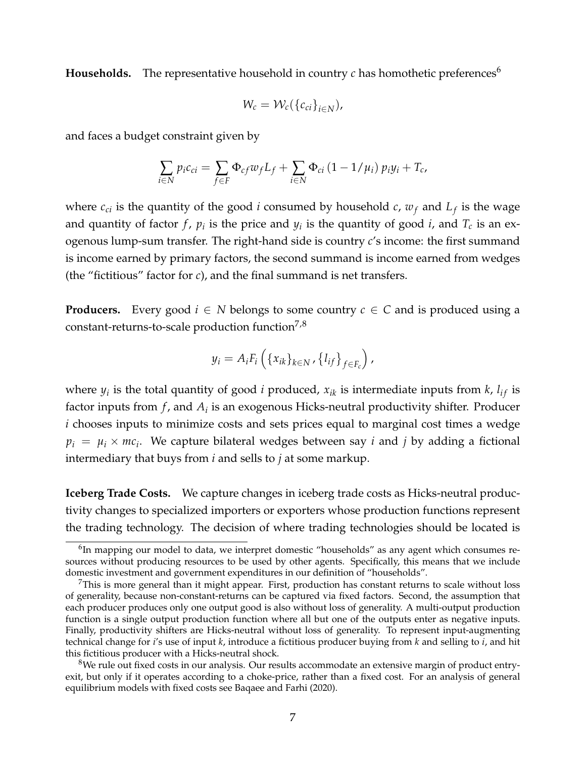**Households.** The representative household in country $c$ has homothetic preferences[6]

$$W_c = \mathcal{W}_c(\{c_{ci}\}_{i \in N}),$$

and faces a budget constraint given by

$$\sum_{i \in N} p_i c_{ci} = \sum_{f \in F} \Phi_{cf} w_f L_f + \sum_{i \in N} \Phi_{ci} \left(1 - 1/\mu_i\right) p_i y_i + T_c,$$

where $c_{ci}$ is the quantity of the good $i$ consumed by household $c$, $w_f$ and $L_f$ is the wage and quantity of factor $f$, $p_i$ is the price and $y_i$ is the quantity of good $i$, and $T_c$ is an exogenous lump-sum transfer. The right-hand side is country $c$'s income: the first summand is income earned by primary factors, the second summand is income earned from wedges (the "fictitious" factor for $c$), and the final summand is net transfers.

**Producers.** Every good $i \in N$ belongs to some country $c \in C$ and is produced using a constant-returns-to-scale production function[7,8]

$$y_i = A_i F_i \left( \{x_{ik}\}_{k \in N}, \{l_{if}\}_{f \in F_c} \right),$$

where $y_i$ is the total quantity of good $i$ produced, $x_{ik}$ is intermediate inputs from $k$, $l_{if}$ is factor inputs from $f$, and $A_i$ is an exogenous Hicks-neutral productivity shifter. Producer $i$ chooses inputs to minimize costs and sets prices equal to marginal cost times a wedge $p_i = \mu_i \times mc_i$. We capture bilateral wedges between say $i$ and $j$ by adding a fictional intermediary that buys from $i$ and sells to $j$ at some markup.

**Iceberg Trade Costs.** We capture changes in iceberg trade costs as Hicks-neutral productivity changes to specialized importers or exporters whose production functions represent the trading technology. The decision of where trading technologies should be located is

---

[6] In mapping our model to data, we interpret domestic "households" as any agent which consumes resources without producing resources to be used by other agents. Specifically, this means that we include domestic investment and government expenditures in our definition of "households".

[7] This is more general than it might appear. First, production has constant returns to scale without loss of generality, because non-constant-returns can be captured via fixed factors. Second, the assumption that each producer produces only one output good is also without loss of generality. A multi-output production function is a single output production function where all but one of the outputs enter as negative inputs. Finally, productivity shifters are Hicks-neutral without loss of generality. To represent input-augmenting technical change for $i$'s use of input $k$, introduce a fictitious producer buying from $k$ and selling to $i$, and hit this fictitious producer with a Hicks-neutral shock.

[8] We rule out fixed costs in our analysis. Our results accommodate an extensive margin of product entry-exit, but only if it operates according to a choke-price, rather than a fixed cost. For an analysis of general equilibrium models with fixed costs see Baqaee and Farhi (2020).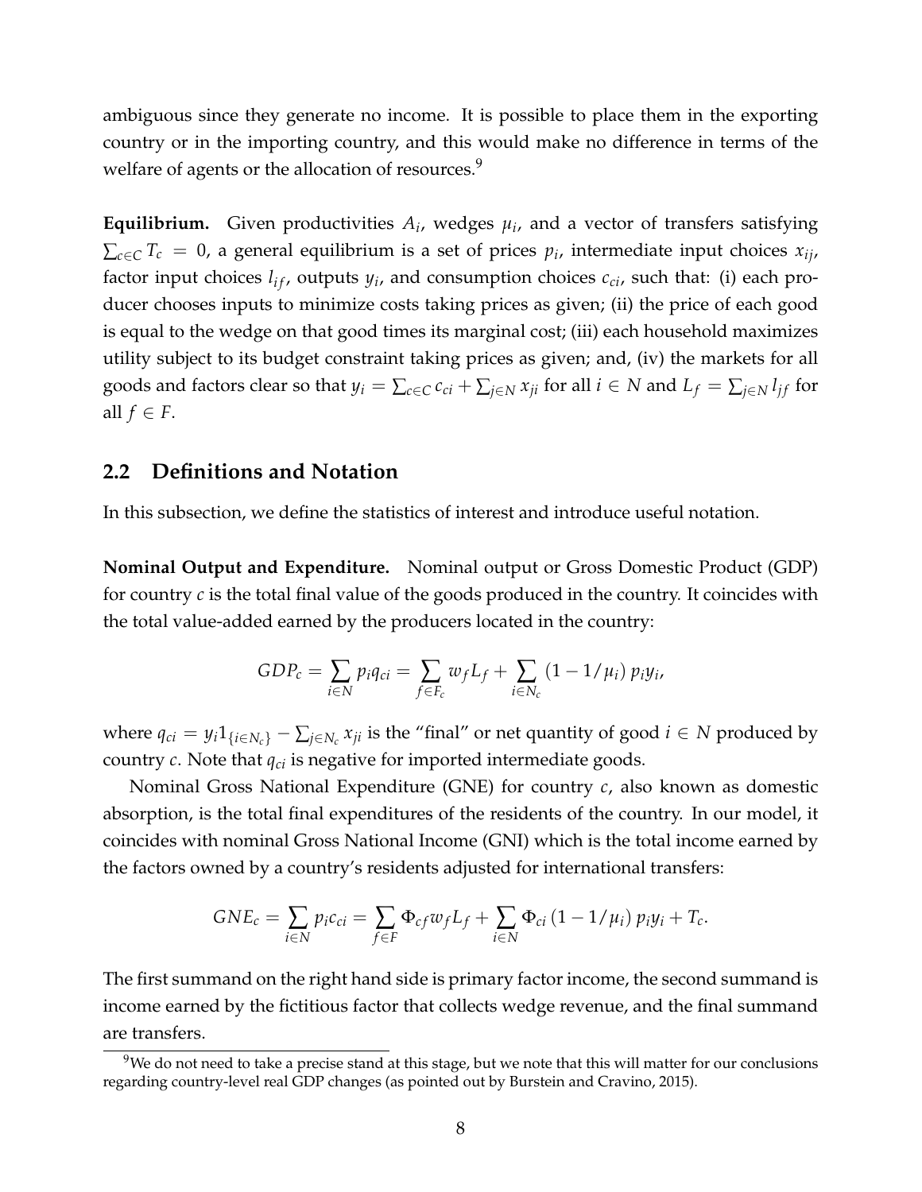ambiguous since they generate no income. It is possible to place them in the exporting country or in the importing country, and this would make no difference in terms of the welfare of agents or the allocation of resources.[9]

**Equilibrium.** Given productivities $A_i$, wedges $\mu_i$, and a vector of transfers satisfying $\sum_{c \in C} T_c = 0$, a general equilibrium is a set of prices $p_i$, intermediate input choices $x_{ij}$, factor input choices $l_{if}$, outputs $y_i$, and consumption choices $c_{ci}$, such that: (i) each producer chooses inputs to minimize costs taking prices as given; (ii) the price of each good is equal to the wedge on that good times its marginal cost; (iii) each household maximizes utility subject to its budget constraint taking prices as given; and, (iv) the markets for all goods and factors clear so that $y_i = \sum_{c \in C} c_{ci} + \sum_{j \in N} x_{ji}$ for all $i \in N$ and $L_f = \sum_{j \in N} l_{jf}$ for all $f \in F$.

## 2.2 Definitions and Notation

In this subsection, we define the statistics of interest and introduce useful notation.

**Nominal Output and Expenditure.** Nominal output or Gross Domestic Product (GDP) for country $c$ is the total final value of the goods produced in the country. It coincides with the total value-added earned by the producers located in the country:

$$GDP_c = \sum_{i \in N} p_i q_{ci} = \sum_{f \in F_c} w_f L_f + \sum_{i \in N_c} (1 - 1/\mu_i) \, p_i y_i,$$

where $q_{ci} = y_i 1_{\{i \in N_c\}} - \sum_{j \in N_c} x_{ji}$ is the "final" or net quantity of good $i \in N$ produced by country $c$. Note that $q_{ci}$ is negative for imported intermediate goods.

Nominal Gross National Expenditure (GNE) for country $c$, also known as domestic absorption, is the total final expenditures of the residents of the country. In our model, it coincides with nominal Gross National Income (GNI) which is the total income earned by the factors owned by a country's residents adjusted for international transfers:

$$GNE_c = \sum_{i \in N} p_i c_{ci} = \sum_{f \in F} \Phi_{cf} w_f L_f + \sum_{i \in N} \Phi_{ci} (1 - 1/\mu_i) \, p_i y_i + T_c.$$

The first summand on the right hand side is primary factor income, the second summand is income earned by the fictitious factor that collects wedge revenue, and the final summand are transfers.

[9] We do not need to take a precise stand at this stage, but we note that this will matter for our conclusions regarding country-level real GDP changes (as pointed out by Burstein and Cravino, 2015).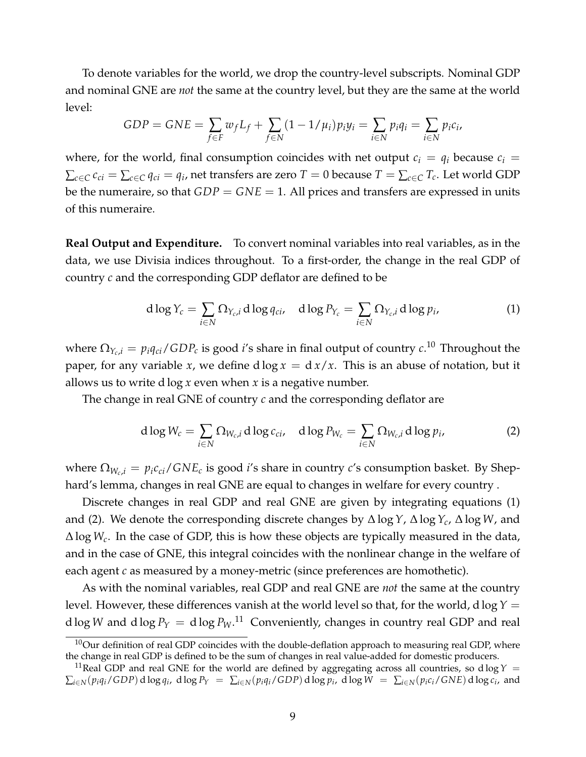To denote variables for the world, we drop the country-level subscripts. Nominal GDP and nominal GNE are *not* the same at the country level, but they are the same at the world level:

$$GDP = GNE = \sum_{f \in F} w_f L_f + \sum_{f \in N} (1 - 1/\mu_i) p_i y_i = \sum_{i \in N} p_i q_i = \sum_{i \in N} p_i c_i,$$

where, for the world, final consumption coincides with net output $c_i = q_i$ because $c_i = \sum_{c \in C} c_{ci} = \sum_{c \in C} q_{ci} = q_i$, net transfers are zero $T = 0$ because $T = \sum_{c \in C} T_c$. Let world GDP be the numeraire, so that $GDP = GNE = 1$. All prices and transfers are expressed in units of this numeraire.

**Real Output and Expenditure.** To convert nominal variables into real variables, as in the data, we use Divisia indices throughout. To a first-order, the change in the real GDP of country $c$ and the corresponding GDP deflator are defined to be

$$\mathrm{d} \log Y_c = \sum_{i \in N} \Omega_{Y_c, i} \, \mathrm{d} \log q_{ci}, \quad \mathrm{d} \log P_{Y_c} = \sum_{i \in N} \Omega_{Y_c, i} \, \mathrm{d} \log p_i, \tag{1}$$

where $\Omega_{Y_c, i} = p_i q_{ci} / GDP_c$ is good $i$'s share in final output of country $c$.[10] Throughout the paper, for any variable $x$, we define $\mathrm{d} \log x = \mathrm{d}\, x / x$. This is an abuse of notation, but it allows us to write $\mathrm{d} \log x$ even when $x$ is a negative number.

The change in real GNE of country $c$ and the corresponding deflator are

$$\mathrm{d} \log W_c = \sum_{i \in N} \Omega_{W_c, i} \, \mathrm{d} \log c_{ci}, \quad \mathrm{d} \log P_{W_c} = \sum_{i \in N} \Omega_{W_c, i} \, \mathrm{d} \log p_i, \tag{2}$$

where $\Omega_{W_c, i} = p_i c_{ci} / GNE_c$ is good $i$'s share in country $c$'s consumption basket. By Shephard's lemma, changes in real GNE are equal to changes in welfare for every country .

Discrete changes in real GDP and real GNE are given by integrating equations (1) and (2). We denote the corresponding discrete changes by $\Delta \log Y$, $\Delta \log Y_c$, $\Delta \log W$, and $\Delta \log W_c$. In the case of GDP, this is how these objects are typically measured in the data, and in the case of GNE, this integral coincides with the nonlinear change in the welfare of each agent $c$ as measured by a money-metric (since preferences are homothetic).

As with the nominal variables, real GDP and real GNE are *not* the same at the country level. However, these differences vanish at the world level so that, for the world, $\mathrm{d} \log Y = \mathrm{d} \log W$ and $\mathrm{d} \log P_Y = \mathrm{d} \log P_W$.[11] Conveniently, changes in country real GDP and real

[10] Our definition of real GDP coincides with the double-deflation approach to measuring real GDP, where the change in real GDP is defined to be the sum of changes in real value-added for domestic producers.

[11] Real GDP and real GNE for the world are defined by aggregating across all countries, so $\mathrm{d} \log Y = \sum_{i \in N} (p_i q_i / GDP) \, \mathrm{d} \log q_i$, $\mathrm{d} \log P_Y = \sum_{i \in N} (p_i q_i / GDP) \, \mathrm{d} \log p_i$, $\mathrm{d} \log W = \sum_{i \in N} (p_i c_i / GNE) \, \mathrm{d} \log c_i$, and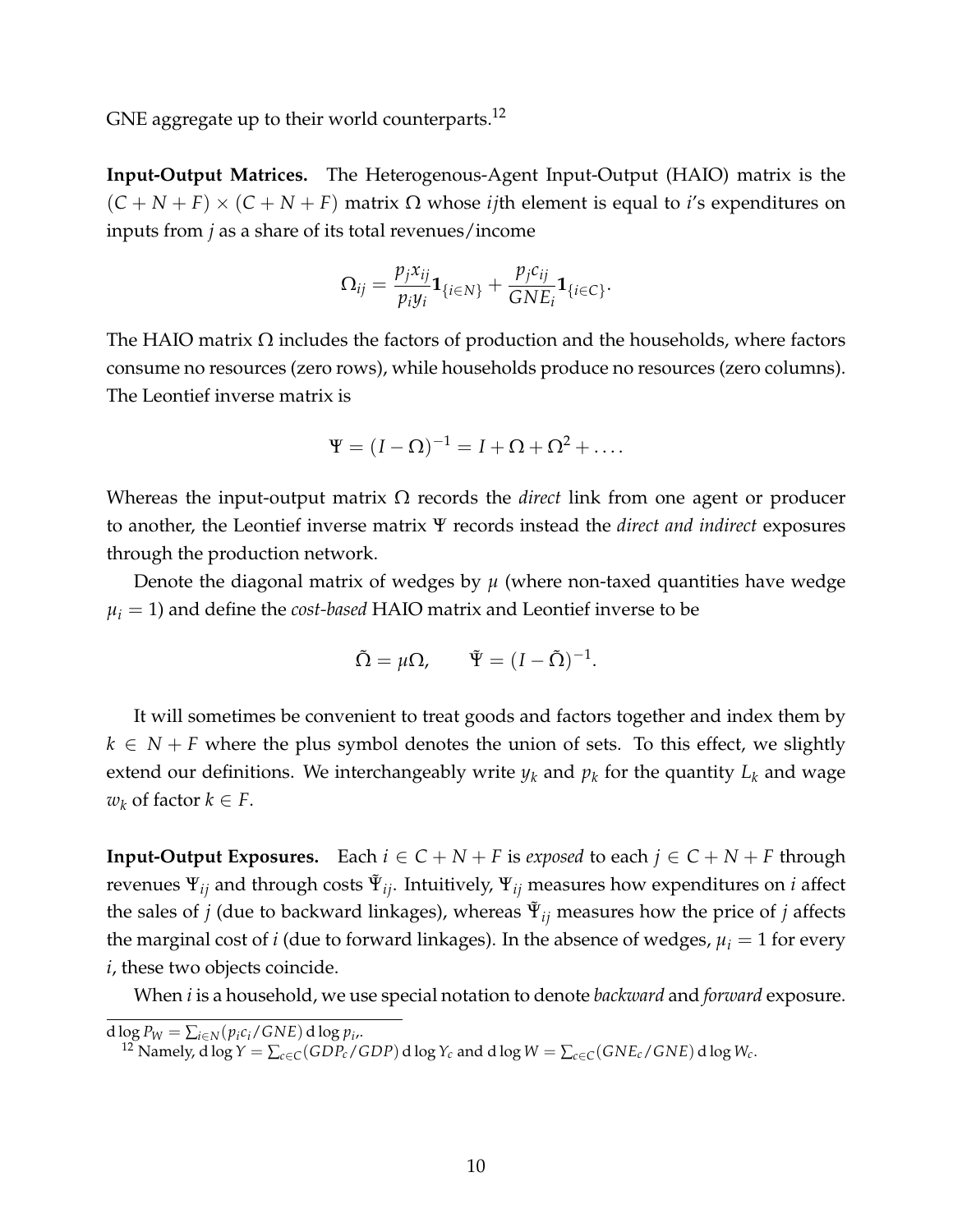GNE aggregate up to their world counterparts.[12]

**Input-Output Matrices.** The Heterogenous-Agent Input-Output (HAIO) matrix is the $(C + N + F) \times (C + N + F)$ matrix $\Omega$ whose $ij$th element is equal to $i$'s expenditures on inputs from $j$ as a share of its total revenues/income

$$\Omega_{ij} = \frac{p_j x_{ij}}{p_i y_i} \mathbf{1}_{\{i \in N\}} + \frac{p_j c_{ij}}{GNE_i} \mathbf{1}_{\{i \in C\}}.$$

The HAIO matrix $\Omega$ includes the factors of production and the households, where factors consume no resources (zero rows), while households produce no resources (zero columns). The Leontief inverse matrix is

$$\Psi = (I - \Omega)^{-1} = I + \Omega + \Omega^2 + \dots.$$

Whereas the input-output matrix $\Omega$ records the *direct* link from one agent or producer to another, the Leontief inverse matrix $\Psi$ records instead the *direct and indirect* exposures through the production network.

Denote the diagonal matrix of wedges by $\mu$ (where non-taxed quantities have wedge $\mu_i = 1$) and define the *cost-based* HAIO matrix and Leontief inverse to be

$$\tilde{\Omega} = \mu\Omega, \qquad \tilde{\Psi} = (I - \tilde{\Omega})^{-1}.$$

It will sometimes be convenient to treat goods and factors together and index them by $k \in N + F$ where the plus symbol denotes the union of sets. To this effect, we slightly extend our definitions. We interchangeably write $y_k$ and $p_k$ for the quantity $L_k$ and wage $w_k$ of factor $k \in F$.

**Input-Output Exposures.** Each $i \in C + N + F$ is *exposed* to each $j \in C + N + F$ through revenues $\Psi_{ij}$ and through costs $\tilde{\Psi}_{ij}$. Intuitively, $\Psi_{ij}$ measures how expenditures on $i$ affect the sales of $j$ (due to backward linkages), whereas $\tilde{\Psi}_{ij}$ measures how the price of $j$ affects the marginal cost of $i$ (due to forward linkages). In the absence of wedges, $\mu_i = 1$ for every $i$, these two objects coincide.

When $i$ is a household, we use special notation to denote *backward* and *forward* exposure.

---

$\mathrm{d}\log P_W = \sum_{i \in N} (p_i c_i / GNE) \, \mathrm{d}\log p_i$.

[12] Namely, $\mathrm{d}\log Y = \sum_{c \in C} (GDP_c / GDP) \, \mathrm{d}\log Y_c$ and $\mathrm{d}\log W = \sum_{c \in C} (GNE_c / GNE) \, \mathrm{d}\log W_c$.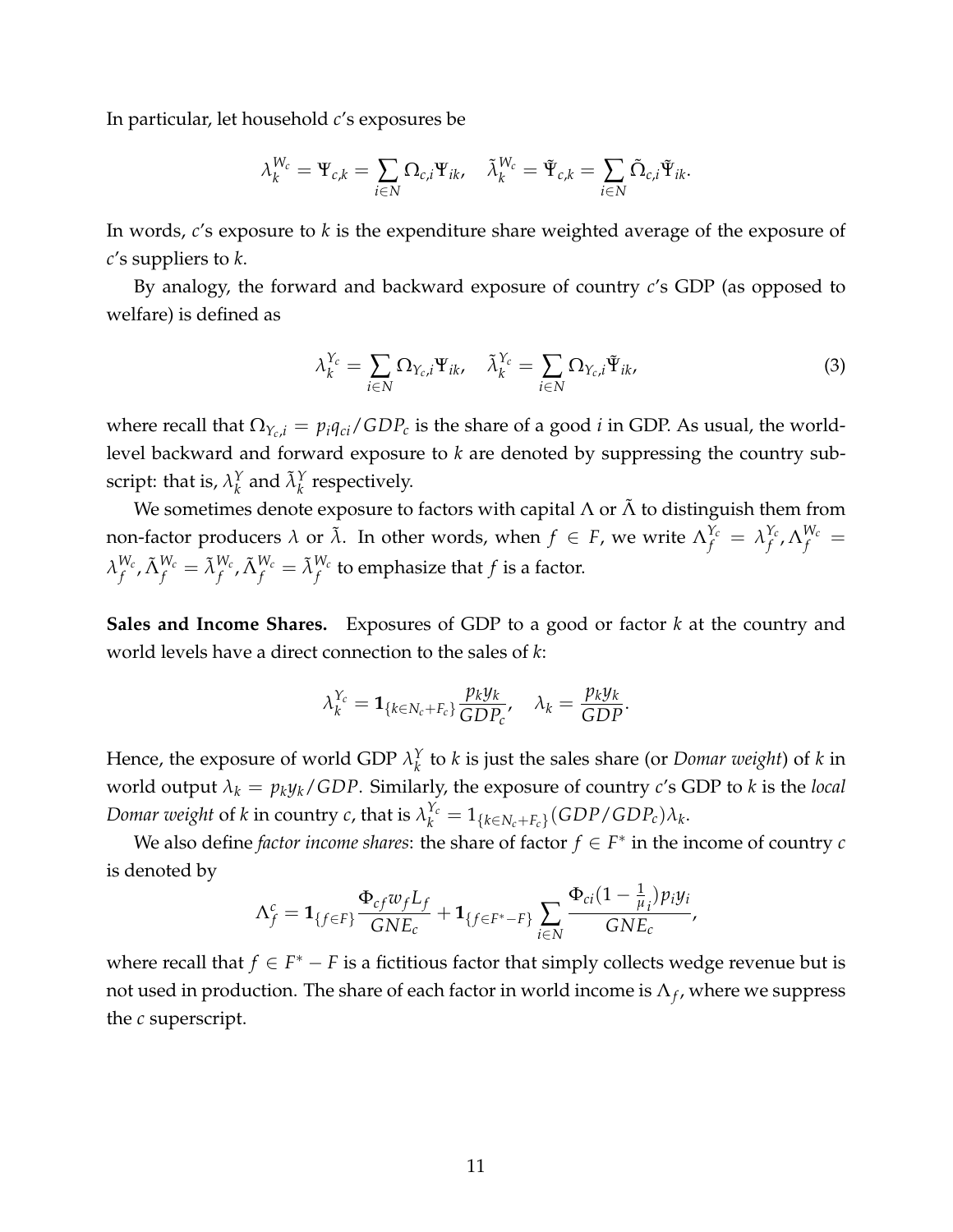In particular, let household $c$'s exposures be

$$\lambda_k^{W_c} = \Psi_{c,k} = \sum_{i \in N} \Omega_{c,i} \Psi_{ik}, \quad \tilde{\lambda}_k^{W_c} = \tilde{\Psi}_{c,k} = \sum_{i \in N} \tilde{\Omega}_{c,i} \tilde{\Psi}_{ik}.$$

In words, $c$'s exposure to $k$ is the expenditure share weighted average of the exposure of $c$'s suppliers to $k$.

By analogy, the forward and backward exposure of country $c$'s GDP (as opposed to welfare) is defined as

$$\lambda_k^{Y_c} = \sum_{i \in N} \Omega_{Y_c,i} \Psi_{ik}, \quad \tilde{\lambda}_k^{Y_c} = \sum_{i \in N} \Omega_{Y_c,i} \tilde{\Psi}_{ik}, \tag{3}$$

where recall that $\Omega_{Y_c,i} = p_i q_{ci} / GDP_c$ is the share of a good $i$ in GDP. As usual, the world-level backward and forward exposure to $k$ are denoted by suppressing the country subscript: that is, $\lambda_k^Y$ and $\tilde{\lambda}_k^Y$ respectively.

We sometimes denote exposure to factors with capital $\Lambda$ or $\tilde{\Lambda}$ to distinguish them from non-factor producers $\lambda$ or $\tilde{\lambda}$. In other words, when $f \in F$, we write $\Lambda_f^{Y_c} = \lambda_f^{Y_c}, \Lambda_f^{W_c} = \lambda_f^{W_c}, \tilde{\Lambda}_f^{W_c} = \tilde{\lambda}_f^{W_c}, \tilde{\Lambda}_f^{W_c} = \tilde{\lambda}_f^{W_c}$ to emphasize that $f$ is a factor.

**Sales and Income Shares.** Exposures of GDP to a good or factor $k$ at the country and world levels have a direct connection to the sales of $k$:

$$\lambda_k^{Y_c} = \mathbf{1}_{\{k \in N_c + F_c\}} \frac{p_k y_k}{GDP_c}, \quad \lambda_k = \frac{p_k y_k}{GDP}.$$

Hence, the exposure of world GDP $\lambda_k^Y$ to $k$ is just the sales share (or *Domar weight*) of $k$ in world output $\lambda_k = p_k y_k / GDP$. Similarly, the exposure of country $c$'s GDP to $k$ is the *local Domar weight* of $k$ in country $c$, that is $\lambda_k^{Y_c} = 1_{\{k \in N_c + F_c\}} (GDP/GDP_c) \lambda_k$.

We also define *factor income shares*: the share of factor $f \in F^*$ in the income of country $c$ is denoted by

$$\Lambda_f^c = \mathbf{1}_{\{f \in F\}} \frac{\Phi_{cf} w_f L_f}{GNE_c} + \mathbf{1}_{\{f \in F^* - F\}} \sum_{i \in N} \frac{\Phi_{ci} (1 - \frac{1}{\mu_i}) p_i y_i}{GNE_c},$$

where recall that $f \in F^* - F$ is a fictitious factor that simply collects wedge revenue but is not used in production. The share of each factor in world income is $\Lambda_f$, where we suppress the $c$ superscript.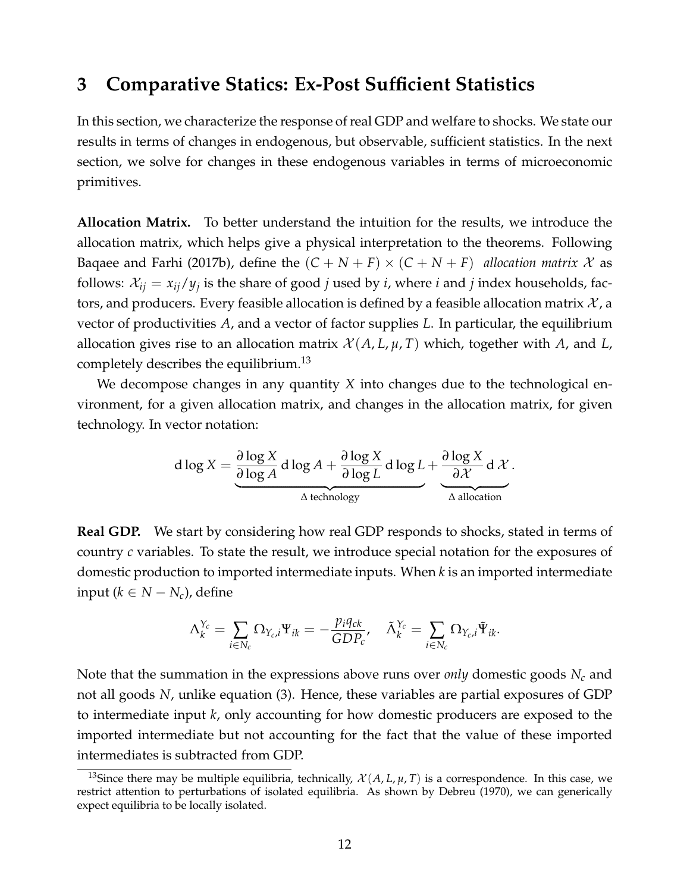# 3 Comparative Statics: Ex-Post Sufficient Statistics

In this section, we characterize the response of real GDP and welfare to shocks. We state our results in terms of changes in endogenous, but observable, sufficient statistics. In the next section, we solve for changes in these endogenous variables in terms of microeconomic primitives.

**Allocation Matrix.** To better understand the intuition for the results, we introduce the allocation matrix, which helps give a physical interpretation to the theorems. Following Baqaee and Farhi (2017b), define the $(C+N+F) \times (C+N+F)$ *allocation matrix* $\mathcal{X}$ as follows: $\mathcal{X}_{ij} = x_{ij}/y_j$ is the share of good $j$ used by $i$, where $i$ and $j$ index households, factors, and producers. Every feasible allocation is defined by a feasible allocation matrix $\mathcal{X}$, a vector of productivities $A$, and a vector of factor supplies $L$. In particular, the equilibrium allocation gives rise to an allocation matrix $\mathcal{X}(A, L, \mu, T)$ which, together with $A$, and $L$, completely describes the equilibrium.[13]

We decompose changes in any quantity $X$ into changes due to the technological environment, for a given allocation matrix, and changes in the allocation matrix, for given technology. In vector notation:

$$\mathrm{d}\log X = \underbrace{\frac{\partial \log X}{\partial \log A}\,\mathrm{d}\log A + \frac{\partial \log X}{\partial \log L}\,\mathrm{d}\log L}_{\Delta \text{ technology}} + \underbrace{\frac{\partial \log X}{\partial \mathcal{X}}\,\mathrm{d}\,\mathcal{X}}_{\Delta \text{ allocation}}.$$

**Real GDP.** We start by considering how real GDP responds to shocks, stated in terms of country $c$ variables. To state the result, we introduce special notation for the exposures of domestic production to imported intermediate inputs. When $k$ is an imported intermediate input ($k \in N - N_c$), define

$$\Lambda_k^{Y_c} = \sum_{i \in N_c} \Omega_{Y_c, i} \Psi_{ik} = -\frac{p_i q_{ck}}{GDP_c}, \quad \tilde{\Lambda}_k^{Y_c} = \sum_{i \in N_c} \Omega_{Y_c, i} \tilde{\Psi}_{ik}.$$

Note that the summation in the expressions above runs over *only* domestic goods $N_c$ and not all goods $N$, unlike equation (3). Hence, these variables are partial exposures of GDP to intermediate input $k$, only accounting for how domestic producers are exposed to the imported intermediate but not accounting for the fact that the value of these imported intermediates is subtracted from GDP.

[13] Since there may be multiple equilibria, technically, $\mathcal{X}(A, L, \mu, T)$ is a correspondence. In this case, we restrict attention to perturbations of isolated equilibria. As shown by Debreu (1970), we can generically expect equilibria to be locally isolated.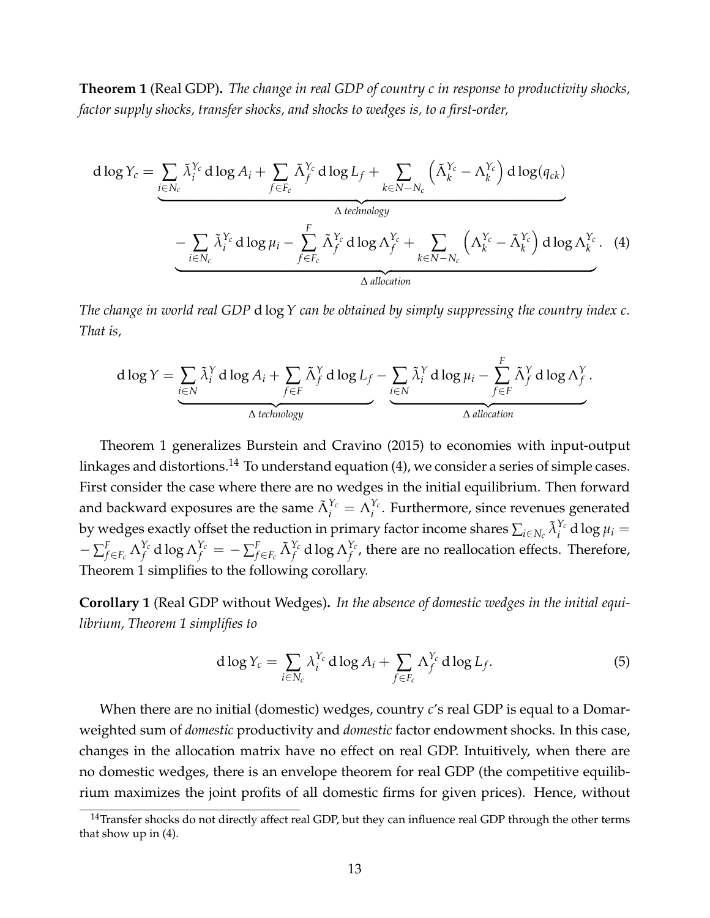**Theorem 1** (Real GDP)**.** *The change in real GDP of country $c$ in response to productivity shocks, factor supply shocks, transfer shocks, and shocks to wedges is, to a first-order,*

$$
\begin{aligned}
\mathrm{d}\log Y_c = & \underbrace{\sum_{i \in N_c} \tilde{\lambda}_i^{Y_c}\, \mathrm{d}\log A_i + \sum_{f \in F_c} \tilde{\Lambda}_f^{Y_c}\, \mathrm{d}\log L_f + \sum_{k \in N - N_c} \left(\tilde{\Lambda}_k^{Y_c} - \Lambda_k^{Y_c}\right) \mathrm{d}\log(q_{ck})}_{\Delta \text{ technology}} \\
& \underbrace{- \sum_{i \in N_c} \tilde{\lambda}_i^{Y_c}\, \mathrm{d}\log \mu_i - \sum_{f \in F_c}^{F} \tilde{\Lambda}_f^{Y_c}\, \mathrm{d}\log \Lambda_f^{Y_c} + \sum_{k \in N - N_c} \left(\Lambda_k^{Y_c} - \tilde{\Lambda}_k^{Y_c}\right) \mathrm{d}\log \Lambda_k^{Y_c}}_{\Delta \text{ allocation}}. \quad (4)
\end{aligned}
$$

*The change in world real GDP $\mathrm{d}\log Y$ can be obtained by simply suppressing the country index $c$. That is,*

$$
\mathrm{d}\log Y = \underbrace{\sum_{i \in N} \tilde{\lambda}_i^{Y}\, \mathrm{d}\log A_i + \sum_{f \in F} \tilde{\Lambda}_f^{Y}\, \mathrm{d}\log L_f}_{\Delta \text{ technology}} \underbrace{- \sum_{i \in N} \tilde{\lambda}_i^{Y}\, \mathrm{d}\log \mu_i - \sum_{f \in F}^{F} \tilde{\Lambda}_f^{Y}\, \mathrm{d}\log \Lambda_f^{Y}}_{\Delta \text{ allocation}}.
$$

Theorem 1 generalizes Burstein and Cravino (2015) to economies with input-output linkages and distortions.[14] To understand equation (4), we consider a series of simple cases. First consider the case where there are no wedges in the initial equilibrium. Then forward and backward exposures are the same $\tilde{\Lambda}_i^{Y_c} = \Lambda_i^{Y_c}$. Furthermore, since revenues generated by wedges exactly offset the reduction in primary factor income shares $\sum_{i \in N_c} \tilde{\lambda}_i^{Y_c}\, \mathrm{d}\log \mu_i = -\sum_{f \in F_c}^{F} \Lambda_f^{Y_c}\, \mathrm{d}\log \Lambda_f^{Y_c} = -\sum_{f \in F_c}^{F} \tilde{\Lambda}_f^{Y_c}\, \mathrm{d}\log \Lambda_f^{Y_c}$, there are no reallocation effects. Therefore, Theorem 1 simplifies to the following corollary.

**Corollary 1** (Real GDP without Wedges)**.** *In the absence of domestic wedges in the initial equilibrium, Theorem 1 simplifies to*

$$
\mathrm{d}\log Y_c = \sum_{i \in N_c} \lambda_i^{Y_c}\, \mathrm{d}\log A_i + \sum_{f \in F_c} \Lambda_f^{Y_c}\, \mathrm{d}\log L_f. \quad (5)
$$

When there are no initial (domestic) wedges, country $c$'s real GDP is equal to a Domar-weighted sum of *domestic* productivity and *domestic* factor endowment shocks. In this case, changes in the allocation matrix have no effect on real GDP. Intuitively, when there are no domestic wedges, there is an envelope theorem for real GDP (the competitive equilibrium maximizes the joint profits of all domestic firms for given prices). Hence, without

[14] Transfer shocks do not directly affect real GDP, but they can influence real GDP through the other terms that show up in (4).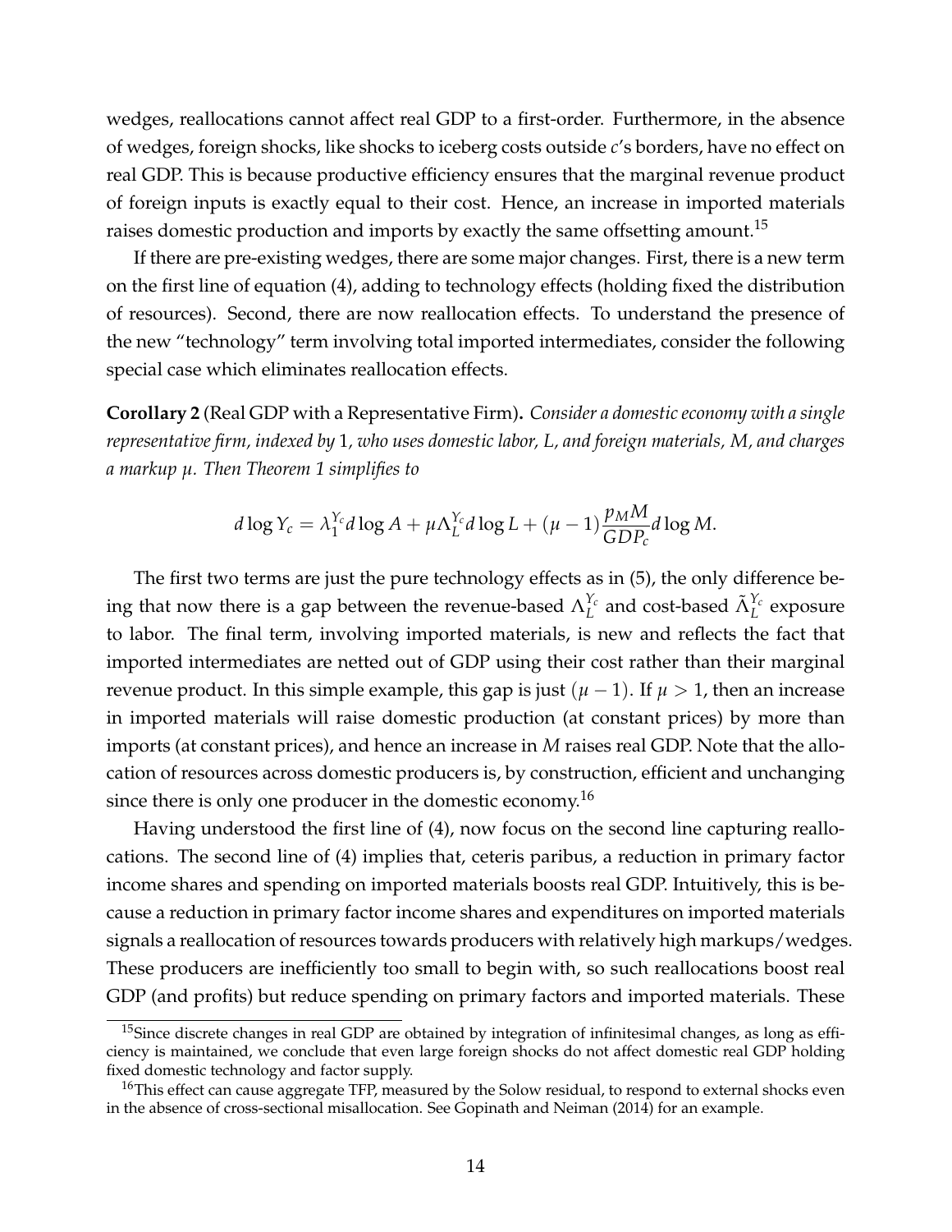wedges, reallocations cannot affect real GDP to a first-order. Furthermore, in the absence of wedges, foreign shocks, like shocks to iceberg costs outside $c$'s borders, have no effect on real GDP. This is because productive efficiency ensures that the marginal revenue product of foreign inputs is exactly equal to their cost. Hence, an increase in imported materials raises domestic production and imports by exactly the same offsetting amount.[15]

If there are pre-existing wedges, there are some major changes. First, there is a new term on the first line of equation (4), adding to technology effects (holding fixed the distribution of resources). Second, there are now reallocation effects. To understand the presence of the new "technology" term involving total imported intermediates, consider the following special case which eliminates reallocation effects.

**Corollary 2** (Real GDP with a Representative Firm)**.** *Consider a domestic economy with a single representative firm, indexed by* 1*, who uses domestic labor, L, and foreign materials, M, and charges a markup μ. Then Theorem 1 simplifies to*

$$d \log Y_c = \lambda_1^{Y_c} d \log A + \mu \Lambda_L^{Y_c} d \log L + (\mu - 1) \frac{p_M M}{GDP_c} d \log M.$$

The first two terms are just the pure technology effects as in (5), the only difference being that now there is a gap between the revenue-based $\Lambda_L^{Y_c}$ and cost-based $\tilde{\Lambda}_L^{Y_c}$ exposure to labor. The final term, involving imported materials, is new and reflects the fact that imported intermediates are netted out of GDP using their cost rather than their marginal revenue product. In this simple example, this gap is just $(\mu - 1)$. If $\mu > 1$, then an increase in imported materials will raise domestic production (at constant prices) by more than imports (at constant prices), and hence an increase in $M$ raises real GDP. Note that the allocation of resources across domestic producers is, by construction, efficient and unchanging since there is only one producer in the domestic economy.[16]

Having understood the first line of (4), now focus on the second line capturing reallocations. The second line of (4) implies that, ceteris paribus, a reduction in primary factor income shares and spending on imported materials boosts real GDP. Intuitively, this is because a reduction in primary factor income shares and expenditures on imported materials signals a reallocation of resources towards producers with relatively high markups/wedges. These producers are inefficiently too small to begin with, so such reallocations boost real GDP (and profits) but reduce spending on primary factors and imported materials. These

[15] Since discrete changes in real GDP are obtained by integration of infinitesimal changes, as long as efficiency is maintained, we conclude that even large foreign shocks do not affect domestic real GDP holding fixed domestic technology and factor supply.

[16] This effect can cause aggregate TFP, measured by the Solow residual, to respond to external shocks even in the absence of cross-sectional misallocation. See Gopinath and Neiman (2014) for an example.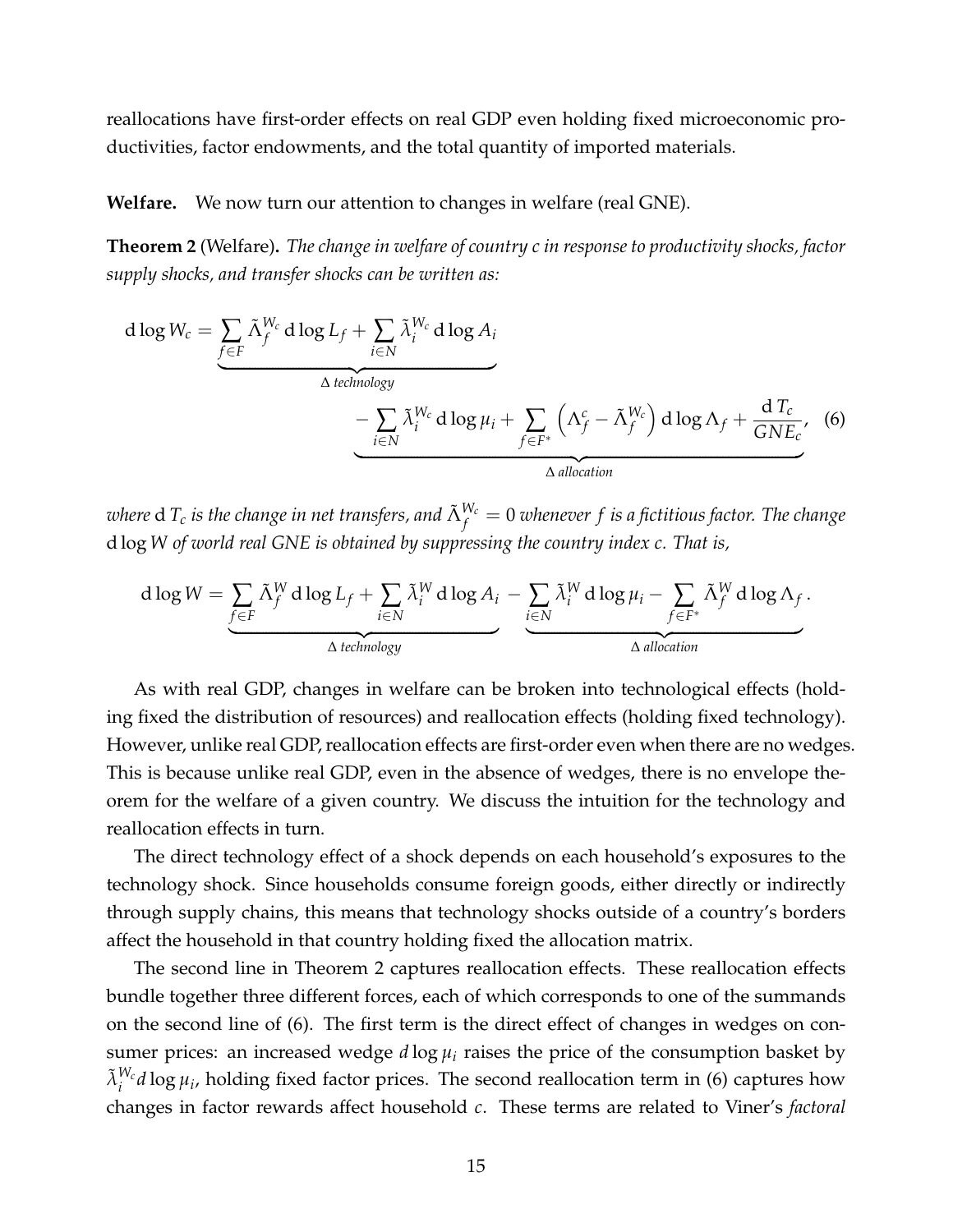reallocations have first-order effects on real GDP even holding fixed microeconomic productivities, factor endowments, and the total quantity of imported materials.

**Welfare.** We now turn our attention to changes in welfare (real GNE).

**Theorem 2** (Welfare)**.** *The change in welfare of country c in response to productivity shocks, factor supply shocks, and transfer shocks can be written as:*

$$
\mathrm{d}\log W_c = \underbrace{\sum_{f \in F} \tilde{\Lambda}_f^{W_c} \,\mathrm{d}\log L_f + \sum_{i \in N} \tilde{\lambda}_i^{W_c} \,\mathrm{d}\log A_i}_{\Delta \text{ technology}} \underbrace{- \sum_{i \in N} \tilde{\lambda}_i^{W_c} \,\mathrm{d}\log \mu_i + \sum_{f \in F^*} \left( \Lambda_f^c - \tilde{\Lambda}_f^{W_c} \right) \mathrm{d}\log \Lambda_f + \frac{\mathrm{d}\, T_c}{GNE_c}}_{\Delta \text{ allocation}}, \quad (6)
$$

*where* $\mathrm{d}\, T_c$ *is the change in net transfers, and* $\tilde{\Lambda}_f^{W_c} = 0$ *whenever* $f$ *is a fictitious factor. The change* $\mathrm{d}\log W$ *of world real GNE is obtained by suppressing the country index c. That is,*

$$
\mathrm{d}\log W = \underbrace{\sum_{f \in F} \tilde{\Lambda}_f^{W} \,\mathrm{d}\log L_f + \sum_{i \in N} \tilde{\lambda}_i^{W} \,\mathrm{d}\log A_i}_{\Delta \text{ technology}} - \underbrace{\sum_{i \in N} \tilde{\lambda}_i^{W} \,\mathrm{d}\log \mu_i - \sum_{f \in F^*} \tilde{\Lambda}_f^{W} \,\mathrm{d}\log \Lambda_f}_{\Delta \text{ allocation}}.
$$

As with real GDP, changes in welfare can be broken into technological effects (holding fixed the distribution of resources) and reallocation effects (holding fixed technology). However, unlike real GDP, reallocation effects are first-order even when there are no wedges. This is because unlike real GDP, even in the absence of wedges, there is no envelope theorem for the welfare of a given country. We discuss the intuition for the technology and reallocation effects in turn.

The direct technology effect of a shock depends on each household's exposures to the technology shock. Since households consume foreign goods, either directly or indirectly through supply chains, this means that technology shocks outside of a country's borders affect the household in that country holding fixed the allocation matrix.

The second line in Theorem 2 captures reallocation effects. These reallocation effects bundle together three different forces, each of which corresponds to one of the summands on the second line of (6). The first term is the direct effect of changes in wedges on consumer prices: an increased wedge $d\log \mu_i$ raises the price of the consumption basket by $\tilde{\lambda}_i^{W_c} d\log \mu_i$, holding fixed factor prices. The second reallocation term in (6) captures how changes in factor rewards affect household $c$. These terms are related to Viner's *factoral*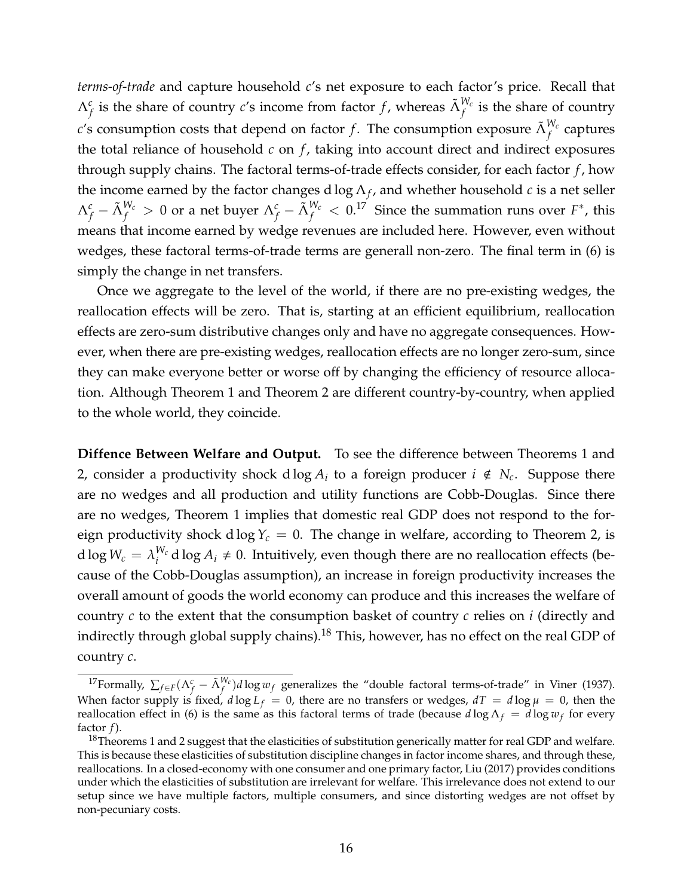*terms-of-trade* and capture household $c$'s net exposure to each factor's price. Recall that $\Lambda^c_f$ is the share of country $c$'s income from factor $f$, whereas $\tilde{\Lambda}^{W_c}_f$ is the share of country $c$'s consumption costs that depend on factor $f$. The consumption exposure $\tilde{\Lambda}^{W_c}_f$ captures the total reliance of household $c$ on $f$, taking into account direct and indirect exposures through supply chains. The factoral terms-of-trade effects consider, for each factor $f$, how the income earned by the factor changes $\mathrm{d}\log\Lambda_f$, and whether household $c$ is a net seller $\Lambda^c_f - \tilde{\Lambda}^{W_c}_f > 0$ or a net buyer $\Lambda^c_f - \tilde{\Lambda}^{W_c}_f < 0$.[17] Since the summation runs over $F^*$, this means that income earned by wedge revenues are included here. However, even without wedges, these factoral terms-of-trade terms are generall non-zero. The final term in (6) is simply the change in net transfers.

Once we aggregate to the level of the world, if there are no pre-existing wedges, the reallocation effects will be zero. That is, starting at an efficient equilibrium, reallocation effects are zero-sum distributive changes only and have no aggregate consequences. However, when there are pre-existing wedges, reallocation effects are no longer zero-sum, since they can make everyone better or worse off by changing the efficiency of resource allocation. Although Theorem 1 and Theorem 2 are different country-by-country, when applied to the whole world, they coincide.

**Diffence Between Welfare and Output.** To see the difference between Theorems 1 and 2, consider a productivity shock $\mathrm{d}\log A_i$ to a foreign producer $i \notin N_c$. Suppose there are no wedges and all production and utility functions are Cobb-Douglas. Since there are no wedges, Theorem 1 implies that domestic real GDP does not respond to the foreign productivity shock $\mathrm{d}\log Y_c = 0$. The change in welfare, according to Theorem 2, is $\mathrm{d}\log W_c = \lambda^{W_c}_i \mathrm{d}\log A_i \neq 0$. Intuitively, even though there are no reallocation effects (because of the Cobb-Douglas assumption), an increase in foreign productivity increases the overall amount of goods the world economy can produce and this increases the welfare of country $c$ to the extent that the consumption basket of country $c$ relies on $i$ (directly and indirectly through global supply chains).[18] This, however, has no effect on the real GDP of country $c$.

---

[17] Formally, $\sum_{f\in F}(\Lambda^c_f - \tilde{\Lambda}^{W_c}_f)d\log w_f$ generalizes the "double factoral terms-of-trade" in Viner (1937). When factor supply is fixed, $d\log L_f = 0$, there are no transfers or wedges, $dT = d\log\mu = 0$, then the reallocation effect in (6) is the same as this factoral terms of trade (because $d\log\Lambda_f = d\log w_f$ for every factor $f$).

[18] Theorems 1 and 2 suggest that the elasticities of substitution generically matter for real GDP and welfare. This is because these elasticities of substitution discipline changes in factor income shares, and through these, reallocations. In a closed-economy with one consumer and one primary factor, Liu (2017) provides conditions under which the elasticities of substitution are irrelevant for welfare. This irrelevance does not extend to our setup since we have multiple factors, multiple consumers, and since distorting wedges are not offset by non-pecuniary costs.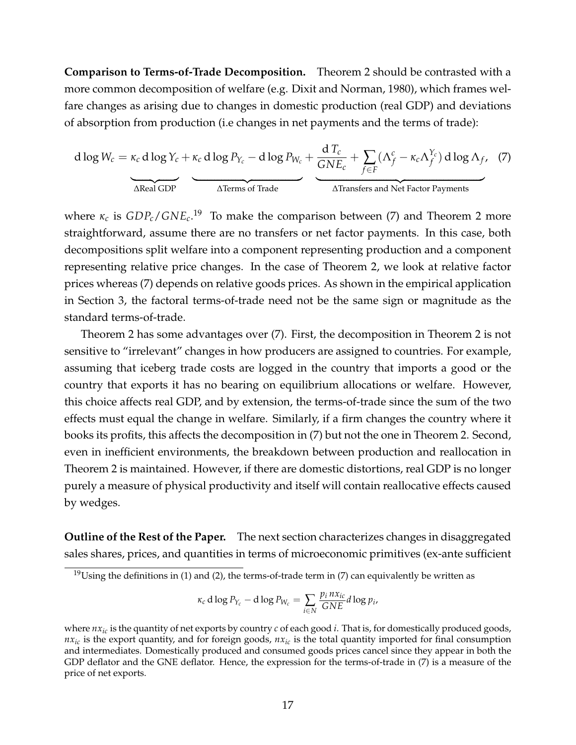**Comparison to Terms-of-Trade Decomposition.** Theorem 2 should be contrasted with a more common decomposition of welfare (e.g. Dixit and Norman, 1980), which frames welfare changes as arising due to changes in domestic production (real GDP) and deviations of absorption from production (i.e changes in net payments and the terms of trade):

$$\mathrm{d}\log W_c = \underbrace{\kappa_c \,\mathrm{d}\log Y_c}_{\Delta\text{Real GDP}} + \underbrace{\kappa_c \,\mathrm{d}\log P_{Y_c} - \mathrm{d}\log P_{W_c}}_{\Delta\text{Terms of Trade}} + \underbrace{\frac{\mathrm{d}\,T_c}{GNE_c} + \sum_{f\in F}(\Lambda_f^c - \kappa_c \Lambda_f^{Y_c})\,\mathrm{d}\log \Lambda_f}_{\Delta\text{Transfers and Net Factor Payments}}, \quad (7)$$

where $\kappa_c$ is $GDP_c/GNE_c$.[19] To make the comparison between (7) and Theorem 2 more straightforward, assume there are no transfers or net factor payments. In this case, both decompositions split welfare into a component representing production and a component representing relative price changes. In the case of Theorem 2, we look at relative factor prices whereas (7) depends on relative goods prices. As shown in the empirical application in Section 3, the factoral terms-of-trade need not be the same sign or magnitude as the standard terms-of-trade.

Theorem 2 has some advantages over (7). First, the decomposition in Theorem 2 is not sensitive to "irrelevant" changes in how producers are assigned to countries. For example, assuming that iceberg trade costs are logged in the country that imports a good or the country that exports it has no bearing on equilibrium allocations or welfare. However, this choice affects real GDP, and by extension, the terms-of-trade since the sum of the two effects must equal the change in welfare. Similarly, if a firm changes the country where it books its profits, this affects the decomposition in (7) but not the one in Theorem 2. Second, even in inefficient environments, the breakdown between production and reallocation in Theorem 2 is maintained. However, if there are domestic distortions, real GDP is no longer purely a measure of physical productivity and itself will contain reallocative effects caused by wedges.

**Outline of the Rest of the Paper.** The next section characterizes changes in disaggregated sales shares, prices, and quantities in terms of microeconomic primitives (ex-ante sufficient

[19] Using the definitions in (1) and (2), the terms-of-trade term in (7) can equivalently be written as

$$\kappa_c \,\mathrm{d}\log P_{Y_c} - \mathrm{d}\log P_{W_c} = \sum_{i\in N} \frac{p_i\, nx_{ic}}{GNE} d\log p_i,$$

where $nx_{ic}$ is the quantity of net exports by country $c$ of each good $i$. That is, for domestically produced goods, $nx_{ic}$ is the export quantity, and for foreign goods, $nx_{ic}$ is the total quantity imported for final consumption and intermediates. Domestically produced and consumed goods prices cancel since they appear in both the GDP deflator and the GNE deflator. Hence, the expression for the terms-of-trade in (7) is a measure of the price of net exports.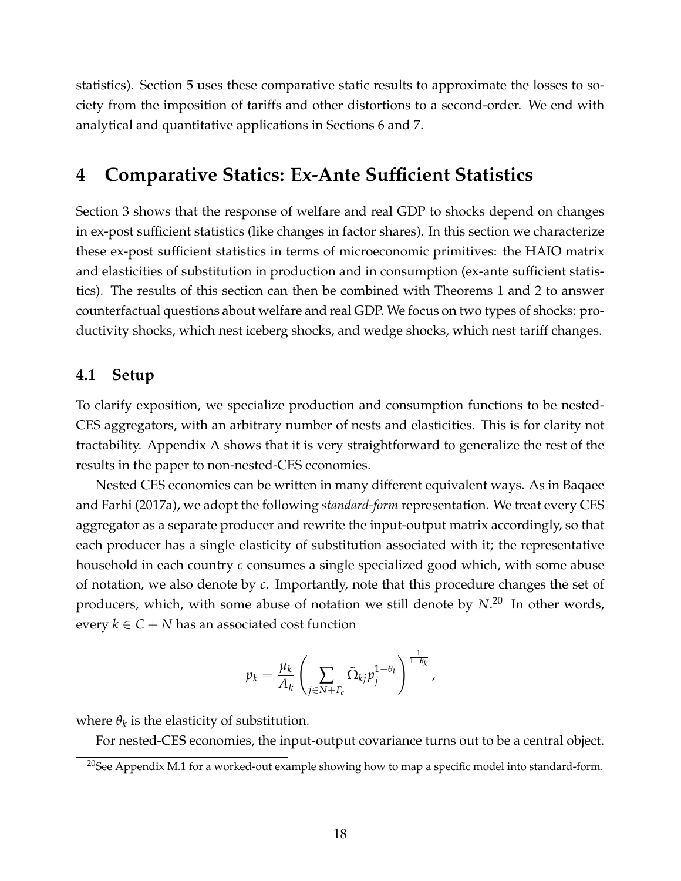statistics). Section 5 uses these comparative static results to approximate the losses to society from the imposition of tariffs and other distortions to a second-order. We end with analytical and quantitative applications in Sections 6 and 7.

# 4 Comparative Statics: Ex-Ante Sufficient Statistics

Section 3 shows that the response of welfare and real GDP to shocks depend on changes in ex-post sufficient statistics (like changes in factor shares). In this section we characterize these ex-post sufficient statistics in terms of microeconomic primitives: the HAIO matrix and elasticities of substitution in production and in consumption (ex-ante sufficient statistics). The results of this section can then be combined with Theorems 1 and 2 to answer counterfactual questions about welfare and real GDP. We focus on two types of shocks: productivity shocks, which nest iceberg shocks, and wedge shocks, which nest tariff changes.

## 4.1 Setup

To clarify exposition, we specialize production and consumption functions to be nested-CES aggregators, with an arbitrary number of nests and elasticities. This is for clarity not tractability. Appendix A shows that it is very straightforward to generalize the rest of the results in the paper to non-nested-CES economies.

Nested CES economies can be written in many different equivalent ways. As in Baqaee and Farhi (2017a), we adopt the following *standard-form* representation. We treat every CES aggregator as a separate producer and rewrite the input-output matrix accordingly, so that each producer has a single elasticity of substitution associated with it; the representative household in each country $c$ consumes a single specialized good which, with some abuse of notation, we also denote by $c$. Importantly, note that this procedure changes the set of producers, which, with some abuse of notation we still denote by $N$.[20] In other words, every $k \in C + N$ has an associated cost function

$$p_k = \frac{\mu_k}{A_k} \left( \sum_{j \in N + F_c} \tilde{\Omega}_{kj} p_j^{1-\theta_k} \right)^{\frac{1}{1-\theta_k}},$$

where $\theta_k$ is the elasticity of substitution.

For nested-CES economies, the input-output covariance turns out to be a central object.

[20] See Appendix M.1 for a worked-out example showing how to map a specific model into standard-form.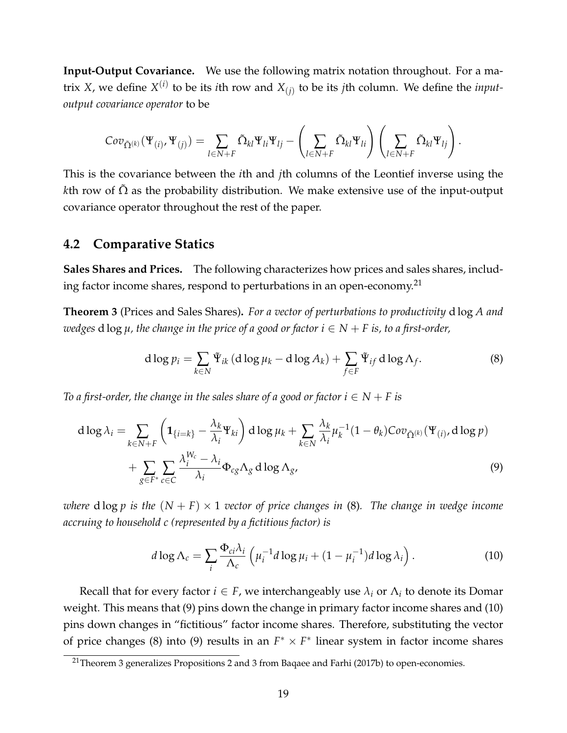**Input-Output Covariance.** We use the following matrix notation throughout. For a matrix $X$, we define $X^{(i)}$ to be its $i$th row and $X_{(j)}$ to be its $j$th column. We define the *input-output covariance operator* to be

$$Cov_{\tilde{\Omega}^{(k)}}(\Psi_{(i)}, \Psi_{(j)}) = \sum_{l \in N+F} \tilde{\Omega}_{kl} \Psi_{li} \Psi_{lj} - \left( \sum_{l \in N+F} \tilde{\Omega}_{kl} \Psi_{li} \right) \left( \sum_{l \in N+F} \tilde{\Omega}_{kl} \Psi_{lj} \right).$$

This is the covariance between the $i$th and $j$th columns of the Leontief inverse using the $k$th row of $\tilde{\Omega}$ as the probability distribution. We make extensive use of the input-output covariance operator throughout the rest of the paper.

## 4.2 Comparative Statics

**Sales Shares and Prices.** The following characterizes how prices and sales shares, including factor income shares, respond to perturbations in an open-economy.[21]

**Theorem 3** (Prices and Sales Shares)**.** *For a vector of perturbations to productivity* $\mathrm{d}\log A$ *and wedges* $\mathrm{d}\log \mu$*, the change in the price of a good or factor* $i \in N + F$ *is, to a first-order,*

$$\mathrm{d}\log p_i = \sum_{k \in N} \tilde{\Psi}_{ik} \left( \mathrm{d}\log \mu_k - \mathrm{d}\log A_k \right) + \sum_{f \in F} \tilde{\Psi}_{if} \,\mathrm{d}\log \Lambda_f. \tag{8}$$

*To a first-order, the change in the sales share of a good or factor* $i \in N + F$ *is*

$$\begin{aligned}\mathrm{d}\log \lambda_i = &\sum_{k \in N+F} \left( \mathbf{1}_{\{i=k\}} - \frac{\lambda_k}{\lambda_i} \Psi_{ki} \right) \mathrm{d}\log \mu_k + \sum_{k \in N} \frac{\lambda_k}{\lambda_i} \mu_k^{-1} (1 - \theta_k) Cov_{\tilde{\Omega}^{(k)}}(\Psi_{(i)}, \mathrm{d}\log p) \\ &+ \sum_{g \in F^*} \sum_{c \in C} \frac{\lambda_i^{W_c} - \lambda_i}{\lambda_i} \Phi_{cg} \Lambda_g \,\mathrm{d}\log \Lambda_g,\end{aligned} \tag{9}$$

*where* $\mathrm{d}\log p$ *is the* $(N + F) \times 1$ *vector of price changes in* (8)*. The change in wedge income accruing to household* $c$ *(represented by a fictitious factor) is*

$$d\log \Lambda_c = \sum_i \frac{\Phi_{ci} \lambda_i}{\Lambda_c} \left( \mu_i^{-1} d\log \mu_i + (1 - \mu_i^{-1}) d\log \lambda_i \right). \tag{10}$$

Recall that for every factor $i \in F$, we interchangeably use $\lambda_i$ or $\Lambda_i$ to denote its Domar weight. This means that (9) pins down the change in primary factor income shares and (10) pins down changes in "fictitious" factor income shares. Therefore, substituting the vector of price changes (8) into (9) results in an $F^* \times F^*$ linear system in factor income shares

[21] Theorem 3 generalizes Propositions 2 and 3 from Baqaee and Farhi (2017b) to open-economies.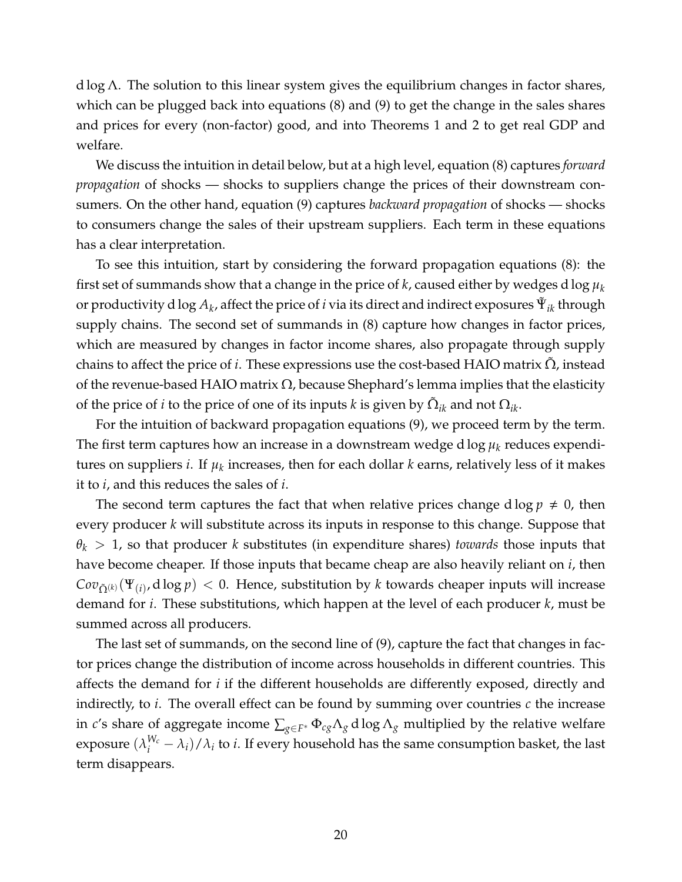$\mathrm{d}\log\Lambda$. The solution to this linear system gives the equilibrium changes in factor shares, which can be plugged back into equations (8) and (9) to get the change in the sales shares and prices for every (non-factor) good, and into Theorems 1 and 2 to get real GDP and welfare.

We discuss the intuition in detail below, but at a high level, equation (8) captures *forward propagation* of shocks — shocks to suppliers change the prices of their downstream consumers. On the other hand, equation (9) captures *backward propagation* of shocks — shocks to consumers change the sales of their upstream suppliers. Each term in these equations has a clear interpretation.

To see this intuition, start by considering the forward propagation equations (8): the first set of summands show that a change in the price of $k$, caused either by wedges $\mathrm{d}\log\mu_k$ or productivity $\mathrm{d}\log A_k$, affect the price of $i$ via its direct and indirect exposures $\tilde{\Psi}_{ik}$ through supply chains. The second set of summands in (8) capture how changes in factor prices, which are measured by changes in factor income shares, also propagate through supply chains to affect the price of $i$. These expressions use the cost-based HAIO matrix $\tilde{\Omega}$, instead of the revenue-based HAIO matrix $\Omega$, because Shephard's lemma implies that the elasticity of the price of $i$ to the price of one of its inputs $k$ is given by $\tilde{\Omega}_{ik}$ and not $\Omega_{ik}$.

For the intuition of backward propagation equations (9), we proceed term by the term. The first term captures how an increase in a downstream wedge $\mathrm{d}\log\mu_k$ reduces expenditures on suppliers $i$. If $\mu_k$ increases, then for each dollar $k$ earns, relatively less of it makes it to $i$, and this reduces the sales of $i$.

The second term captures the fact that when relative prices change $\mathrm{d}\log p \neq 0$, then every producer $k$ will substitute across its inputs in response to this change. Suppose that $\theta_k > 1$, so that producer $k$ substitutes (in expenditure shares) *towards* those inputs that have become cheaper. If those inputs that became cheap are also heavily reliant on $i$, then $Cov_{\tilde{\Omega}^{(k)}}(\Psi_{(i)}, \mathrm{d}\log p) < 0$. Hence, substitution by $k$ towards cheaper inputs will increase demand for $i$. These substitutions, which happen at the level of each producer $k$, must be summed across all producers.

The last set of summands, on the second line of (9), capture the fact that changes in factor prices change the distribution of income across households in different countries. This affects the demand for $i$ if the different households are differently exposed, directly and indirectly, to $i$. The overall effect can be found by summing over countries $c$ the increase in $c$'s share of aggregate income $\sum_{g\in F^*}\Phi_{cg}\Lambda_g\,\mathrm{d}\log\Lambda_g$ multiplied by the relative welfare exposure $(\lambda_i^{W_c} - \lambda_i)/\lambda_i$ to $i$. If every household has the same consumption basket, the last term disappears.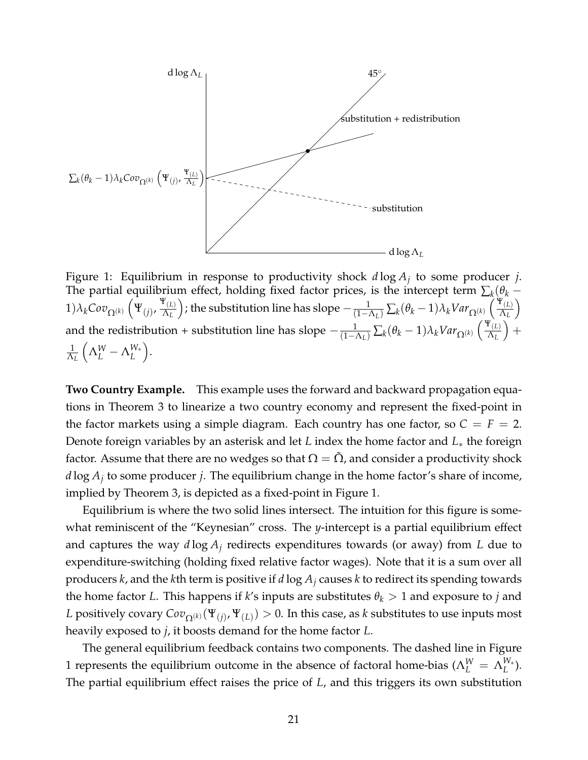Figure 1: Equilibrium in response to productivity shock $d\log A_j$ to some producer $j$. The partial equilibrium effect, holding fixed factor prices, is the intercept term $\sum_k(\theta_k - 1)\lambda_k Cov_{\Omega^{(k)}}\left(\Psi_{(j)}, \frac{\Psi_{(L)}}{\Lambda_L}\right)$; the substitution line has slope $-\frac{1}{(1-\Lambda_L)}\sum_k(\theta_k - 1)\lambda_k Var_{\Omega^{(k)}}\left(\frac{\Psi_{(L)}}{\Lambda_L}\right)$ and the redistribution + substitution line has slope $-\frac{1}{(1-\Lambda_L)}\sum_k(\theta_k - 1)\lambda_k Var_{\Omega^{(k)}}\left(\frac{\Psi_{(L)}}{\Lambda_L}\right) + \frac{1}{\Lambda_L}\left(\Lambda_L^W - \Lambda_L^{W_*}\right)$.

**Two Country Example.** This example uses the forward and backward propagation equations in Theorem 3 to linearize a two country economy and represent the fixed-point in the factor markets using a simple diagram. Each country has one factor, so $C = F = 2$. Denote foreign variables by an asterisk and let $L$ index the home factor and $L_*$ the foreign factor. Assume that there are no wedges so that $\Omega = \tilde{\Omega}$, and consider a productivity shock $d\log A_j$ to some producer $j$. The equilibrium change in the home factor's share of income, implied by Theorem 3, is depicted as a fixed-point in Figure 1.

Equilibrium is where the two solid lines intersect. The intuition for this figure is somewhat reminiscent of the "Keynesian" cross. The $y$-intercept is a partial equilibrium effect and captures the way $d\log A_j$ redirects expenditures towards (or away) from $L$ due to expenditure-switching (holding fixed relative factor wages). Note that it is a sum over all producers $k$, and the $k$th term is positive if $d\log A_j$ causes $k$ to redirect its spending towards the home factor $L$. This happens if $k$'s inputs are substitutes $\theta_k > 1$ and exposure to $j$ and $L$ positively covary $Cov_{\Omega^{(k)}}(\Psi_{(j)}, \Psi_{(L)}) > 0$. In this case, as $k$ substitutes to use inputs most heavily exposed to $j$, it boosts demand for the home factor $L$.

The general equilibrium feedback contains two components. The dashed line in Figure 1 represents the equilibrium outcome in the absence of factoral home-bias ($\Lambda_L^W = \Lambda_L^{W_*}$). The partial equilibrium effect raises the price of $L$, and this triggers its own substitution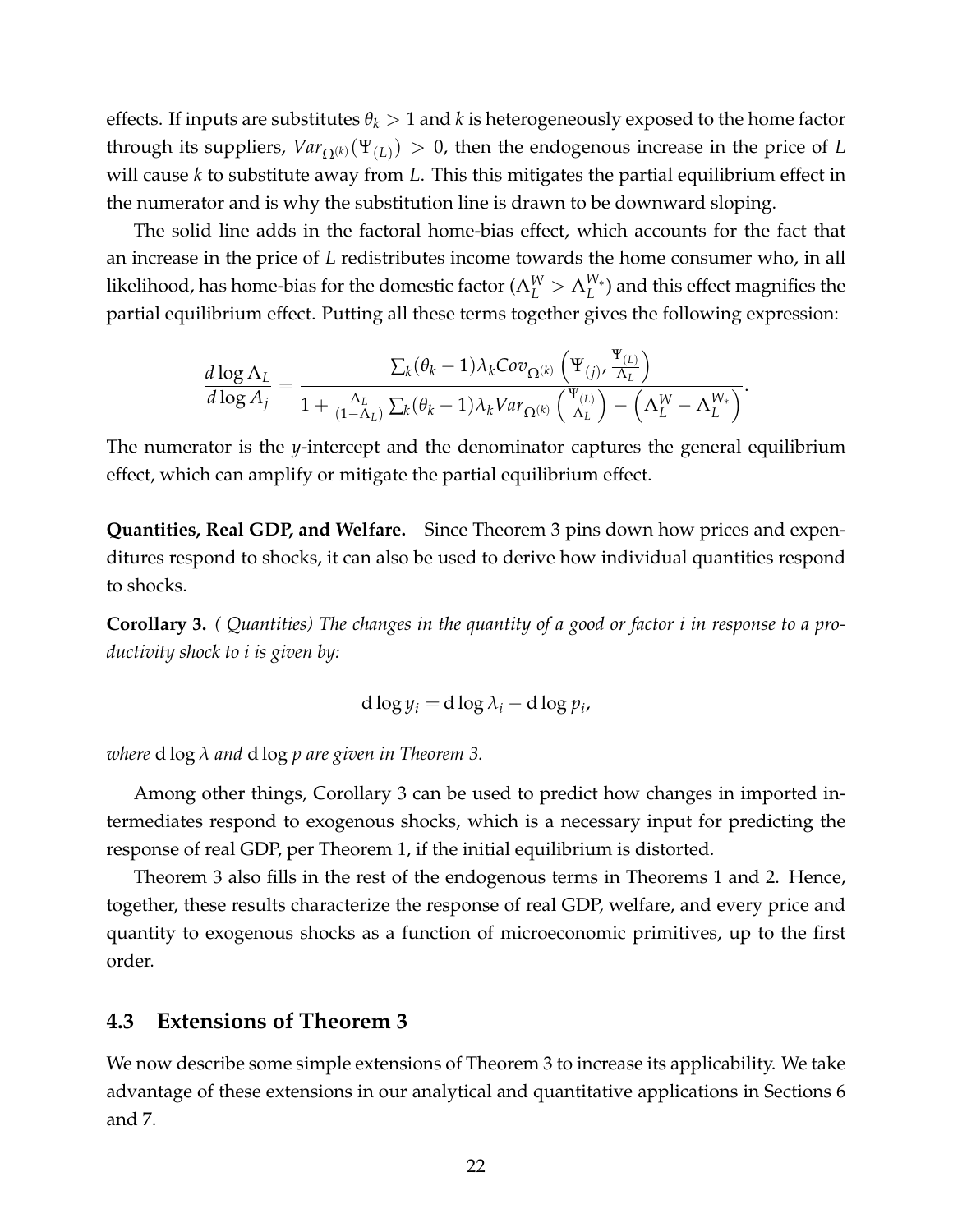effects. If inputs are substitutes $\theta_k > 1$ and $k$ is heterogeneously exposed to the home factor through its suppliers, $Var_{\Omega^{(k)}}(\Psi_{(L)}) > 0$, then the endogenous increase in the price of $L$ will cause $k$ to substitute away from $L$. This this mitigates the partial equilibrium effect in the numerator and is why the substitution line is drawn to be downward sloping.

The solid line adds in the factoral home-bias effect, which accounts for the fact that an increase in the price of $L$ redistributes income towards the home consumer who, in all likelihood, has home-bias for the domestic factor ($\Lambda_L^W > \Lambda_L^{W_*}$) and this effect magnifies the partial equilibrium effect. Putting all these terms together gives the following expression:

$$\frac{d\log\Lambda_L}{d\log A_j} = \frac{\sum_k(\theta_k - 1)\lambda_k Cov_{\Omega^{(k)}}\left(\Psi_{(j)}, \frac{\Psi_{(L)}}{\Lambda_L}\right)}{1 + \frac{\Lambda_L}{(1-\Lambda_L)}\sum_k(\theta_k - 1)\lambda_k Var_{\Omega^{(k)}}\left(\frac{\Psi_{(L)}}{\Lambda_L}\right) - \left(\Lambda_L^W - \Lambda_L^{W_*}\right)}.$$

The numerator is the $y$-intercept and the denominator captures the general equilibrium effect, which can amplify or mitigate the partial equilibrium effect.

**Quantities, Real GDP, and Welfare.** Since Theorem 3 pins down how prices and expenditures respond to shocks, it can also be used to derive how individual quantities respond to shocks.

**Corollary 3.** *( Quantities) The changes in the quantity of a good or factor i in response to a productivity shock to i is given by:*

$$\mathrm{d}\log y_i = \mathrm{d}\log\lambda_i - \mathrm{d}\log p_i,$$

*where* $\mathrm{d}\log\lambda$ *and* $\mathrm{d}\log p$ *are given in Theorem 3.*

Among other things, Corollary 3 can be used to predict how changes in imported intermediates respond to exogenous shocks, which is a necessary input for predicting the response of real GDP, per Theorem 1, if the initial equilibrium is distorted.

Theorem 3 also fills in the rest of the endogenous terms in Theorems 1 and 2. Hence, together, these results characterize the response of real GDP, welfare, and every price and quantity to exogenous shocks as a function of microeconomic primitives, up to the first order.

## 4.3 Extensions of Theorem 3

We now describe some simple extensions of Theorem 3 to increase its applicability. We take advantage of these extensions in our analytical and quantitative applications in Sections 6 and 7.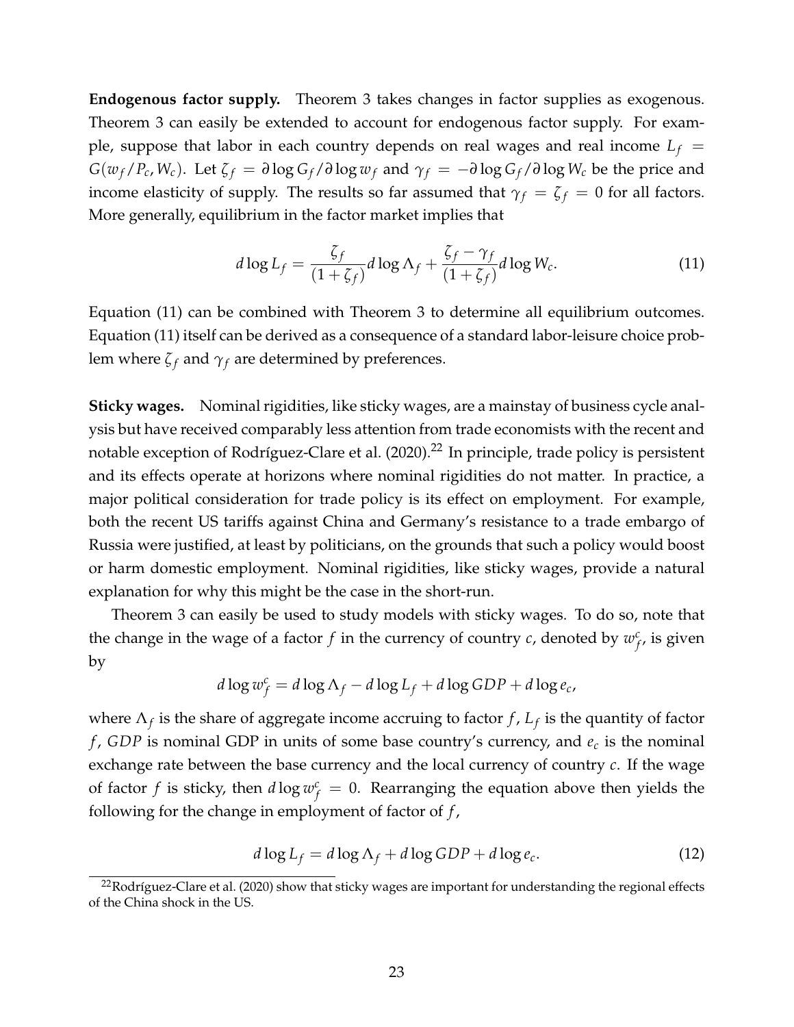**Endogenous factor supply.** Theorem 3 takes changes in factor supplies as exogenous. Theorem 3 can easily be extended to account for endogenous factor supply. For example, suppose that labor in each country depends on real wages and real income $L_f = G(w_f/P_c, W_c)$. Let $\zeta_f = \partial \log G_f / \partial \log w_f$ and $\gamma_f = -\partial \log G_f / \partial \log W_c$ be the price and income elasticity of supply. The results so far assumed that $\gamma_f = \zeta_f = 0$ for all factors. More generally, equilibrium in the factor market implies that

$$d \log L_f = \frac{\zeta_f}{(1+\zeta_f)} d \log \Lambda_f + \frac{\zeta_f - \gamma_f}{(1+\zeta_f)} d \log W_c. \tag{11}$$

Equation (11) can be combined with Theorem 3 to determine all equilibrium outcomes. Equation (11) itself can be derived as a consequence of a standard labor-leisure choice problem where $\zeta_f$ and $\gamma_f$ are determined by preferences.

**Sticky wages.** Nominal rigidities, like sticky wages, are a mainstay of business cycle analysis but have received comparably less attention from trade economists with the recent and notable exception of Rodríguez-Clare et al. (2020).[22] In principle, trade policy is persistent and its effects operate at horizons where nominal rigidities do not matter. In practice, a major political consideration for trade policy is its effect on employment. For example, both the recent US tariffs against China and Germany's resistance to a trade embargo of Russia were justified, at least by politicians, on the grounds that such a policy would boost or harm domestic employment. Nominal rigidities, like sticky wages, provide a natural explanation for why this might be the case in the short-run.

Theorem 3 can easily be used to study models with sticky wages. To do so, note that the change in the wage of a factor $f$ in the currency of country $c$, denoted by $w_f^c$, is given by

$$d \log w_f^c = d \log \Lambda_f - d \log L_f + d \log GDP + d \log e_c,$$

where $\Lambda_f$ is the share of aggregate income accruing to factor $f$, $L_f$ is the quantity of factor $f$, $GDP$ is nominal GDP in units of some base country's currency, and $e_c$ is the nominal exchange rate between the base currency and the local currency of country $c$. If the wage of factor $f$ is sticky, then $d \log w_f^c = 0$. Rearranging the equation above then yields the following for the change in employment of factor of $f$,

$$d \log L_f = d \log \Lambda_f + d \log GDP + d \log e_c. \tag{12}$$

[22] Rodríguez-Clare et al. (2020) show that sticky wages are important for understanding the regional effects of the China shock in the US.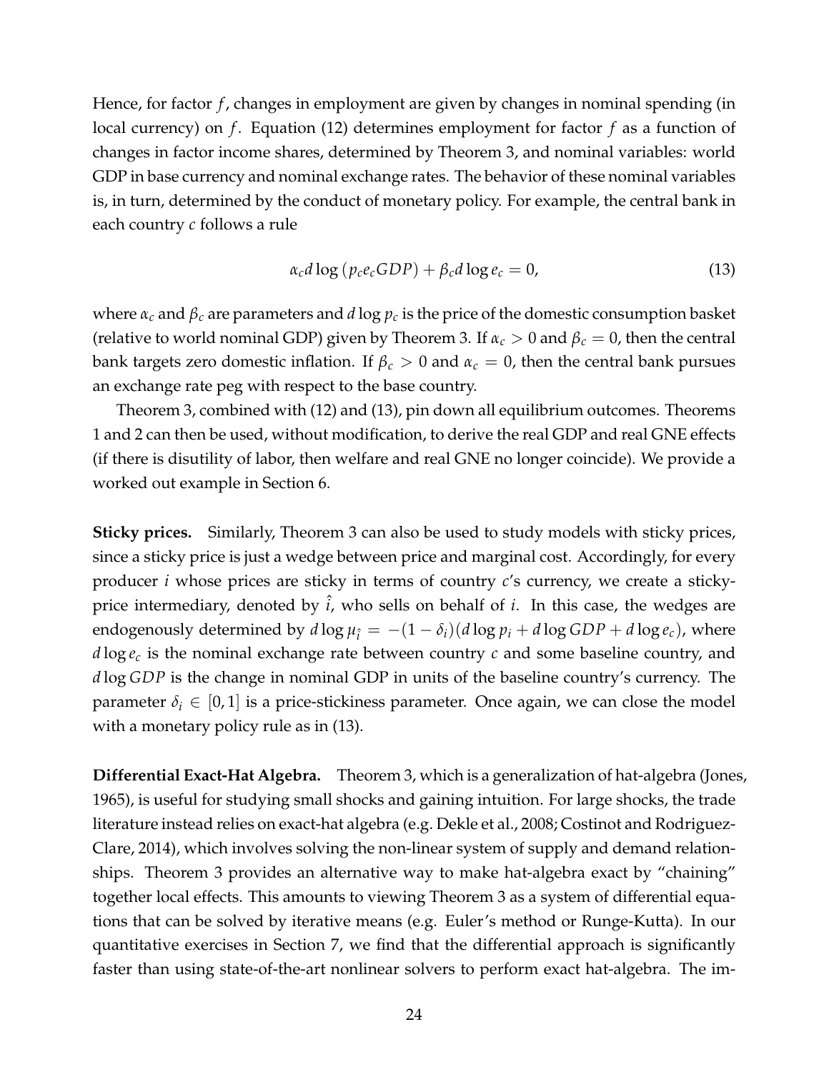Hence, for factor $f$, changes in employment are given by changes in nominal spending (in local currency) on $f$. Equation (12) determines employment for factor $f$ as a function of changes in factor income shares, determined by Theorem 3, and nominal variables: world GDP in base currency and nominal exchange rates. The behavior of these nominal variables is, in turn, determined by the conduct of monetary policy. For example, the central bank in each country $c$ follows a rule

$$\alpha_c d\log\left(p_c e_c GDP\right) + \beta_c d\log e_c = 0, \tag{13}$$

where $\alpha_c$ and $\beta_c$ are parameters and $d\log p_c$ is the price of the domestic consumption basket (relative to world nominal GDP) given by Theorem 3. If $\alpha_c > 0$ and $\beta_c = 0$, then the central bank targets zero domestic inflation. If $\beta_c > 0$ and $\alpha_c = 0$, then the central bank pursues an exchange rate peg with respect to the base country.

Theorem 3, combined with (12) and (13), pin down all equilibrium outcomes. Theorems 1 and 2 can then be used, without modification, to derive the real GDP and real GNE effects (if there is disutility of labor, then welfare and real GNE no longer coincide). We provide a worked out example in Section 6.

**Sticky prices.** Similarly, Theorem 3 can also be used to study models with sticky prices, since a sticky price is just a wedge between price and marginal cost. Accordingly, for every producer $i$ whose prices are sticky in terms of country $c$'s currency, we create a sticky-price intermediary, denoted by $\hat{\imath}$, who sells on behalf of $i$. In this case, the wedges are endogenously determined by $d\log\mu_{\hat{\imath}} = -(1-\delta_i)(d\log p_i + d\log GDP + d\log e_c)$, where $d\log e_c$ is the nominal exchange rate between country $c$ and some baseline country, and $d\log GDP$ is the change in nominal GDP in units of the baseline country's currency. The parameter $\delta_i \in [0,1]$ is a price-stickiness parameter. Once again, we can close the model with a monetary policy rule as in (13).

**Differential Exact-Hat Algebra.** Theorem 3, which is a generalization of hat-algebra (Jones, 1965), is useful for studying small shocks and gaining intuition. For large shocks, the trade literature instead relies on exact-hat algebra (e.g. Dekle et al., 2008; Costinot and Rodriguez-Clare, 2014), which involves solving the non-linear system of supply and demand relationships. Theorem 3 provides an alternative way to make hat-algebra exact by "chaining" together local effects. This amounts to viewing Theorem 3 as a system of differential equations that can be solved by iterative means (e.g. Euler's method or Runge-Kutta). In our quantitative exercises in Section 7, we find that the differential approach is significantly faster than using state-of-the-art nonlinear solvers to perform exact hat-algebra. The im-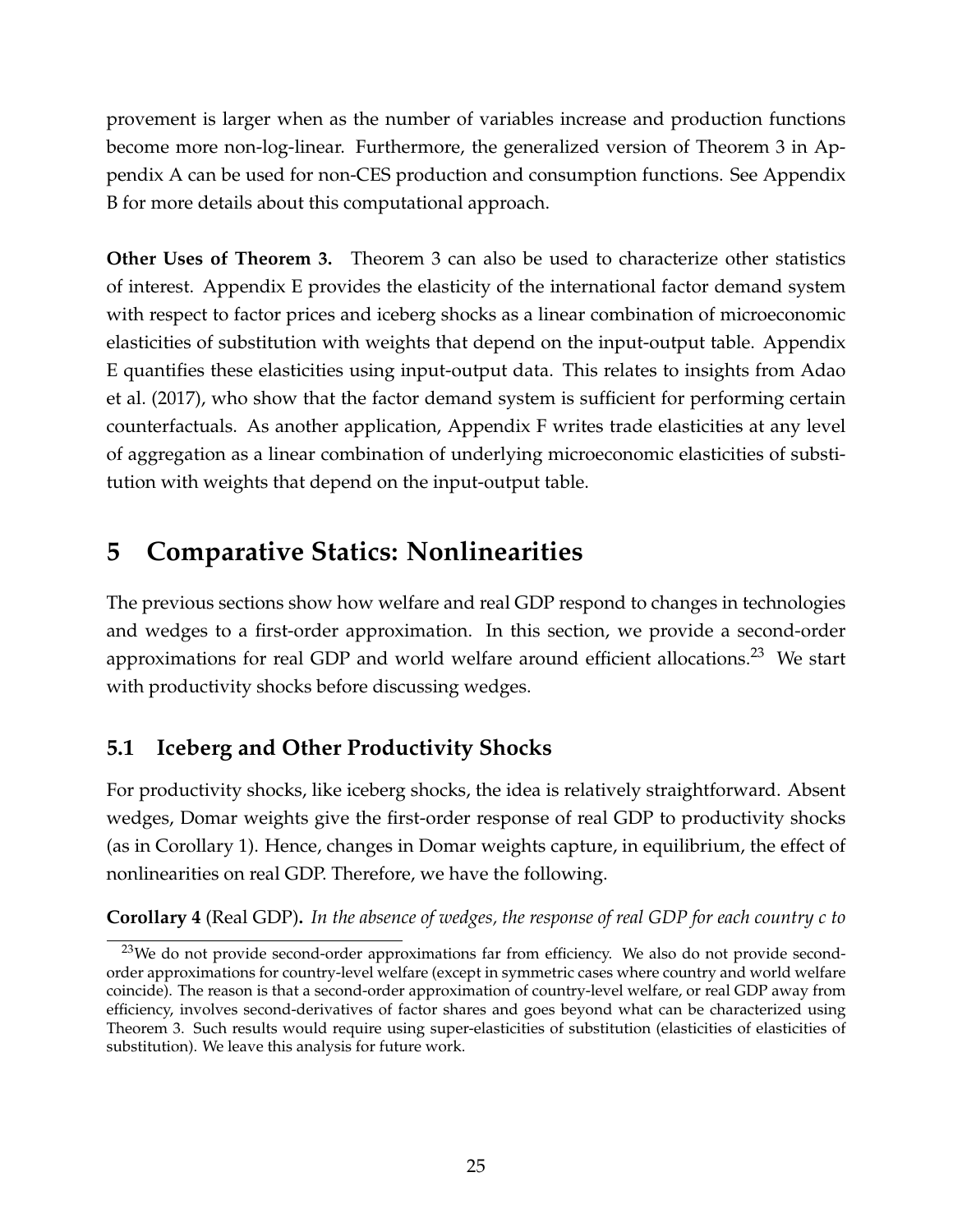provement is larger when as the number of variables increase and production functions become more non-log-linear. Furthermore, the generalized version of Theorem 3 in Appendix A can be used for non-CES production and consumption functions. See Appendix B for more details about this computational approach.

**Other Uses of Theorem 3.** Theorem 3 can also be used to characterize other statistics of interest. Appendix E provides the elasticity of the international factor demand system with respect to factor prices and iceberg shocks as a linear combination of microeconomic elasticities of substitution with weights that depend on the input-output table. Appendix E quantifies these elasticities using input-output data. This relates to insights from Adao et al. (2017), who show that the factor demand system is sufficient for performing certain counterfactuals. As another application, Appendix F writes trade elasticities at any level of aggregation as a linear combination of underlying microeconomic elasticities of substitution with weights that depend on the input-output table.

# 5 Comparative Statics: Nonlinearities

The previous sections show how welfare and real GDP respond to changes in technologies and wedges to a first-order approximation. In this section, we provide a second-order approximations for real GDP and world welfare around efficient allocations.[23] We start with productivity shocks before discussing wedges.

## 5.1 Iceberg and Other Productivity Shocks

For productivity shocks, like iceberg shocks, the idea is relatively straightforward. Absent wedges, Domar weights give the first-order response of real GDP to productivity shocks (as in Corollary 1). Hence, changes in Domar weights capture, in equilibrium, the effect of nonlinearities on real GDP. Therefore, we have the following.

**Corollary 4** (Real GDP)**.** *In the absence of wedges, the response of real GDP for each country $c$ to*

[23] We do not provide second-order approximations far from efficiency. We also do not provide second-order approximations for country-level welfare (except in symmetric cases where country and world welfare coincide). The reason is that a second-order approximation of country-level welfare, or real GDP away from efficiency, involves second-derivatives of factor shares and goes beyond what can be characterized using Theorem 3. Such results would require using super-elasticities of substitution (elasticities of elasticities of substitution). We leave this analysis for future work.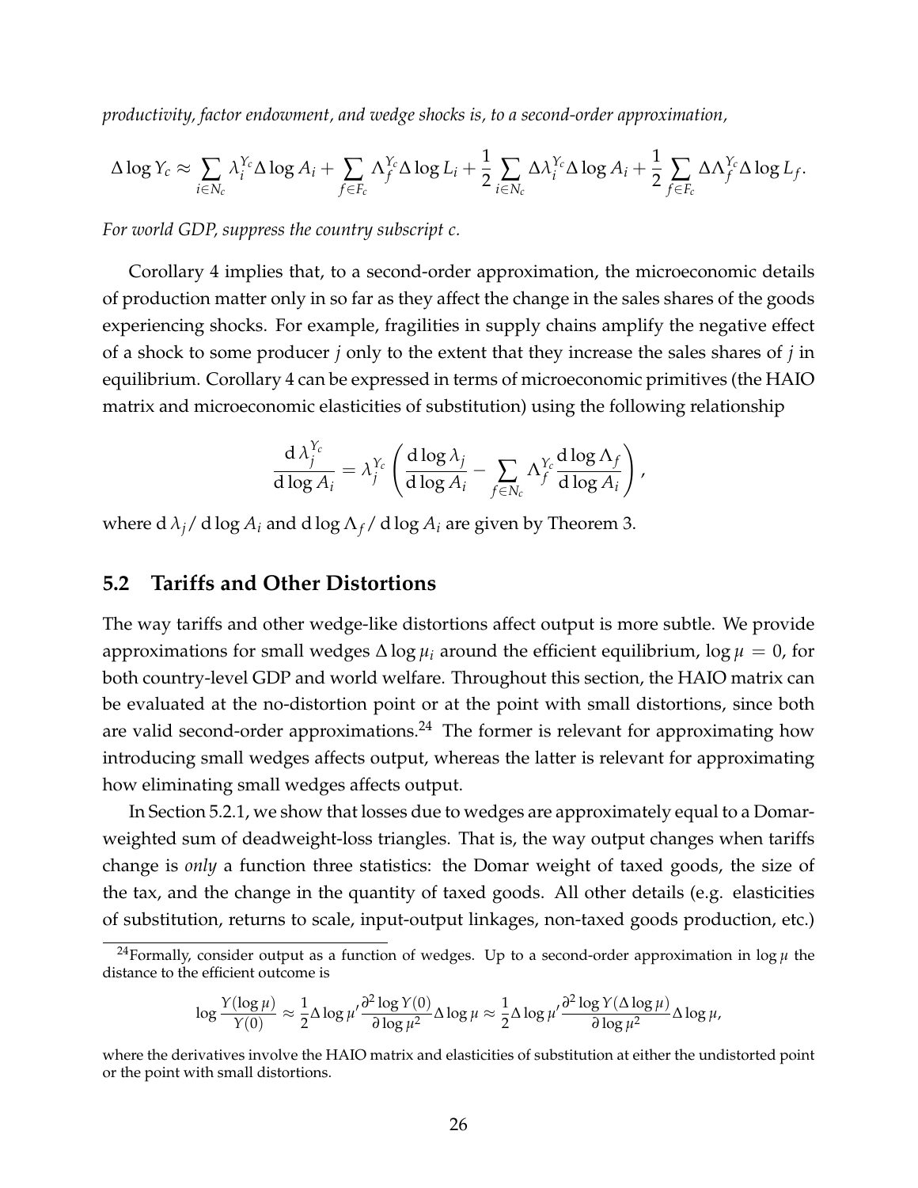*productivity, factor endowment, and wedge shocks is, to a second-order approximation,*

$$\Delta \log Y_c \approx \sum_{i \in N_c} \lambda_i^{Y_c} \Delta \log A_i + \sum_{f \in F_c} \Lambda_f^{Y_c} \Delta \log L_i + \frac{1}{2} \sum_{i \in N_c} \Delta \lambda_i^{Y_c} \Delta \log A_i + \frac{1}{2} \sum_{f \in F_c} \Delta \Lambda_f^{Y_c} \Delta \log L_f.$$

*For world GDP, suppress the country subscript c.*

Corollary 4 implies that, to a second-order approximation, the microeconomic details of production matter only in so far as they affect the change in the sales shares of the goods experiencing shocks. For example, fragilities in supply chains amplify the negative effect of a shock to some producer $j$ only to the extent that they increase the sales shares of $j$ in equilibrium. Corollary 4 can be expressed in terms of microeconomic primitives (the HAIO matrix and microeconomic elasticities of substitution) using the following relationship

$$\frac{\mathrm{d}\, \lambda_j^{Y_c}}{\mathrm{d} \log A_i} = \lambda_j^{Y_c} \left( \frac{\mathrm{d} \log \lambda_j}{\mathrm{d} \log A_i} - \sum_{f \in N_c} \Lambda_f^{Y_c} \frac{\mathrm{d} \log \Lambda_f}{\mathrm{d} \log A_i} \right),$$

where $\mathrm{d}\, \lambda_j / \mathrm{d} \log A_i$ and $\mathrm{d} \log \Lambda_f / \mathrm{d} \log A_i$ are given by Theorem 3.

## 5.2 Tariffs and Other Distortions

The way tariffs and other wedge-like distortions affect output is more subtle. We provide approximations for small wedges $\Delta \log \mu_i$ around the efficient equilibrium, $\log \mu = 0$, for both country-level GDP and world welfare. Throughout this section, the HAIO matrix can be evaluated at the no-distortion point or at the point with small distortions, since both are valid second-order approximations.[24] The former is relevant for approximating how introducing small wedges affects output, whereas the latter is relevant for approximating how eliminating small wedges affects output.

In Section 5.2.1, we show that losses due to wedges are approximately equal to a Domar-weighted sum of deadweight-loss triangles. That is, the way output changes when tariffs change is *only* a function three statistics: the Domar weight of taxed goods, the size of the tax, and the change in the quantity of taxed goods. All other details (e.g. elasticities of substitution, returns to scale, input-output linkages, non-taxed goods production, etc.)

[24] Formally, consider output as a function of wedges. Up to a second-order approximation in $\log \mu$ the distance to the efficient outcome is

$$\log \frac{Y(\log \mu)}{Y(0)} \approx \frac{1}{2} \Delta \log \mu' \frac{\partial^2 \log Y(0)}{\partial \log \mu^2} \Delta \log \mu \approx \frac{1}{2} \Delta \log \mu' \frac{\partial^2 \log Y(\Delta \log \mu)}{\partial \log \mu^2} \Delta \log \mu,$$

where the derivatives involve the HAIO matrix and elasticities of substitution at either the undistorted point or the point with small distortions.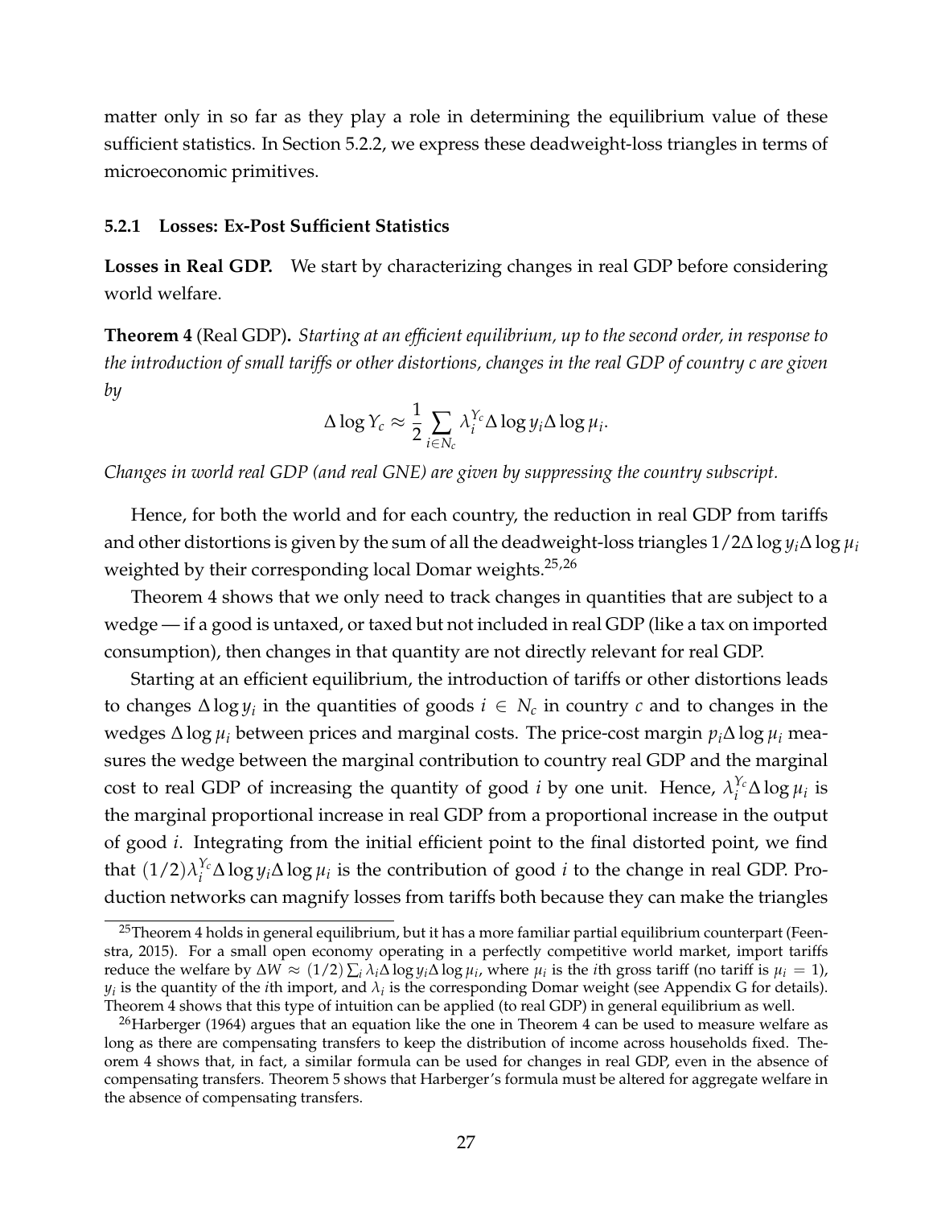matter only in so far as they play a role in determining the equilibrium value of these sufficient statistics. In Section 5.2.2, we express these deadweight-loss triangles in terms of microeconomic primitives.

### 5.2.1 Losses: Ex-Post Sufficient Statistics

**Losses in Real GDP.** We start by characterizing changes in real GDP before considering world welfare.

**Theorem 4** (Real GDP)**.** *Starting at an efficient equilibrium, up to the second order, in response to the introduction of small tariffs or other distortions, changes in the real GDP of country c are given by*

$$\Delta \log Y_c \approx \frac{1}{2} \sum_{i \in N_c} \lambda_i^{Y_c} \Delta \log y_i \Delta \log \mu_i.$$

*Changes in world real GDP (and real GNE) are given by suppressing the country subscript.*

Hence, for both the world and for each country, the reduction in real GDP from tariffs and other distortions is given by the sum of all the deadweight-loss triangles $1/2 \Delta \log y_i \Delta \log \mu_i$ weighted by their corresponding local Domar weights.[25,26]

Theorem 4 shows that we only need to track changes in quantities that are subject to a wedge — if a good is untaxed, or taxed but not included in real GDP (like a tax on imported consumption), then changes in that quantity are not directly relevant for real GDP.

Starting at an efficient equilibrium, the introduction of tariffs or other distortions leads to changes $\Delta \log y_i$ in the quantities of goods $i \in N_c$ in country $c$ and to changes in the wedges $\Delta \log \mu_i$ between prices and marginal costs. The price-cost margin $p_i \Delta \log \mu_i$ measures the wedge between the marginal contribution to country real GDP and the marginal cost to real GDP of increasing the quantity of good $i$ by one unit. Hence, $\lambda_i^{Y_c} \Delta \log \mu_i$ is the marginal proportional increase in real GDP from a proportional increase in the output of good $i$. Integrating from the initial efficient point to the final distorted point, we find that $(1/2) \lambda_i^{Y_c} \Delta \log y_i \Delta \log \mu_i$ is the contribution of good $i$ to the change in real GDP. Production networks can magnify losses from tariffs both because they can make the triangles

---

[25] Theorem 4 holds in general equilibrium, but it has a more familiar partial equilibrium counterpart (Feenstra, 2015). For a small open economy operating in a perfectly competitive world market, import tariffs reduce the welfare by $\Delta W \approx (1/2) \sum_i \lambda_i \Delta \log y_i \Delta \log \mu_i$, where $\mu_i$ is the $i$th gross tariff (no tariff is $\mu_i = 1$), $y_i$ is the quantity of the $i$th import, and $\lambda_i$ is the corresponding Domar weight (see Appendix G for details). Theorem 4 shows that this type of intuition can be applied (to real GDP) in general equilibrium as well.

[26] Harberger (1964) argues that an equation like the one in Theorem 4 can be used to measure welfare as long as there are compensating transfers to keep the distribution of income across households fixed. Theorem 4 shows that, in fact, a similar formula can be used for changes in real GDP, even in the absence of compensating transfers. Theorem 5 shows that Harberger's formula must be altered for aggregate welfare in the absence of compensating transfers.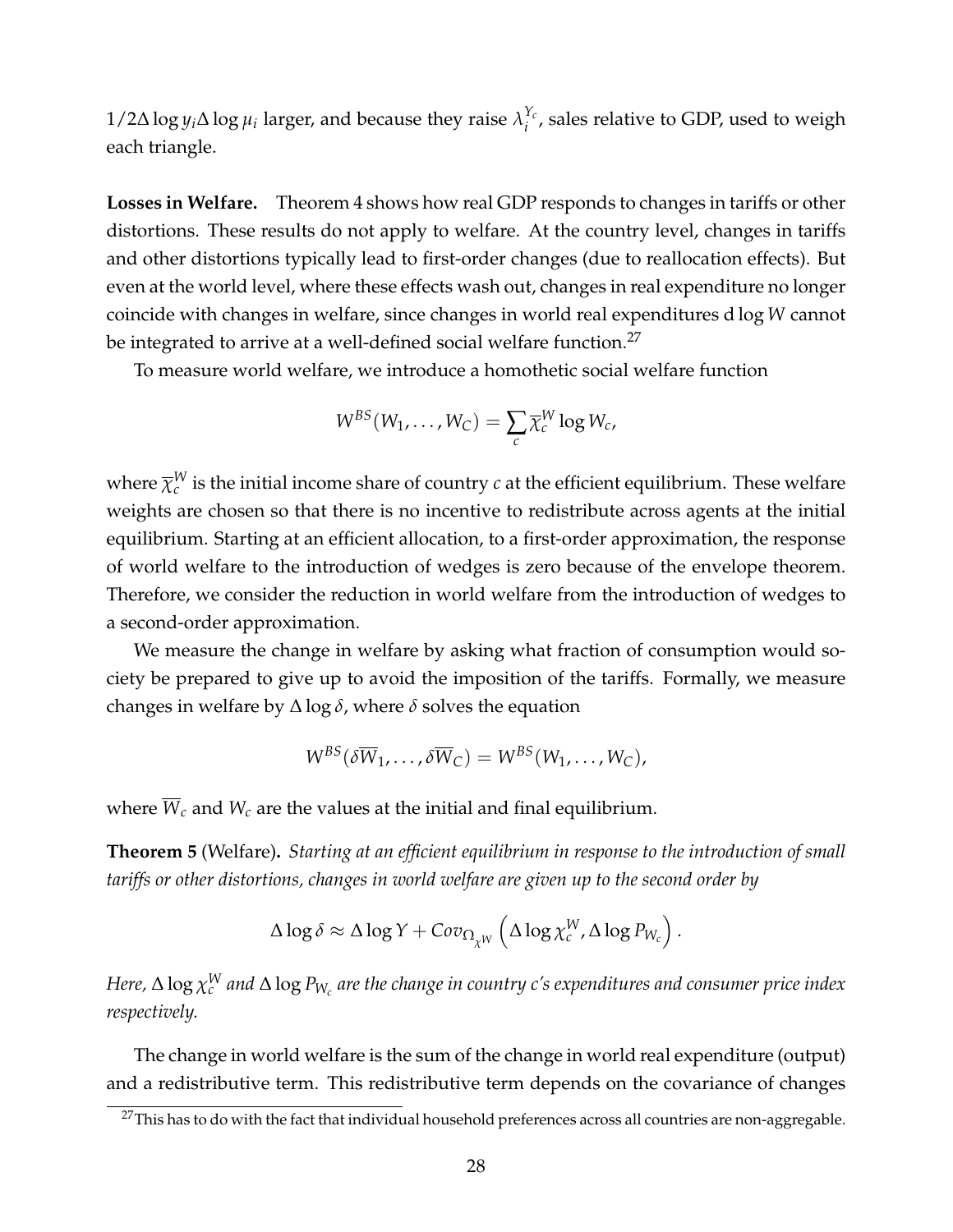$1/2 \Delta \log y_i \Delta \log \mu_i$ larger, and because they raise $\lambda_i^{Y_c}$, sales relative to GDP, used to weigh each triangle.

**Losses in Welfare.** Theorem 4 shows how real GDP responds to changes in tariffs or other distortions. These results do not apply to welfare. At the country level, changes in tariffs and other distortions typically lead to first-order changes (due to reallocation effects). But even at the world level, where these effects wash out, changes in real expenditure no longer coincide with changes in welfare, since changes in world real expenditures $\mathrm{d} \log W$ cannot be integrated to arrive at a well-defined social welfare function.[27]

To measure world welfare, we introduce a homothetic social welfare function

$$W^{BS}(W_1, \ldots, W_C) = \sum_c \overline{\chi}_c^W \log W_c,$$

where $\overline{\chi}_c^W$ is the initial income share of country $c$ at the efficient equilibrium. These welfare weights are chosen so that there is no incentive to redistribute across agents at the initial equilibrium. Starting at an efficient allocation, to a first-order approximation, the response of world welfare to the introduction of wedges is zero because of the envelope theorem. Therefore, we consider the reduction in world welfare from the introduction of wedges to a second-order approximation.

We measure the change in welfare by asking what fraction of consumption would society be prepared to give up to avoid the imposition of the tariffs. Formally, we measure changes in welfare by $\Delta \log \delta$, where $\delta$ solves the equation

$$W^{BS}(\delta \overline{W}_1, \ldots, \delta \overline{W}_C) = W^{BS}(W_1, \ldots, W_C),$$

where $\overline{W}_c$ and $W_c$ are the values at the initial and final equilibrium.

**Theorem 5** (Welfare)**.** *Starting at an efficient equilibrium in response to the introduction of small tariffs or other distortions, changes in world welfare are given up to the second order by*

$$\Delta \log \delta \approx \Delta \log Y + Cov_{\Omega_{\chi^W}} \left( \Delta \log \chi_c^W, \Delta \log P_{W_c} \right).$$

*Here, $\Delta \log \chi_c^W$ and $\Delta \log P_{W_c}$ are the change in country $c$'s expenditures and consumer price index respectively.*

The change in world welfare is the sum of the change in world real expenditure (output) and a redistributive term. This redistributive term depends on the covariance of changes

[27] This has to do with the fact that individual household preferences across all countries are non-aggregable.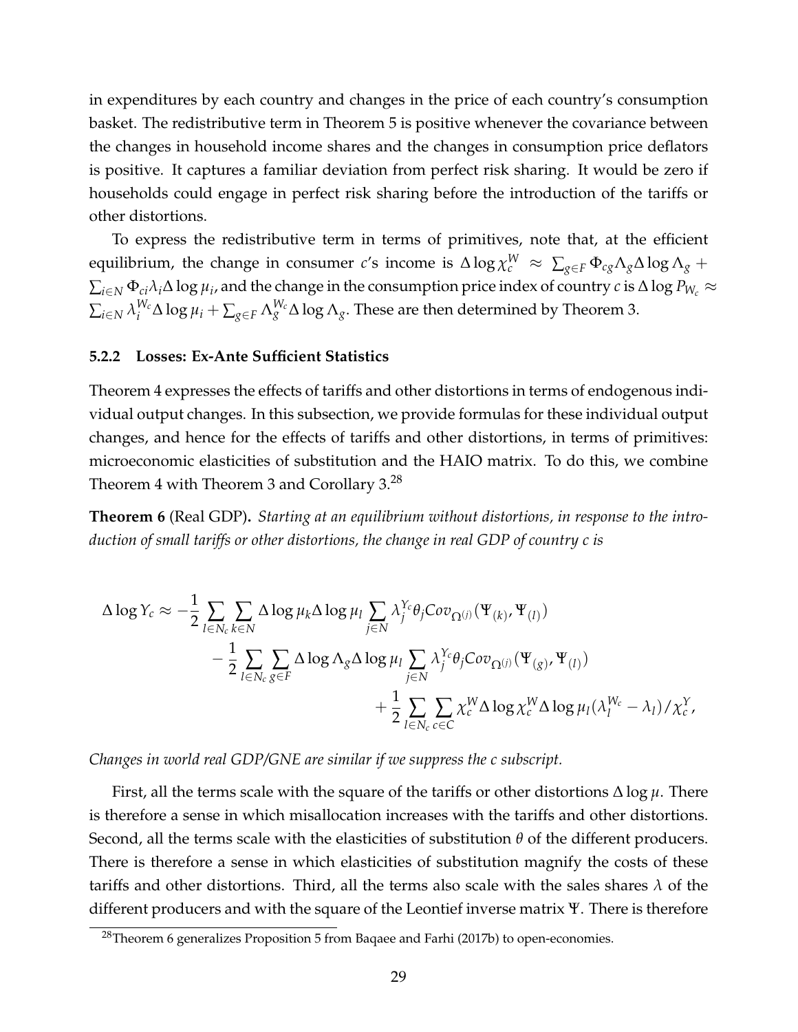in expenditures by each country and changes in the price of each country's consumption basket. The redistributive term in Theorem 5 is positive whenever the covariance between the changes in household income shares and the changes in consumption price deflators is positive. It captures a familiar deviation from perfect risk sharing. It would be zero if households could engage in perfect risk sharing before the introduction of the tariffs or other distortions.

To express the redistributive term in terms of primitives, note that, at the efficient equilibrium, the change in consumer $c$'s income is $\Delta \log \chi_c^W \approx \sum_{g\in F} \Phi_{cg}\Lambda_g \Delta \log \Lambda_g + \sum_{i\in N} \Phi_{ci}\lambda_i \Delta \log \mu_i$, and the change in the consumption price index of country $c$ is $\Delta \log P_{W_c} \approx \sum_{i\in N} \lambda_i^{W_c} \Delta \log \mu_i + \sum_{g\in F} \Lambda_g^{W_c} \Delta \log \Lambda_g$. These are then determined by Theorem 3.

### 5.2.2 Losses: Ex-Ante Sufficient Statistics

Theorem 4 expresses the effects of tariffs and other distortions in terms of endogenous individual output changes. In this subsection, we provide formulas for these individual output changes, and hence for the effects of tariffs and other distortions, in terms of primitives: microeconomic elasticities of substitution and the HAIO matrix. To do this, we combine Theorem 4 with Theorem 3 and Corollary 3.[28]

**Theorem 6** (Real GDP)**.** *Starting at an equilibrium without distortions, in response to the introduction of small tariffs or other distortions, the change in real GDP of country c is*

$$
\begin{aligned}
\Delta \log Y_c \approx & -\frac{1}{2}\sum_{l\in N_c}\sum_{k\in N} \Delta \log \mu_k \Delta \log \mu_l \sum_{j\in N} \lambda_j^{Y_c}\theta_j Cov_{\Omega^{(j)}}(\Psi_{(k)}, \Psi_{(l)}) \\
& -\frac{1}{2}\sum_{l\in N_c}\sum_{g\in F} \Delta \log \Lambda_g \Delta \log \mu_l \sum_{j\in N} \lambda_j^{Y_c}\theta_j Cov_{\Omega^{(j)}}(\Psi_{(g)}, \Psi_{(l)}) \\
& + \frac{1}{2}\sum_{l\in N_c}\sum_{c\in C} \chi_c^W \Delta \log \chi_c^W \Delta \log \mu_l (\lambda_l^{W_c} - \lambda_l)/\chi_c^Y,
\end{aligned}
$$

*Changes in world real GDP/GNE are similar if we suppress the c subscript.*

First, all the terms scale with the square of the tariffs or other distortions $\Delta \log \mu$. There is therefore a sense in which misallocation increases with the tariffs and other distortions. Second, all the terms scale with the elasticities of substitution $\theta$ of the different producers. There is therefore a sense in which elasticities of substitution magnify the costs of these tariffs and other distortions. Third, all the terms also scale with the sales shares $\lambda$ of the different producers and with the square of the Leontief inverse matrix $\Psi$. There is therefore

[28] Theorem 6 generalizes Proposition 5 from Baqaee and Farhi (2017b) to open-economies.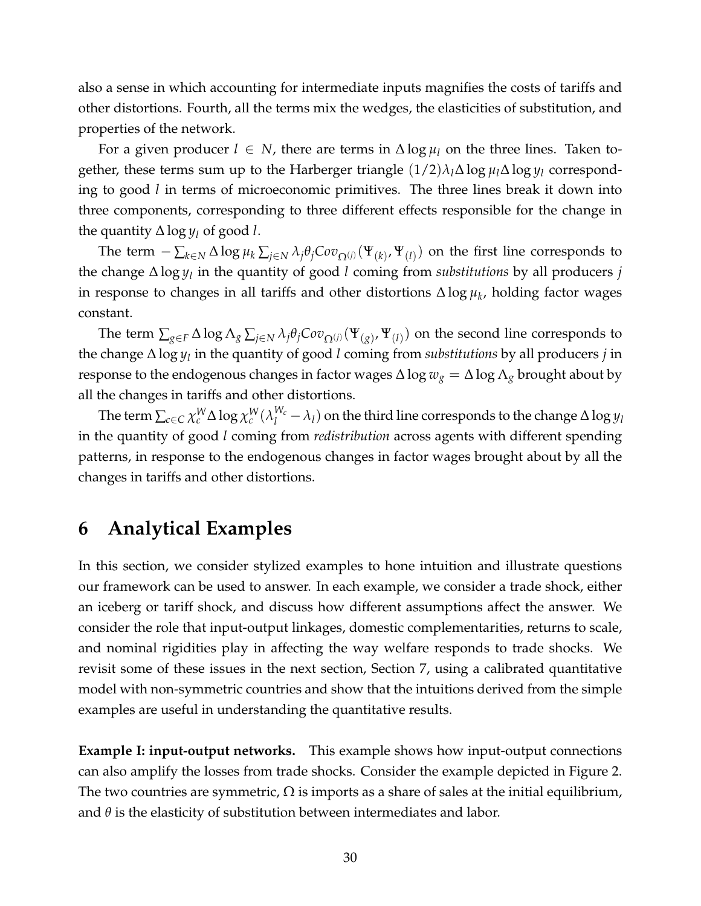also a sense in which accounting for intermediate inputs magnifies the costs of tariffs and other distortions. Fourth, all the terms mix the wedges, the elasticities of substitution, and properties of the network.

For a given producer $l \in N$, there are terms in $\Delta \log \mu_l$ on the three lines. Taken together, these terms sum up to the Harberger triangle $(1/2)\lambda_l \Delta \log \mu_l \Delta \log y_l$ corresponding to good $l$ in terms of microeconomic primitives. The three lines break it down into three components, corresponding to three different effects responsible for the change in the quantity $\Delta \log y_l$ of good $l$.

The term $-\sum_{k \in N} \Delta \log \mu_k \sum_{j \in N} \lambda_j \theta_j Cov_{\Omega^{(j)}}(\Psi_{(k)}, \Psi_{(l)})$ on the first line corresponds to the change $\Delta \log y_l$ in the quantity of good $l$ coming from *substitutions* by all producers $j$ in response to changes in all tariffs and other distortions $\Delta \log \mu_k$, holding factor wages constant.

The term $\sum_{g \in F} \Delta \log \Lambda_g \sum_{j \in N} \lambda_j \theta_j Cov_{\Omega^{(j)}}(\Psi_{(g)}, \Psi_{(l)})$ on the second line corresponds to the change $\Delta \log y_l$ in the quantity of good $l$ coming from *substitutions* by all producers $j$ in response to the endogenous changes in factor wages $\Delta \log w_g = \Delta \log \Lambda_g$ brought about by all the changes in tariffs and other distortions.

The term $\sum_{c \in C} \chi_c^W \Delta \log \chi_c^W (\lambda_l^{W_c} - \lambda_l)$ on the third line corresponds to the change $\Delta \log y_l$ in the quantity of good $l$ coming from *redistribution* across agents with different spending patterns, in response to the endogenous changes in factor wages brought about by all the changes in tariffs and other distortions.

# 6 Analytical Examples

In this section, we consider stylized examples to hone intuition and illustrate questions our framework can be used to answer. In each example, we consider a trade shock, either an iceberg or tariff shock, and discuss how different assumptions affect the answer. We consider the role that input-output linkages, domestic complementarities, returns to scale, and nominal rigidities play in affecting the way welfare responds to trade shocks. We revisit some of these issues in the next section, Section 7, using a calibrated quantitative model with non-symmetric countries and show that the intuitions derived from the simple examples are useful in understanding the quantitative results.

**Example I: input-output networks.** This example shows how input-output connections can also amplify the losses from trade shocks. Consider the example depicted in Figure 2. The two countries are symmetric, $\Omega$ is imports as a share of sales at the initial equilibrium, and $\theta$ is the elasticity of substitution between intermediates and labor.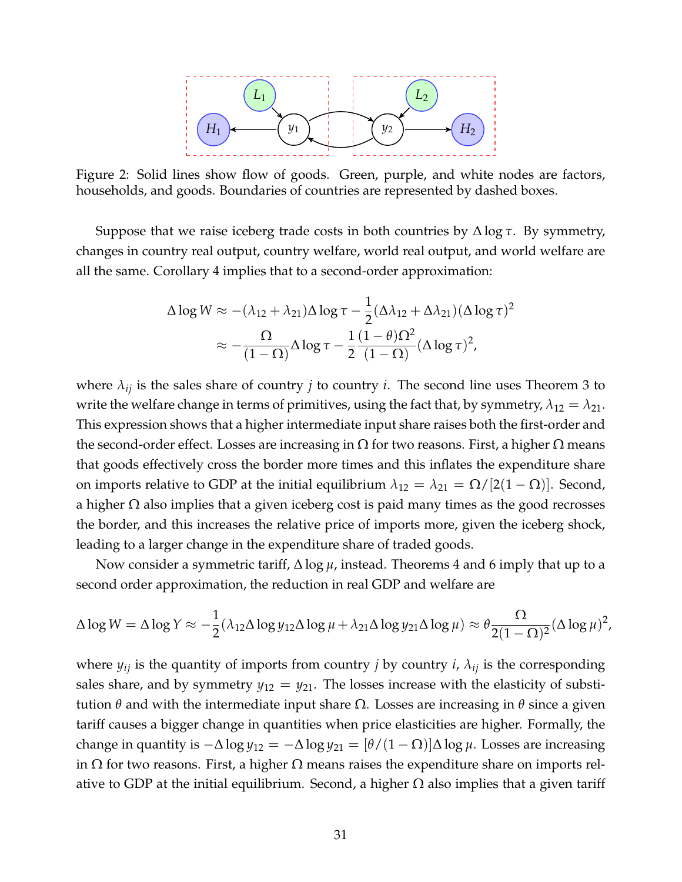Figure 2: Solid lines show flow of goods. Green, purple, and white nodes are factors, households, and goods. Boundaries of countries are represented by dashed boxes.

Suppose that we raise iceberg trade costs in both countries by $\Delta \log \tau$. By symmetry, changes in country real output, country welfare, world real output, and world welfare are all the same. Corollary 4 implies that to a second-order approximation:

$$\Delta \log W \approx -(\lambda_{12} + \lambda_{21})\Delta \log \tau - \frac{1}{2}(\Delta\lambda_{12} + \Delta\lambda_{21})(\Delta \log \tau)^2$$
$$\approx -\frac{\Omega}{(1-\Omega)}\Delta \log \tau - \frac{1}{2}\frac{(1-\theta)\Omega^2}{(1-\Omega)}(\Delta \log \tau)^2,$$

where $\lambda_{ij}$ is the sales share of country $j$ to country $i$. The second line uses Theorem 3 to write the welfare change in terms of primitives, using the fact that, by symmetry, $\lambda_{12} = \lambda_{21}$. This expression shows that a higher intermediate input share raises both the first-order and the second-order effect. Losses are increasing in $\Omega$ for two reasons. First, a higher $\Omega$ means that goods effectively cross the border more times and this inflates the expenditure share on imports relative to GDP at the initial equilibrium $\lambda_{12} = \lambda_{21} = \Omega/[2(1-\Omega)]$. Second, a higher $\Omega$ also implies that a given iceberg cost is paid many times as the good recrosses the border, and this increases the relative price of imports more, given the iceberg shock, leading to a larger change in the expenditure share of traded goods.

Now consider a symmetric tariff, $\Delta \log \mu$, instead. Theorems 4 and 6 imply that up to a second order approximation, the reduction in real GDP and welfare are

$$\Delta \log W = \Delta \log Y \approx -\frac{1}{2}(\lambda_{12}\Delta \log y_{12}\Delta \log \mu + \lambda_{21}\Delta \log y_{21}\Delta \log \mu) \approx \theta\frac{\Omega}{2(1-\Omega)^2}(\Delta \log \mu)^2,$$

where $y_{ij}$ is the quantity of imports from country $j$ by country $i$, $\lambda_{ij}$ is the corresponding sales share, and by symmetry $y_{12} = y_{21}$. The losses increase with the elasticity of substitution $\theta$ and with the intermediate input share $\Omega$. Losses are increasing in $\theta$ since a given tariff causes a bigger change in quantities when price elasticities are higher. Formally, the change in quantity is $-\Delta \log y_{12} = -\Delta \log y_{21} = [\theta/(1-\Omega)]\Delta \log \mu$. Losses are increasing in $\Omega$ for two reasons. First, a higher $\Omega$ means raises the expenditure share on imports relative to GDP at the initial equilibrium. Second, a higher $\Omega$ also implies that a given tariff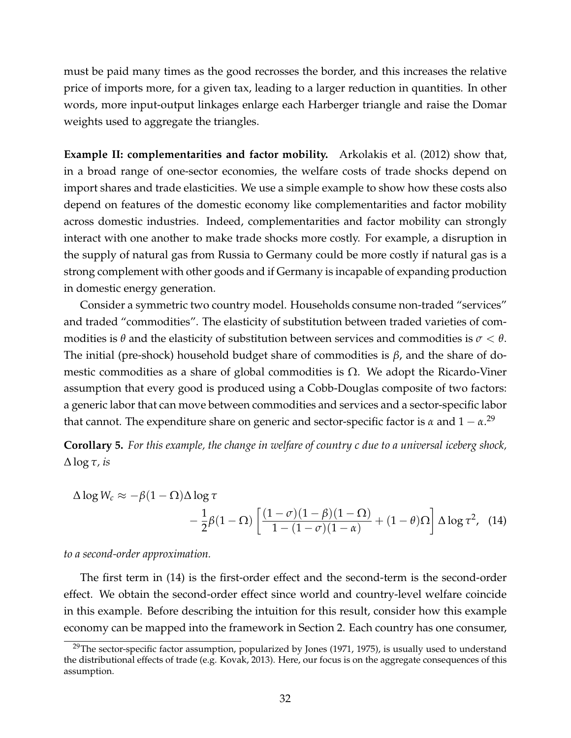must be paid many times as the good recrosses the border, and this increases the relative price of imports more, for a given tax, leading to a larger reduction in quantities. In other words, more input-output linkages enlarge each Harberger triangle and raise the Domar weights used to aggregate the triangles.

**Example II: complementarities and factor mobility.** Arkolakis et al. (2012) show that, in a broad range of one-sector economies, the welfare costs of trade shocks depend on import shares and trade elasticities. We use a simple example to show how these costs also depend on features of the domestic economy like complementarities and factor mobility across domestic industries. Indeed, complementarities and factor mobility can strongly interact with one another to make trade shocks more costly. For example, a disruption in the supply of natural gas from Russia to Germany could be more costly if natural gas is a strong complement with other goods and if Germany is incapable of expanding production in domestic energy generation.

Consider a symmetric two country model. Households consume non-traded "services" and traded "commodities". The elasticity of substitution between traded varieties of commodities is $\theta$ and the elasticity of substitution between services and commodities is $\sigma < \theta$. The initial (pre-shock) household budget share of commodities is $\beta$, and the share of domestic commodities as a share of global commodities is $\Omega$. We adopt the Ricardo-Viner assumption that every good is produced using a Cobb-Douglas composite of two factors: a generic labor that can move between commodities and services and a sector-specific labor that cannot. The expenditure share on generic and sector-specific factor is $\alpha$ and $1 - \alpha$.[29]

**Corollary 5.** *For this example, the change in welfare of country $c$ due to a universal iceberg shock, $\Delta \log \tau$, is*

$$\Delta \log W_c \approx -\beta(1-\Omega)\Delta \log \tau - \frac{1}{2}\beta(1-\Omega)\left[\frac{(1-\sigma)(1-\beta)(1-\Omega)}{1-(1-\sigma)(1-\alpha)} + (1-\theta)\Omega\right]\Delta \log \tau^2, \quad (14)$$

*to a second-order approximation.*

The first term in (14) is the first-order effect and the second-term is the second-order effect. We obtain the second-order effect since world and country-level welfare coincide in this example. Before describing the intuition for this result, consider how this example economy can be mapped into the framework in Section 2. Each country has one consumer,

[29] The sector-specific factor assumption, popularized by Jones (1971, 1975), is usually used to understand the distributional effects of trade (e.g. Kovak, 2013). Here, our focus is on the aggregate consequences of this assumption.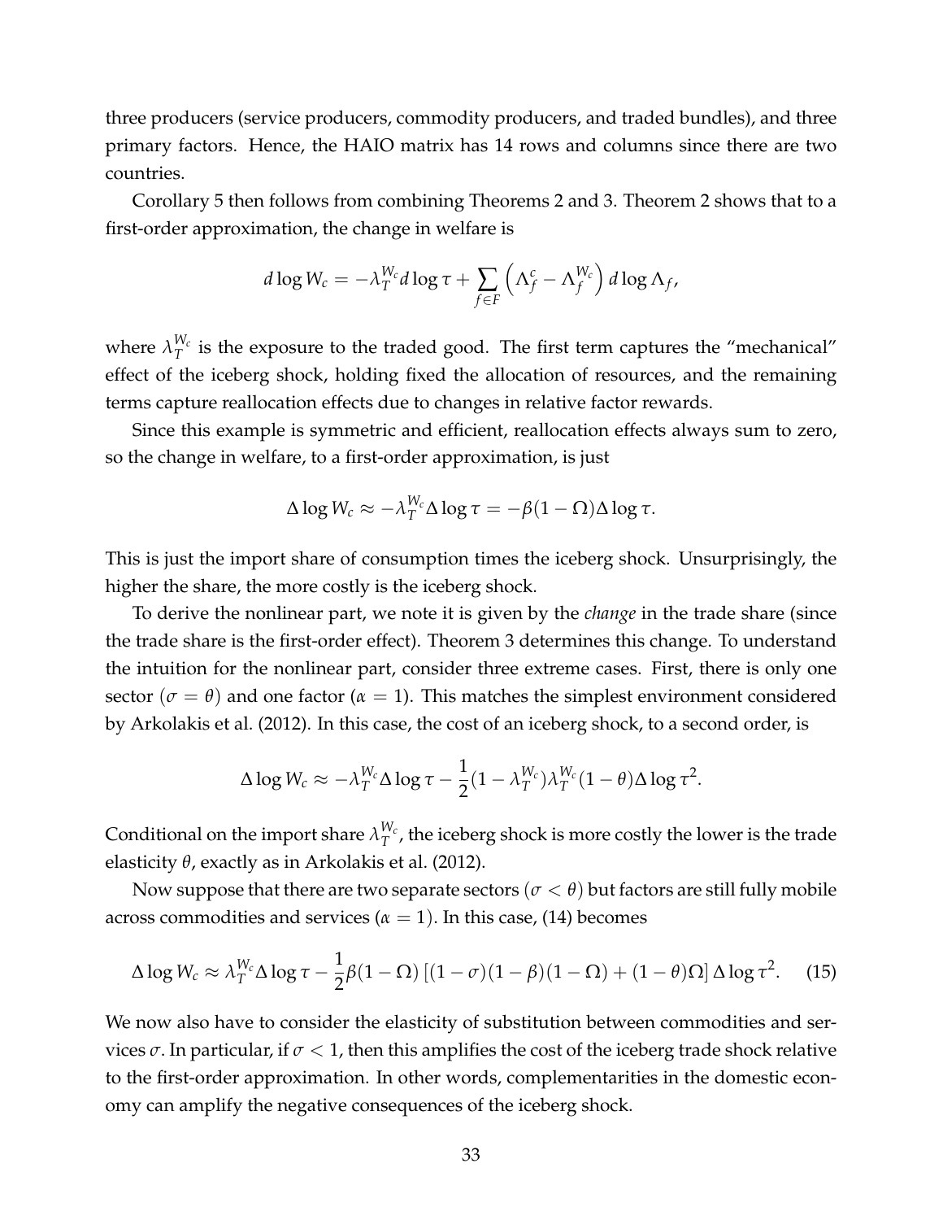three producers (service producers, commodity producers, and traded bundles), and three primary factors. Hence, the HAIO matrix has 14 rows and columns since there are two countries.

Corollary 5 then follows from combining Theorems 2 and 3. Theorem 2 shows that to a first-order approximation, the change in welfare is

$$d \log W_c = -\lambda_T^{W_c} d \log \tau + \sum_{f \in F} \left( \Lambda_f^c - \Lambda_f^{W_c} \right) d \log \Lambda_f,$$

where $\lambda_T^{W_c}$ is the exposure to the traded good. The first term captures the "mechanical" effect of the iceberg shock, holding fixed the allocation of resources, and the remaining terms capture reallocation effects due to changes in relative factor rewards.

Since this example is symmetric and efficient, reallocation effects always sum to zero, so the change in welfare, to a first-order approximation, is just

$$\Delta \log W_c \approx -\lambda_T^{W_c} \Delta \log \tau = -\beta(1 - \Omega) \Delta \log \tau.$$

This is just the import share of consumption times the iceberg shock. Unsurprisingly, the higher the share, the more costly is the iceberg shock.

To derive the nonlinear part, we note it is given by the *change* in the trade share (since the trade share is the first-order effect). Theorem 3 determines this change. To understand the intuition for the nonlinear part, consider three extreme cases. First, there is only one sector ($\sigma = \theta$) and one factor ($\alpha = 1$). This matches the simplest environment considered by Arkolakis et al. (2012). In this case, the cost of an iceberg shock, to a second order, is

$$\Delta \log W_c \approx -\lambda_T^{W_c} \Delta \log \tau - \frac{1}{2}(1 - \lambda_T^{W_c}) \lambda_T^{W_c} (1 - \theta) \Delta \log \tau^2.$$

Conditional on the import share $\lambda_T^{W_c}$, the iceberg shock is more costly the lower is the trade elasticity $\theta$, exactly as in Arkolakis et al. (2012).

Now suppose that there are two separate sectors ($\sigma < \theta$) but factors are still fully mobile across commodities and services ($\alpha = 1$). In this case, (14) becomes

$$\Delta \log W_c \approx \lambda_T^{W_c} \Delta \log \tau - \frac{1}{2}\beta(1 - \Omega) \left[ (1 - \sigma)(1 - \beta)(1 - \Omega) + (1 - \theta)\Omega \right] \Delta \log \tau^2. \tag{15}$$

We now also have to consider the elasticity of substitution between commodities and services $\sigma$. In particular, if $\sigma < 1$, then this amplifies the cost of the iceberg trade shock relative to the first-order approximation. In other words, complementarities in the domestic economy can amplify the negative consequences of the iceberg shock.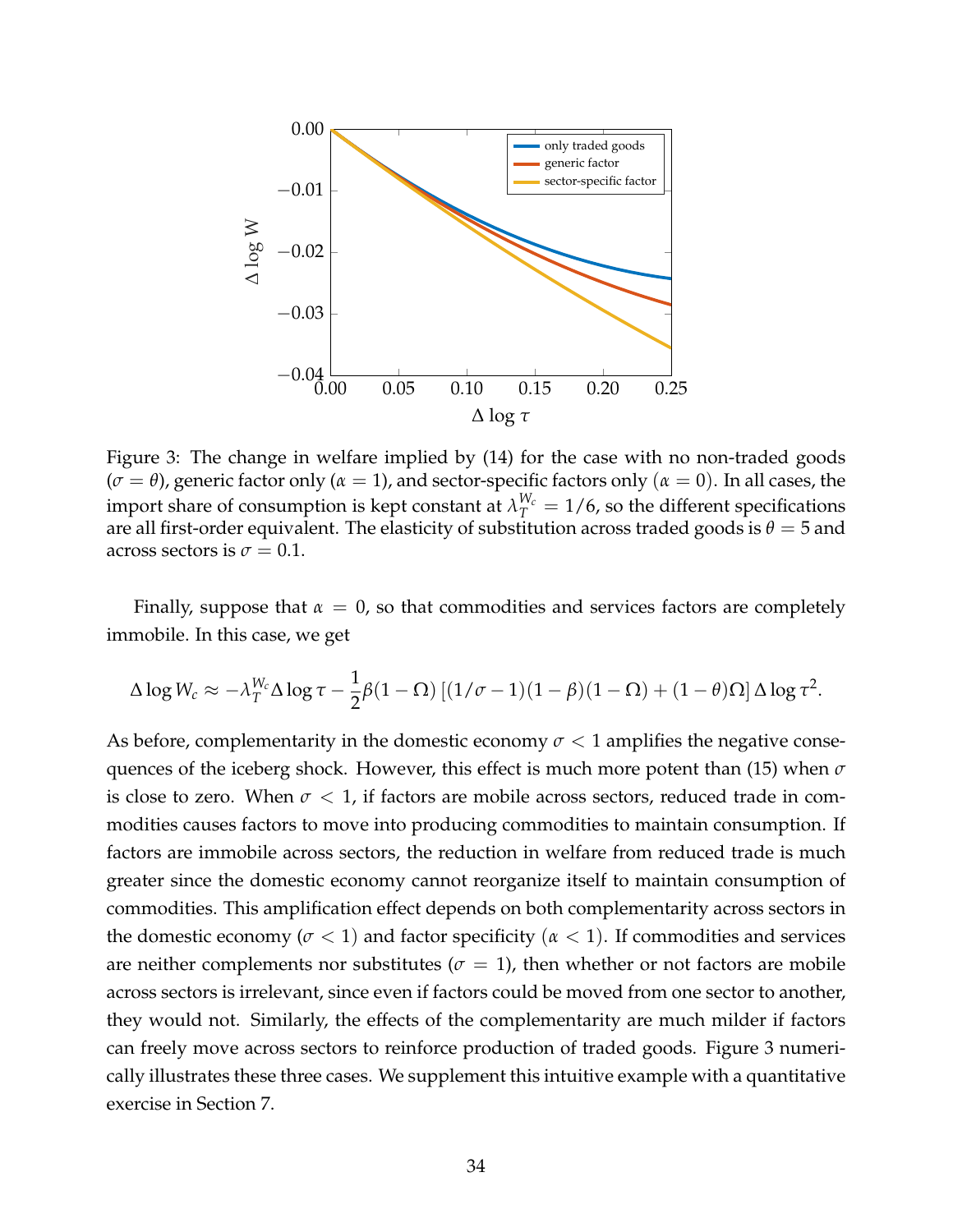Figure 3: The change in welfare implied by (14) for the case with no non-traded goods ($\sigma = \theta$), generic factor only ($\alpha = 1$), and sector-specific factors only ($\alpha = 0$). In all cases, the import share of consumption is kept constant at $\lambda_T^{W_c} = 1/6$, so the different specifications are all first-order equivalent. The elasticity of substitution across traded goods is $\theta = 5$ and across sectors is $\sigma = 0.1$.

Finally, suppose that $\alpha = 0$, so that commodities and services factors are completely immobile. In this case, we get

$$\Delta \log W_c \approx -\lambda_T^{W_c} \Delta \log \tau - \frac{1}{2}\beta(1-\Omega)\left[(1/\sigma - 1)(1-\beta)(1-\Omega) + (1-\theta)\Omega\right] \Delta \log \tau^2.$$

As before, complementarity in the domestic economy $\sigma < 1$ amplifies the negative consequences of the iceberg shock. However, this effect is much more potent than (15) when $\sigma$ is close to zero. When $\sigma < 1$, if factors are mobile across sectors, reduced trade in commodities causes factors to move into producing commodities to maintain consumption. If factors are immobile across sectors, the reduction in welfare from reduced trade is much greater since the domestic economy cannot reorganize itself to maintain consumption of commodities. This amplification effect depends on both complementarity across sectors in the domestic economy ($\sigma < 1$) and factor specificity ($\alpha < 1$). If commodities and services are neither complements nor substitutes ($\sigma = 1$), then whether or not factors are mobile across sectors is irrelevant, since even if factors could be moved from one sector to another, they would not. Similarly, the effects of the complementarity are much milder if factors can freely move across sectors to reinforce production of traded goods. Figure 3 numerically illustrates these three cases. We supplement this intuitive example with a quantitative exercise in Section 7.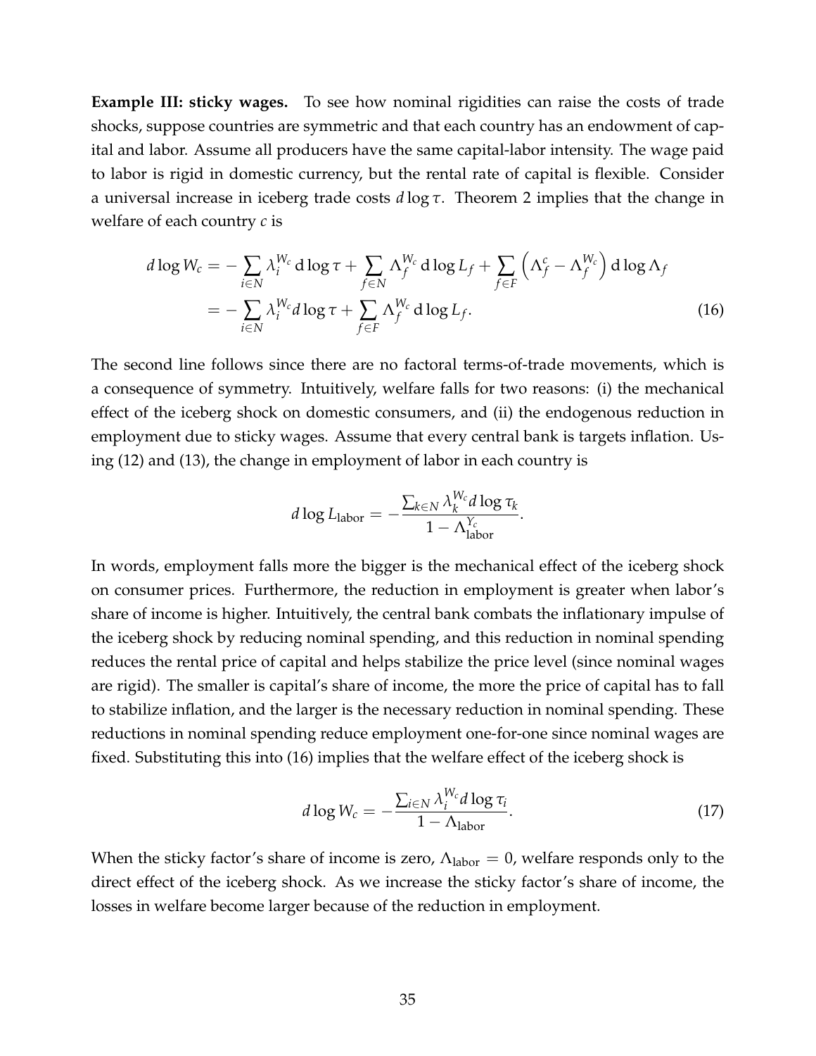**Example III: sticky wages.** To see how nominal rigidities can raise the costs of trade shocks, suppose countries are symmetric and that each country has an endowment of capital and labor. Assume all producers have the same capital-labor intensity. The wage paid to labor is rigid in domestic currency, but the rental rate of capital is flexible. Consider a universal increase in iceberg trade costs $d \log \tau$. Theorem 2 implies that the change in welfare of each country $c$ is

$$
\begin{aligned}
d \log W_c &= -\sum_{i \in N} \lambda_i^{W_c} \, d \log \tau + \sum_{f \in N} \Lambda_f^{W_c} \, d \log L_f + \sum_{f \in F} \left( \Lambda_f^c - \Lambda_f^{W_c} \right) d \log \Lambda_f \\
&= -\sum_{i \in N} \lambda_i^{W_c} d \log \tau + \sum_{f \in F} \Lambda_f^{W_c} \, d \log L_f.
\end{aligned} \tag{16}
$$

The second line follows since there are no factoral terms-of-trade movements, which is a consequence of symmetry. Intuitively, welfare falls for two reasons: (i) the mechanical effect of the iceberg shock on domestic consumers, and (ii) the endogenous reduction in employment due to sticky wages. Assume that every central bank is targets inflation. Using (12) and (13), the change in employment of labor in each country is

$$
d \log L_{\text{labor}} = -\frac{\sum_{k \in N} \lambda_k^{W_c} d \log \tau_k}{1 - \Lambda_{\text{labor}}^{Y_c}}.
$$

In words, employment falls more the bigger is the mechanical effect of the iceberg shock on consumer prices. Furthermore, the reduction in employment is greater when labor's share of income is higher. Intuitively, the central bank combats the inflationary impulse of the iceberg shock by reducing nominal spending, and this reduction in nominal spending reduces the rental price of capital and helps stabilize the price level (since nominal wages are rigid). The smaller is capital's share of income, the more the price of capital has to fall to stabilize inflation, and the larger is the necessary reduction in nominal spending. These reductions in nominal spending reduce employment one-for-one since nominal wages are fixed. Substituting this into (16) implies that the welfare effect of the iceberg shock is

$$
d \log W_c = -\frac{\sum_{i \in N} \lambda_i^{W_c} d \log \tau_i}{1 - \Lambda_{\text{labor}}}. \tag{17}
$$

When the sticky factor's share of income is zero, $\Lambda_{\text{labor}} = 0$, welfare responds only to the direct effect of the iceberg shock. As we increase the sticky factor's share of income, the losses in welfare become larger because of the reduction in employment.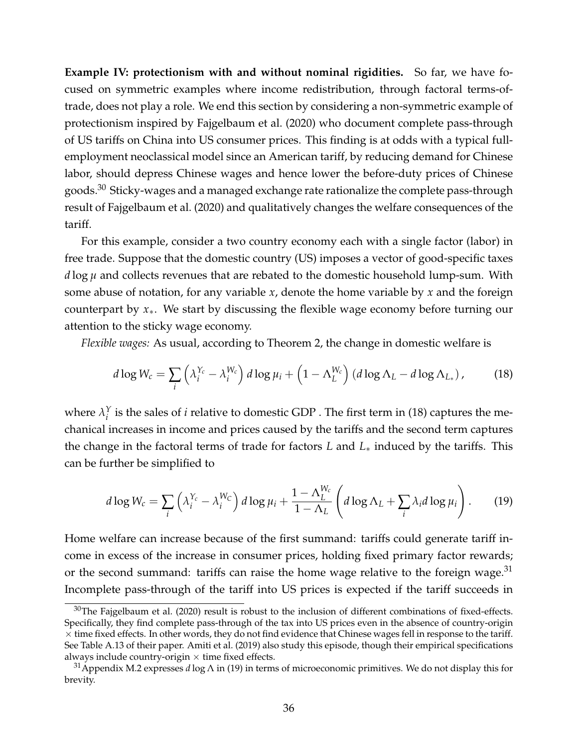**Example IV: protectionism with and without nominal rigidities.** So far, we have focused on symmetric examples where income redistribution, through factoral terms-of-trade, does not play a role. We end this section by considering a non-symmetric example of protectionism inspired by Fajgelbaum et al. (2020) who document complete pass-through of US tariffs on China into US consumer prices. This finding is at odds with a typical full-employment neoclassical model since an American tariff, by reducing demand for Chinese labor, should depress Chinese wages and hence lower the before-duty prices of Chinese goods.[30] Sticky-wages and a managed exchange rate rationalize the complete pass-through result of Fajgelbaum et al. (2020) and qualitatively changes the welfare consequences of the tariff.

For this example, consider a two country economy each with a single factor (labor) in free trade. Suppose that the domestic country (US) imposes a vector of good-specific taxes $d \log \mu$ and collects revenues that are rebated to the domestic household lump-sum. With some abuse of notation, for any variable $x$, denote the home variable by $x$ and the foreign counterpart by $x_*$. We start by discussing the flexible wage economy before turning our attention to the sticky wage economy.

*Flexible wages:* As usual, according to Theorem 2, the change in domestic welfare is

$$d \log W_c = \sum_i \left( \lambda_i^{Y_c} - \lambda_i^{W_c} \right) d \log \mu_i + \left( 1 - \Lambda_L^{W_c} \right) \left( d \log \Lambda_L - d \log \Lambda_{L_*} \right), \tag{18}$$

where $\lambda_i^Y$ is the sales of $i$ relative to domestic GDP . The first term in (18) captures the mechanical increases in income and prices caused by the tariffs and the second term captures the change in the factoral terms of trade for factors $L$ and $L_*$ induced by the tariffs. This can be further be simplified to

$$d \log W_c = \sum_i \left( \lambda_i^{Y_c} - \lambda_i^{W_C} \right) d \log \mu_i + \frac{1 - \Lambda_L^{W_c}}{1 - \Lambda_L} \left( d \log \Lambda_L + \sum_i \lambda_i d \log \mu_i \right). \tag{19}$$

Home welfare can increase because of the first summand: tariffs could generate tariff income in excess of the increase in consumer prices, holding fixed primary factor rewards; or the second summand: tariffs can raise the home wage relative to the foreign wage.[31] Incomplete pass-through of the tariff into US prices is expected if the tariff succeeds in

[30] The Fajgelbaum et al. (2020) result is robust to the inclusion of different combinations of fixed-effects. Specifically, they find complete pass-through of the tax into US prices even in the absence of country-origin $\times$ time fixed effects. In other words, they do not find evidence that Chinese wages fell in response to the tariff. See Table A.13 of their paper. Amiti et al. (2019) also study this episode, though their empirical specifications always include country-origin $\times$ time fixed effects.

[31] Appendix M.2 expresses $d \log \Lambda$ in (19) in terms of microeconomic primitives. We do not display this for brevity.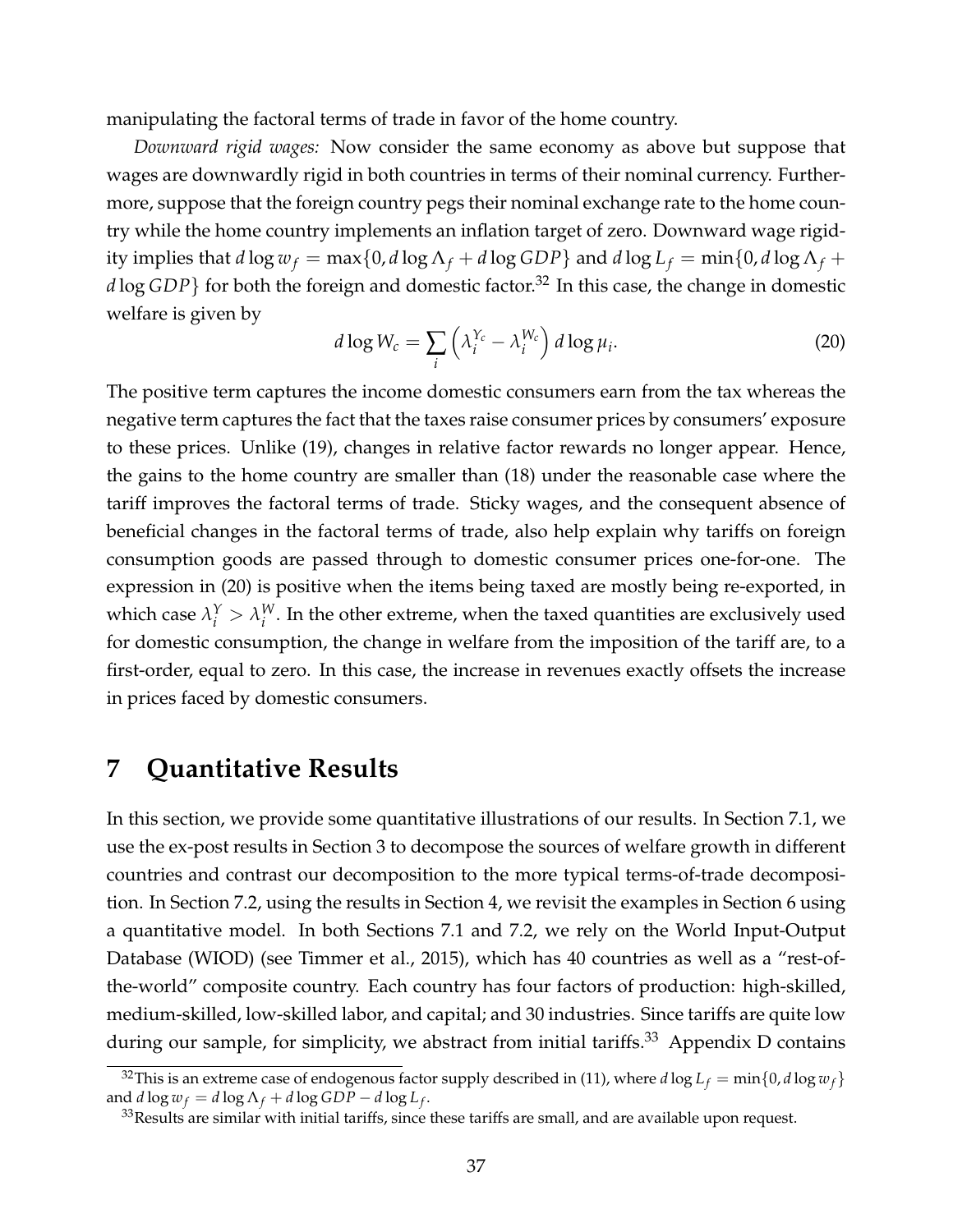manipulating the factoral terms of trade in favor of the home country.

*Downward rigid wages:* Now consider the same economy as above but suppose that wages are downwardly rigid in both countries in terms of their nominal currency. Furthermore, suppose that the foreign country pegs their nominal exchange rate to the home country while the home country implements an inflation target of zero. Downward wage rigidity implies that $d \log w_f = \max\{0, d \log \Lambda_f + d \log GDP\}$ and $d \log L_f = \min\{0, d \log \Lambda_f + d \log GDP\}$ for both the foreign and domestic factor.[32] In this case, the change in domestic welfare is given by

$$d \log W_c = \sum_i \left( \lambda_i^{Y_c} - \lambda_i^{W_c} \right) d \log \mu_i. \tag{20}$$

The positive term captures the income domestic consumers earn from the tax whereas the negative term captures the fact that the taxes raise consumer prices by consumers' exposure to these prices. Unlike (19), changes in relative factor rewards no longer appear. Hence, the gains to the home country are smaller than (18) under the reasonable case where the tariff improves the factoral terms of trade. Sticky wages, and the consequent absence of beneficial changes in the factoral terms of trade, also help explain why tariffs on foreign consumption goods are passed through to domestic consumer prices one-for-one. The expression in (20) is positive when the items being taxed are mostly being re-exported, in which case $\lambda_i^Y > \lambda_i^W$. In the other extreme, when the taxed quantities are exclusively used for domestic consumption, the change in welfare from the imposition of the tariff are, to a first-order, equal to zero. In this case, the increase in revenues exactly offsets the increase in prices faced by domestic consumers.

# 7 Quantitative Results

In this section, we provide some quantitative illustrations of our results. In Section 7.1, we use the ex-post results in Section 3 to decompose the sources of welfare growth in different countries and contrast our decomposition to the more typical terms-of-trade decomposition. In Section 7.2, using the results in Section 4, we revisit the examples in Section 6 using a quantitative model. In both Sections 7.1 and 7.2, we rely on the World Input-Output Database (WIOD) (see Timmer et al., 2015), which has 40 countries as well as a "rest-of-the-world" composite country. Each country has four factors of production: high-skilled, medium-skilled, low-skilled labor, and capital; and 30 industries. Since tariffs are quite low during our sample, for simplicity, we abstract from initial tariffs.[33] Appendix D contains

---

[32] This is an extreme case of endogenous factor supply described in (11), where $d \log L_f = \min\{0, d \log w_f\}$ and $d \log w_f = d \log \Lambda_f + d \log GDP - d \log L_f$.

[33] Results are similar with initial tariffs, since these tariffs are small, and are available upon request.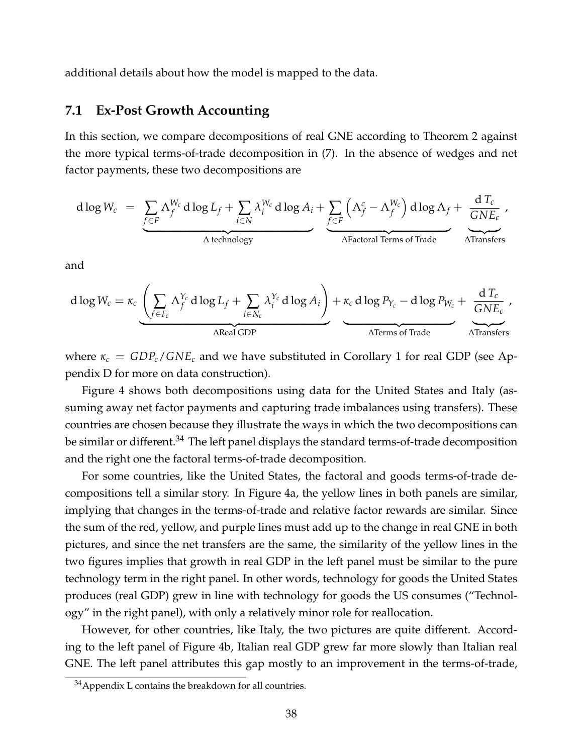additional details about how the model is mapped to the data.

## 7.1 Ex-Post Growth Accounting

In this section, we compare decompositions of real GNE according to Theorem 2 against the more typical terms-of-trade decomposition in (7). In the absence of wedges and net factor payments, these two decompositions are

$$
\mathrm{d}\log W_c = \underbrace{\sum_{f\in F} \Lambda_f^{W_c}\, \mathrm{d}\log L_f + \sum_{i\in N} \lambda_i^{W_c}\, \mathrm{d}\log A_i}_{\Delta\text{ technology}} + \underbrace{\sum_{f\in F}\left(\Lambda_f^{c} - \Lambda_f^{W_c}\right)\mathrm{d}\log \Lambda_f}_{\Delta\text{Factoral Terms of Trade}} + \underbrace{\frac{\mathrm{d}\,T_c}{GNE_c}}_{\Delta\text{Transfers}},
$$

and

$$
\mathrm{d}\log W_c = \kappa_c \underbrace{\left(\sum_{f\in F_c} \Lambda_f^{Y_c}\, \mathrm{d}\log L_f + \sum_{i\in N_c} \lambda_i^{Y_c}\, \mathrm{d}\log A_i\right)}_{\Delta\text{Real GDP}} + \underbrace{\kappa_c\, \mathrm{d}\log P_{Y_c} - \mathrm{d}\log P_{W_c}}_{\Delta\text{Terms of Trade}} + \underbrace{\frac{\mathrm{d}\,T_c}{GNE_c}}_{\Delta\text{Transfers}},
$$

where $\kappa_c = GDP_c/GNE_c$ and we have substituted in Corollary 1 for real GDP (see Appendix D for more on data construction).

Figure 4 shows both decompositions using data for the United States and Italy (assuming away net factor payments and capturing trade imbalances using transfers). These countries are chosen because they illustrate the ways in which the two decompositions can be similar or different.[34] The left panel displays the standard terms-of-trade decomposition and the right one the factoral terms-of-trade decomposition.

For some countries, like the United States, the factoral and goods terms-of-trade decompositions tell a similar story. In Figure 4a, the yellow lines in both panels are similar, implying that changes in the terms-of-trade and relative factor rewards are similar. Since the sum of the red, yellow, and purple lines must add up to the change in real GNE in both pictures, and since the net transfers are the same, the similarity of the yellow lines in the two figures implies that growth in real GDP in the left panel must be similar to the pure technology term in the right panel. In other words, technology for goods the United States produces (real GDP) grew in line with technology for goods the US consumes ("Technology" in the right panel), with only a relatively minor role for reallocation.

However, for other countries, like Italy, the two pictures are quite different. According to the left panel of Figure 4b, Italian real GDP grew far more slowly than Italian real GNE. The left panel attributes this gap mostly to an improvement in the terms-of-trade,

[34] Appendix L contains the breakdown for all countries.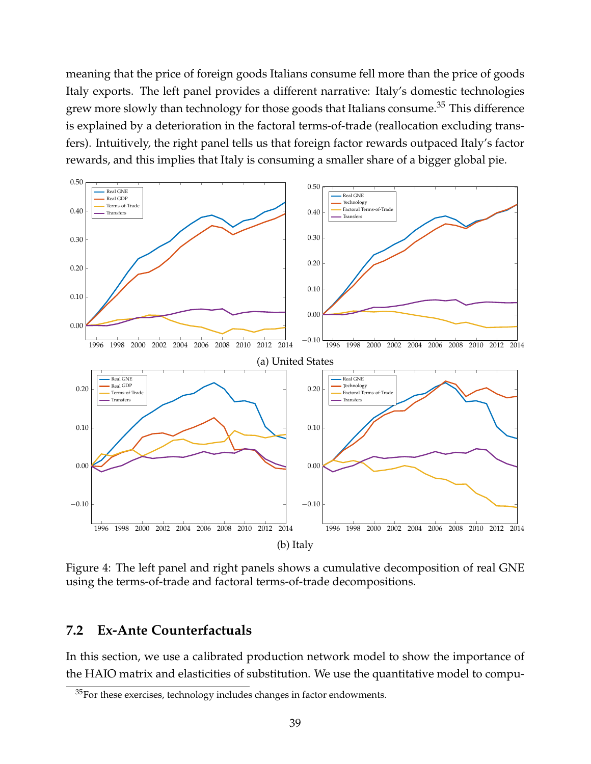meaning that the price of foreign goods Italians consume fell more than the price of goods Italy exports. The left panel provides a different narrative: Italy's domestic technologies grew more slowly than technology for those goods that Italians consume.[35] This difference is explained by a deterioration in the factoral terms-of-trade (reallocation excluding transfers). Intuitively, the right panel tells us that foreign factor rewards outpaced Italy's factor rewards, and this implies that Italy is consuming a smaller share of a bigger global pie.

(a) United States

(b) Italy

Figure 4: The left panel and right panels shows a cumulative decomposition of real GNE using the terms-of-trade and factoral terms-of-trade decompositions.

## 7.2 Ex-Ante Counterfactuals

In this section, we use a calibrated production network model to show the importance of the HAIO matrix and elasticities of substitution. We use the quantitative model to compu-

[35] For these exercises, technology includes changes in factor endowments.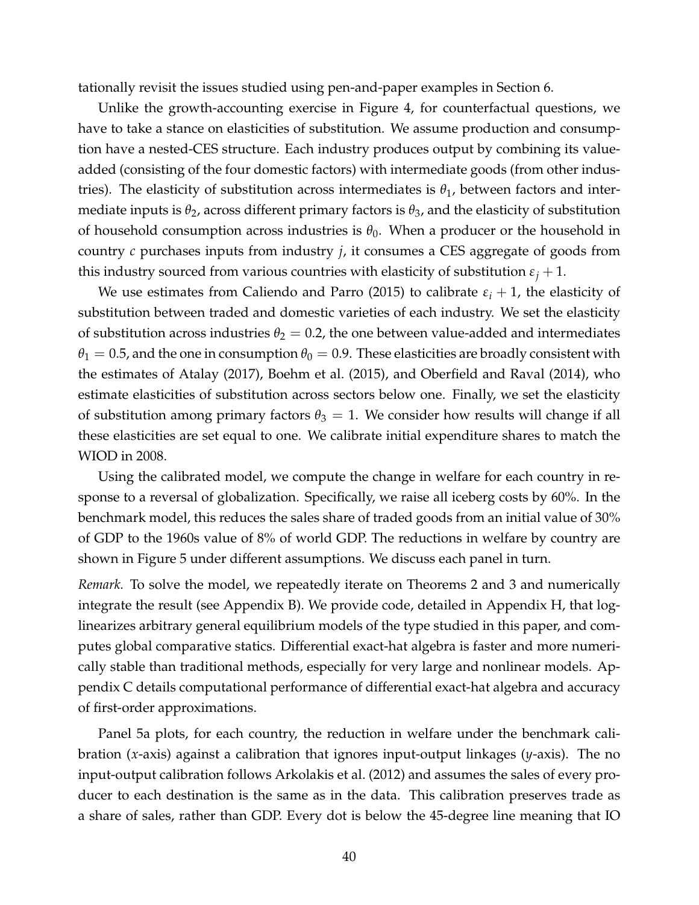tationally revisit the issues studied using pen-and-paper examples in Section 6.

Unlike the growth-accounting exercise in Figure 4, for counterfactual questions, we have to take a stance on elasticities of substitution. We assume production and consumption have a nested-CES structure. Each industry produces output by combining its value-added (consisting of the four domestic factors) with intermediate goods (from other industries). The elasticity of substitution across intermediates is $\theta_1$, between factors and intermediate inputs is $\theta_2$, across different primary factors is $\theta_3$, and the elasticity of substitution of household consumption across industries is $\theta_0$. When a producer or the household in country $c$ purchases inputs from industry $j$, it consumes a CES aggregate of goods from this industry sourced from various countries with elasticity of substitution $\varepsilon_j + 1$.

We use estimates from Caliendo and Parro (2015) to calibrate $\varepsilon_i + 1$, the elasticity of substitution between traded and domestic varieties of each industry. We set the elasticity of substitution across industries $\theta_2 = 0.2$, the one between value-added and intermediates $\theta_1 = 0.5$, and the one in consumption $\theta_0 = 0.9$. These elasticities are broadly consistent with the estimates of Atalay (2017), Boehm et al. (2015), and Oberfield and Raval (2014), who estimate elasticities of substitution across sectors below one. Finally, we set the elasticity of substitution among primary factors $\theta_3 = 1$. We consider how results will change if all these elasticities are set equal to one. We calibrate initial expenditure shares to match the WIOD in 2008.

Using the calibrated model, we compute the change in welfare for each country in response to a reversal of globalization. Specifically, we raise all iceberg costs by 60%. In the benchmark model, this reduces the sales share of traded goods from an initial value of 30% of GDP to the 1960s value of 8% of world GDP. The reductions in welfare by country are shown in Figure 5 under different assumptions. We discuss each panel in turn.

*Remark.* To solve the model, we repeatedly iterate on Theorems 2 and 3 and numerically integrate the result (see Appendix B). We provide code, detailed in Appendix H, that log-linearizes arbitrary general equilibrium models of the type studied in this paper, and computes global comparative statics. Differential exact-hat algebra is faster and more numerically stable than traditional methods, especially for very large and nonlinear models. Appendix C details computational performance of differential exact-hat algebra and accuracy of first-order approximations.

Panel 5a plots, for each country, the reduction in welfare under the benchmark calibration ($x$-axis) against a calibration that ignores input-output linkages ($y$-axis). The no input-output calibration follows Arkolakis et al. (2012) and assumes the sales of every producer to each destination is the same as in the data. This calibration preserves trade as a share of sales, rather than GDP. Every dot is below the 45-degree line meaning that IO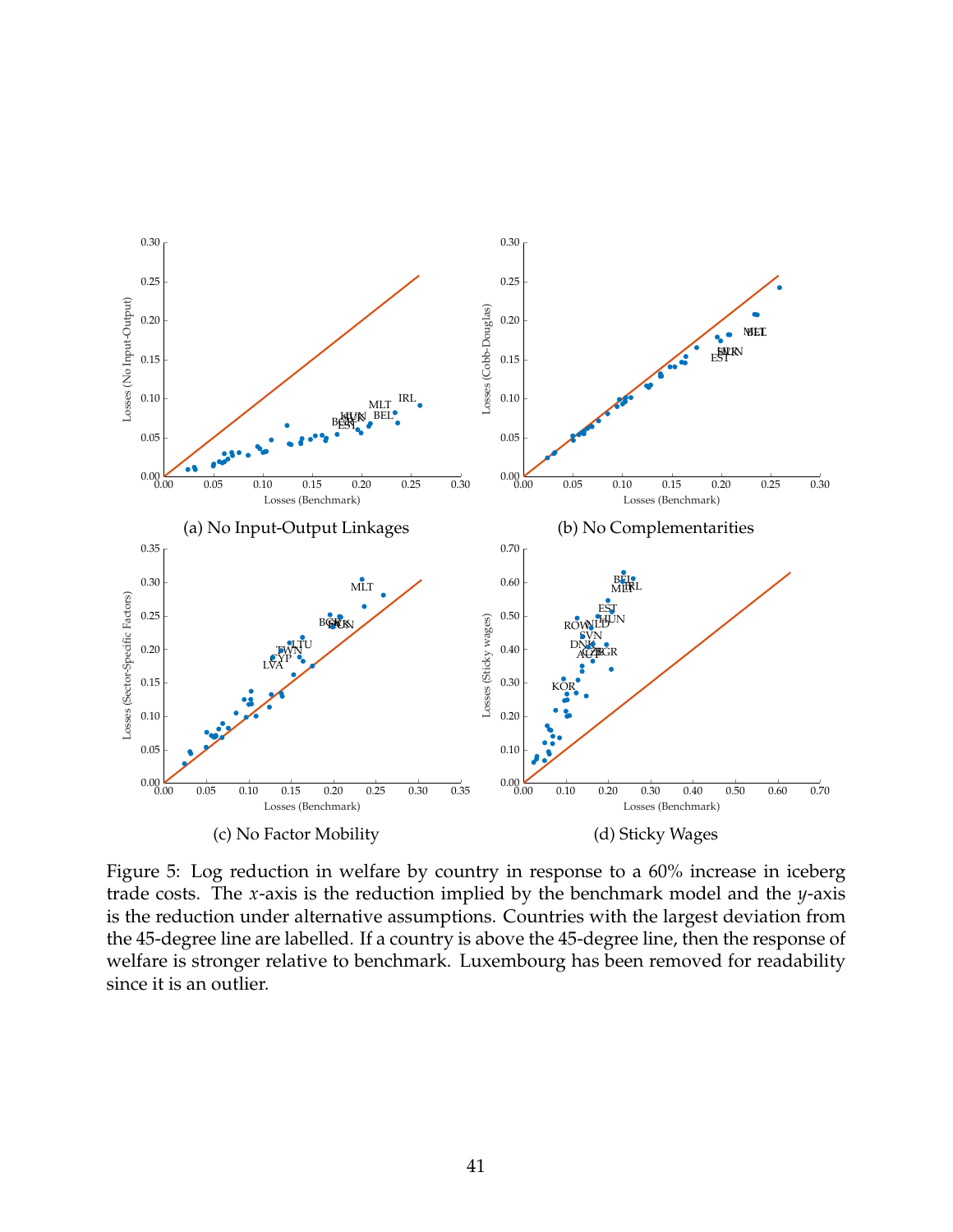(a) No Input-Output Linkages

(b) No Complementarities

(c) No Factor Mobility

(d) Sticky Wages

Figure 5: Log reduction in welfare by country in response to a 60% increase in iceberg trade costs. The $x$-axis is the reduction implied by the benchmark model and the $y$-axis is the reduction under alternative assumptions. Countries with the largest deviation from the 45-degree line are labelled. If a country is above the 45-degree line, then the response of welfare is stronger relative to benchmark. Luxembourg has been removed for readability since it is an outlier.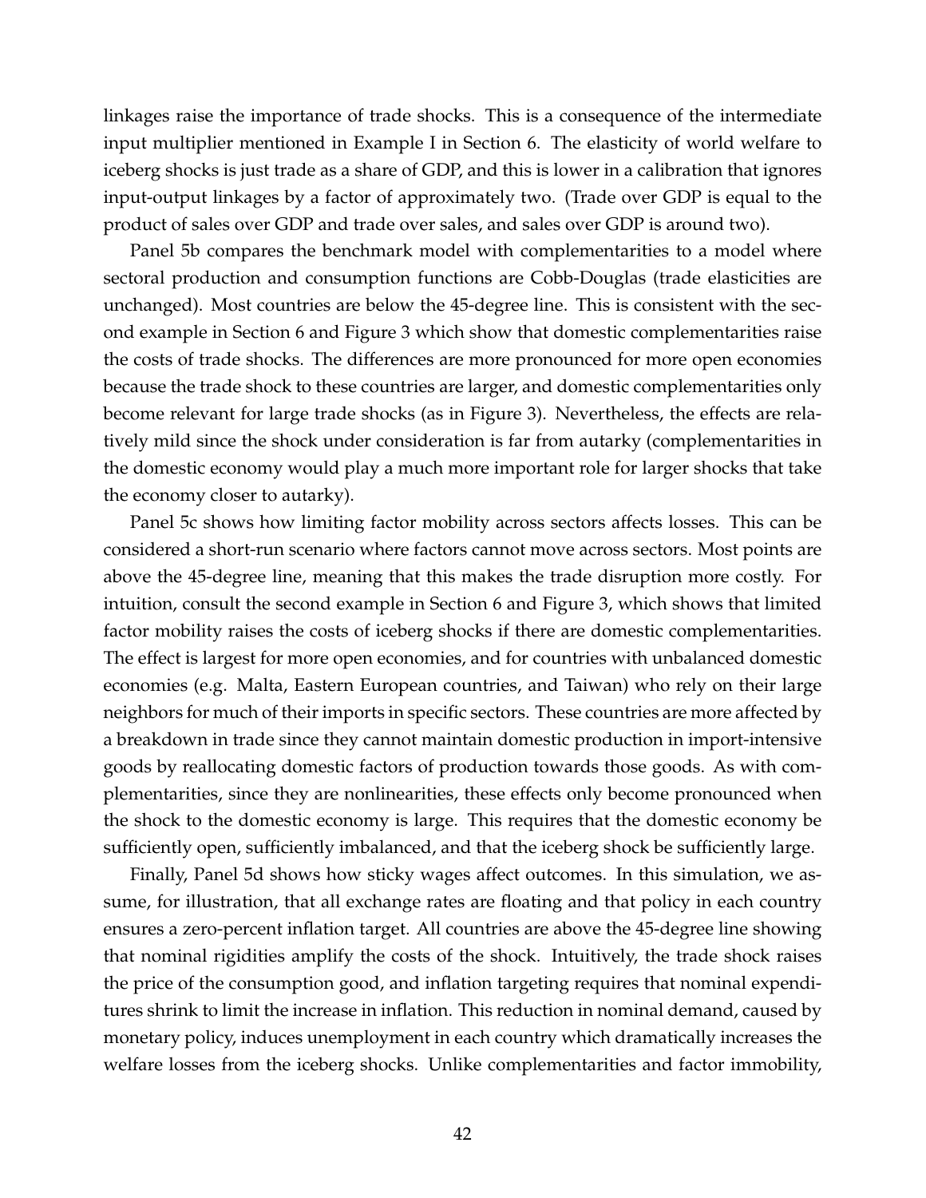linkages raise the importance of trade shocks. This is a consequence of the intermediate input multiplier mentioned in Example I in Section 6. The elasticity of world welfare to iceberg shocks is just trade as a share of GDP, and this is lower in a calibration that ignores input-output linkages by a factor of approximately two. (Trade over GDP is equal to the product of sales over GDP and trade over sales, and sales over GDP is around two).

Panel 5b compares the benchmark model with complementarities to a model where sectoral production and consumption functions are Cobb-Douglas (trade elasticities are unchanged). Most countries are below the 45-degree line. This is consistent with the second example in Section 6 and Figure 3 which show that domestic complementarities raise the costs of trade shocks. The differences are more pronounced for more open economies because the trade shock to these countries are larger, and domestic complementarities only become relevant for large trade shocks (as in Figure 3). Nevertheless, the effects are relatively mild since the shock under consideration is far from autarky (complementarities in the domestic economy would play a much more important role for larger shocks that take the economy closer to autarky).

Panel 5c shows how limiting factor mobility across sectors affects losses. This can be considered a short-run scenario where factors cannot move across sectors. Most points are above the 45-degree line, meaning that this makes the trade disruption more costly. For intuition, consult the second example in Section 6 and Figure 3, which shows that limited factor mobility raises the costs of iceberg shocks if there are domestic complementarities. The effect is largest for more open economies, and for countries with unbalanced domestic economies (e.g. Malta, Eastern European countries, and Taiwan) who rely on their large neighbors for much of their imports in specific sectors. These countries are more affected by a breakdown in trade since they cannot maintain domestic production in import-intensive goods by reallocating domestic factors of production towards those goods. As with complementarities, since they are nonlinearities, these effects only become pronounced when the shock to the domestic economy is large. This requires that the domestic economy be sufficiently open, sufficiently imbalanced, and that the iceberg shock be sufficiently large.

Finally, Panel 5d shows how sticky wages affect outcomes. In this simulation, we assume, for illustration, that all exchange rates are floating and that policy in each country ensures a zero-percent inflation target. All countries are above the 45-degree line showing that nominal rigidities amplify the costs of the shock. Intuitively, the trade shock raises the price of the consumption good, and inflation targeting requires that nominal expenditures shrink to limit the increase in inflation. This reduction in nominal demand, caused by monetary policy, induces unemployment in each country which dramatically increases the welfare losses from the iceberg shocks. Unlike complementarities and factor immobility,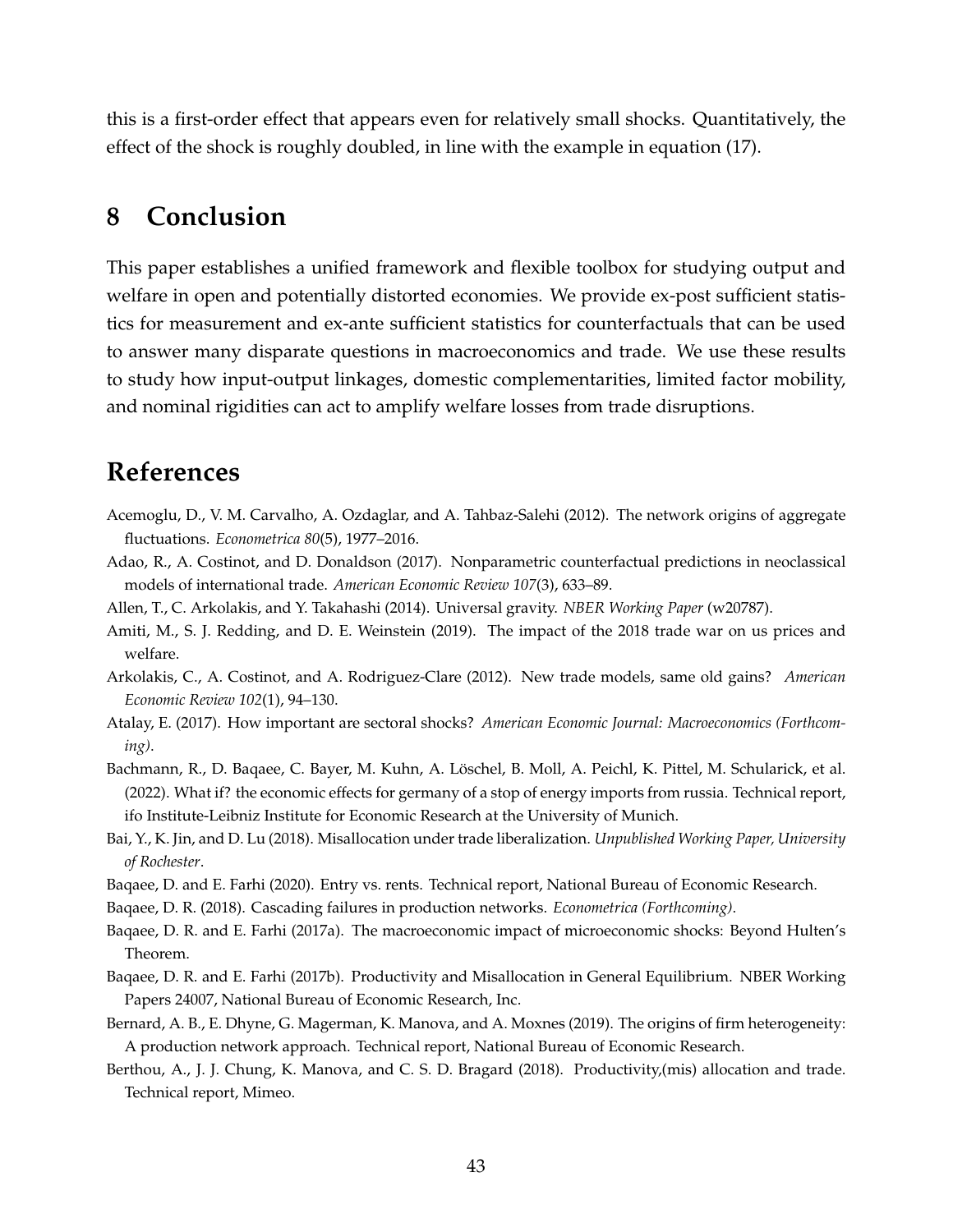this is a first-order effect that appears even for relatively small shocks. Quantitatively, the effect of the shock is roughly doubled, in line with the example in equation (17).

# 8 Conclusion

This paper establishes a unified framework and flexible toolbox for studying output and welfare in open and potentially distorted economies. We provide ex-post sufficient statistics for measurement and ex-ante sufficient statistics for counterfactuals that can be used to answer many disparate questions in macroeconomics and trade. We use these results to study how input-output linkages, domestic complementarities, limited factor mobility, and nominal rigidities can act to amplify welfare losses from trade disruptions.

# References

Acemoglu, D., V. M. Carvalho, A. Ozdaglar, and A. Tahbaz-Salehi (2012). The network origins of aggregate fluctuations. *Econometrica 80*(5), 1977–2016.

Adao, R., A. Costinot, and D. Donaldson (2017). Nonparametric counterfactual predictions in neoclassical models of international trade. *American Economic Review 107*(3), 633–89.

Allen, T., C. Arkolakis, and Y. Takahashi (2014). Universal gravity. *NBER Working Paper* (w20787).

Amiti, M., S. J. Redding, and D. E. Weinstein (2019). The impact of the 2018 trade war on us prices and welfare.

Arkolakis, C., A. Costinot, and A. Rodriguez-Clare (2012). New trade models, same old gains? *American Economic Review 102*(1), 94–130.

Atalay, E. (2017). How important are sectoral shocks? *American Economic Journal: Macroeconomics (Forthcoming)*.

Bachmann, R., D. Baqaee, C. Bayer, M. Kuhn, A. Löschel, B. Moll, A. Peichl, K. Pittel, M. Schularick, et al. (2022). What if? the economic effects for germany of a stop of energy imports from russia. Technical report, ifo Institute-Leibniz Institute for Economic Research at the University of Munich.

Bai, Y., K. Jin, and D. Lu (2018). Misallocation under trade liberalization. *Unpublished Working Paper, University of Rochester*.

Baqaee, D. and E. Farhi (2020). Entry vs. rents. Technical report, National Bureau of Economic Research.

Baqaee, D. R. (2018). Cascading failures in production networks. *Econometrica (Forthcoming)*.

Baqaee, D. R. and E. Farhi (2017a). The macroeconomic impact of microeconomic shocks: Beyond Hulten's Theorem.

Baqaee, D. R. and E. Farhi (2017b). Productivity and Misallocation in General Equilibrium. NBER Working Papers 24007, National Bureau of Economic Research, Inc.

Bernard, A. B., E. Dhyne, G. Magerman, K. Manova, and A. Moxnes (2019). The origins of firm heterogeneity: A production network approach. Technical report, National Bureau of Economic Research.

Berthou, A., J. J. Chung, K. Manova, and C. S. D. Bragard (2018). Productivity,(mis) allocation and trade. Technical report, Mimeo.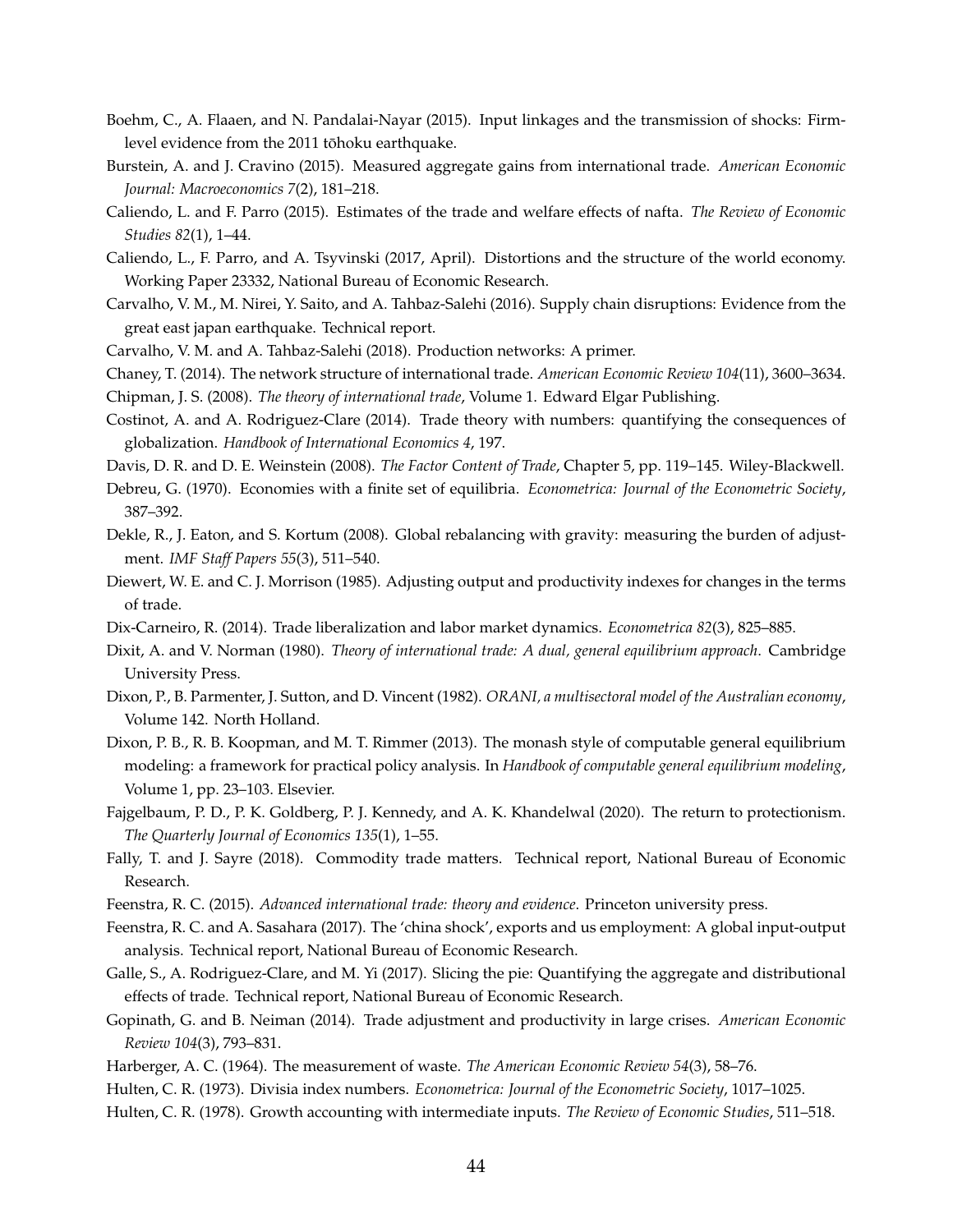Boehm, C., A. Flaaen, and N. Pandalai-Nayar (2015). Input linkages and the transmission of shocks: Firm-level evidence from the 2011 tōhoku earthquake.

Burstein, A. and J. Cravino (2015). Measured aggregate gains from international trade. *American Economic Journal: Macroeconomics 7*(2), 181–218.

Caliendo, L. and F. Parro (2015). Estimates of the trade and welfare effects of nafta. *The Review of Economic Studies 82*(1), 1–44.

Caliendo, L., F. Parro, and A. Tsyvinski (2017, April). Distortions and the structure of the world economy. Working Paper 23332, National Bureau of Economic Research.

Carvalho, V. M., M. Nirei, Y. Saito, and A. Tahbaz-Salehi (2016). Supply chain disruptions: Evidence from the great east japan earthquake. Technical report.

Carvalho, V. M. and A. Tahbaz-Salehi (2018). Production networks: A primer.

Chaney, T. (2014). The network structure of international trade. *American Economic Review 104*(11), 3600–3634.

Chipman, J. S. (2008). *The theory of international trade*, Volume 1. Edward Elgar Publishing.

Costinot, A. and A. Rodriguez-Clare (2014). Trade theory with numbers: quantifying the consequences of globalization. *Handbook of International Economics 4*, 197.

Davis, D. R. and D. E. Weinstein (2008). *The Factor Content of Trade*, Chapter 5, pp. 119–145. Wiley-Blackwell.

Debreu, G. (1970). Economies with a finite set of equilibria. *Econometrica: Journal of the Econometric Society*, 387–392.

Dekle, R., J. Eaton, and S. Kortum (2008). Global rebalancing with gravity: measuring the burden of adjustment. *IMF Staff Papers 55*(3), 511–540.

Diewert, W. E. and C. J. Morrison (1985). Adjusting output and productivity indexes for changes in the terms of trade.

Dix-Carneiro, R. (2014). Trade liberalization and labor market dynamics. *Econometrica 82*(3), 825–885.

Dixit, A. and V. Norman (1980). *Theory of international trade: A dual, general equilibrium approach*. Cambridge University Press.

Dixon, P., B. Parmenter, J. Sutton, and D. Vincent (1982). *ORANI, a multisectoral model of the Australian economy*, Volume 142. North Holland.

Dixon, P. B., R. B. Koopman, and M. T. Rimmer (2013). The monash style of computable general equilibrium modeling: a framework for practical policy analysis. In *Handbook of computable general equilibrium modeling*, Volume 1, pp. 23–103. Elsevier.

Fajgelbaum, P. D., P. K. Goldberg, P. J. Kennedy, and A. K. Khandelwal (2020). The return to protectionism. *The Quarterly Journal of Economics 135*(1), 1–55.

Fally, T. and J. Sayre (2018). Commodity trade matters. Technical report, National Bureau of Economic Research.

Feenstra, R. C. (2015). *Advanced international trade: theory and evidence*. Princeton university press.

Feenstra, R. C. and A. Sasahara (2017). The 'china shock', exports and us employment: A global input-output analysis. Technical report, National Bureau of Economic Research.

Galle, S., A. Rodriguez-Clare, and M. Yi (2017). Slicing the pie: Quantifying the aggregate and distributional effects of trade. Technical report, National Bureau of Economic Research.

Gopinath, G. and B. Neiman (2014). Trade adjustment and productivity in large crises. *American Economic Review 104*(3), 793–831.

Harberger, A. C. (1964). The measurement of waste. *The American Economic Review 54*(3), 58–76.

Hulten, C. R. (1973). Divisia index numbers. *Econometrica: Journal of the Econometric Society*, 1017–1025.

Hulten, C. R. (1978). Growth accounting with intermediate inputs. *The Review of Economic Studies*, 511–518.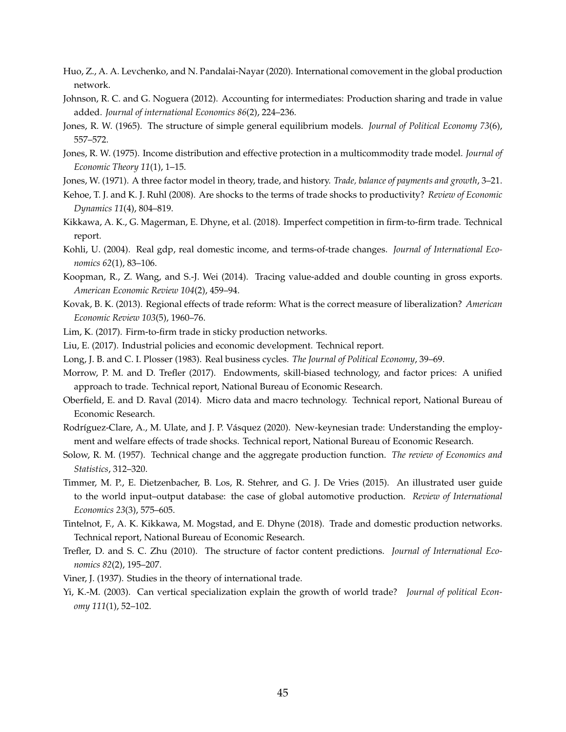Huo, Z., A. A. Levchenko, and N. Pandalai-Nayar (2020). International comovement in the global production network.

Johnson, R. C. and G. Noguera (2012). Accounting for intermediates: Production sharing and trade in value added. *Journal of international Economics 86*(2), 224–236.

Jones, R. W. (1965). The structure of simple general equilibrium models. *Journal of Political Economy 73*(6), 557–572.

Jones, R. W. (1975). Income distribution and effective protection in a multicommodity trade model. *Journal of Economic Theory 11*(1), 1–15.

Jones, W. (1971). A three factor model in theory, trade, and history. *Trade, balance of payments and growth*, 3–21.

Kehoe, T. J. and K. J. Ruhl (2008). Are shocks to the terms of trade shocks to productivity? *Review of Economic Dynamics 11*(4), 804–819.

Kikkawa, A. K., G. Magerman, E. Dhyne, et al. (2018). Imperfect competition in firm-to-firm trade. Technical report.

Kohli, U. (2004). Real gdp, real domestic income, and terms-of-trade changes. *Journal of International Economics 62*(1), 83–106.

Koopman, R., Z. Wang, and S.-J. Wei (2014). Tracing value-added and double counting in gross exports. *American Economic Review 104*(2), 459–94.

Kovak, B. K. (2013). Regional effects of trade reform: What is the correct measure of liberalization? *American Economic Review 103*(5), 1960–76.

Lim, K. (2017). Firm-to-firm trade in sticky production networks.

Liu, E. (2017). Industrial policies and economic development. Technical report.

Long, J. B. and C. I. Plosser (1983). Real business cycles. *The Journal of Political Economy*, 39–69.

Morrow, P. M. and D. Trefler (2017). Endowments, skill-biased technology, and factor prices: A unified approach to trade. Technical report, National Bureau of Economic Research.

Oberfield, E. and D. Raval (2014). Micro data and macro technology. Technical report, National Bureau of Economic Research.

Rodríguez-Clare, A., M. Ulate, and J. P. Vásquez (2020). New-keynesian trade: Understanding the employment and welfare effects of trade shocks. Technical report, National Bureau of Economic Research.

Solow, R. M. (1957). Technical change and the aggregate production function. *The review of Economics and Statistics*, 312–320.

Timmer, M. P., E. Dietzenbacher, B. Los, R. Stehrer, and G. J. De Vries (2015). An illustrated user guide to the world input–output database: the case of global automotive production. *Review of International Economics 23*(3), 575–605.

Tintelnot, F., A. K. Kikkawa, M. Mogstad, and E. Dhyne (2018). Trade and domestic production networks. Technical report, National Bureau of Economic Research.

Trefler, D. and S. C. Zhu (2010). The structure of factor content predictions. *Journal of International Economics 82*(2), 195–207.

Viner, J. (1937). Studies in the theory of international trade.

Yi, K.-M. (2003). Can vertical specialization explain the growth of world trade? *Journal of political Economy 111*(1), 52–102.